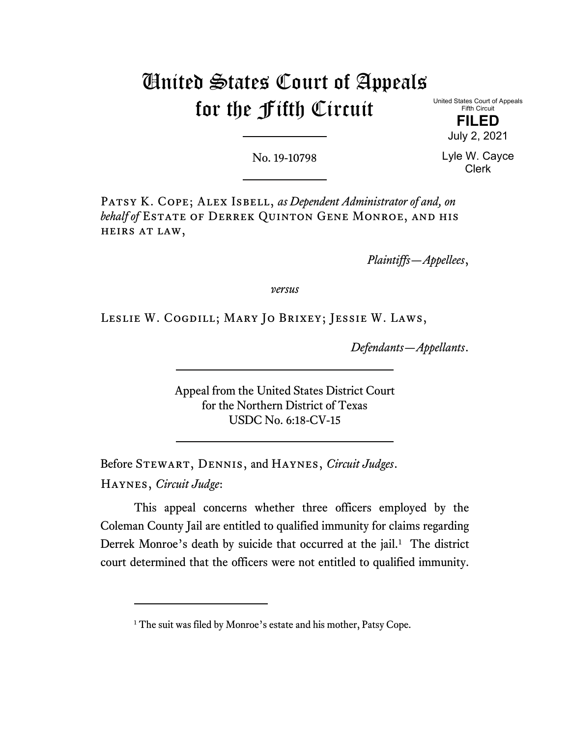# United States Court of Appeals for the Fifth Circuit

United States Court of Appeals
Fifth Circuit

**FILED**

July 2, 2021

Lyle W. Cayce
Clerk

No. 19-10798

Patsy K. Cope; Alex Isbell, *as Dependent Administrator of and, on behalf of* Estate of Derrek Quinton Gene Monroe, and his heirs at law,

*Plaintiffs—Appellees*,

*versus*

Leslie W. Cogdill; Mary Jo Brixey; Jessie W. Laws,

*Defendants—Appellants*.

Appeal from the United States District Court for the Northern District of Texas
USDC No. 6:18-CV-15

Before Stewart, Dennis, and Haynes, *Circuit Judges*.

Haynes, *Circuit Judge*:

This appeal concerns whether three officers employed by the Coleman County Jail are entitled to qualified immunity for claims regarding Derrek Monroe's death by suicide that occurred at the jail.[1] The district court determined that the officers were not entitled to qualified immunity.

[1] The suit was filed by Monroe's estate and his mother, Patsy Cope.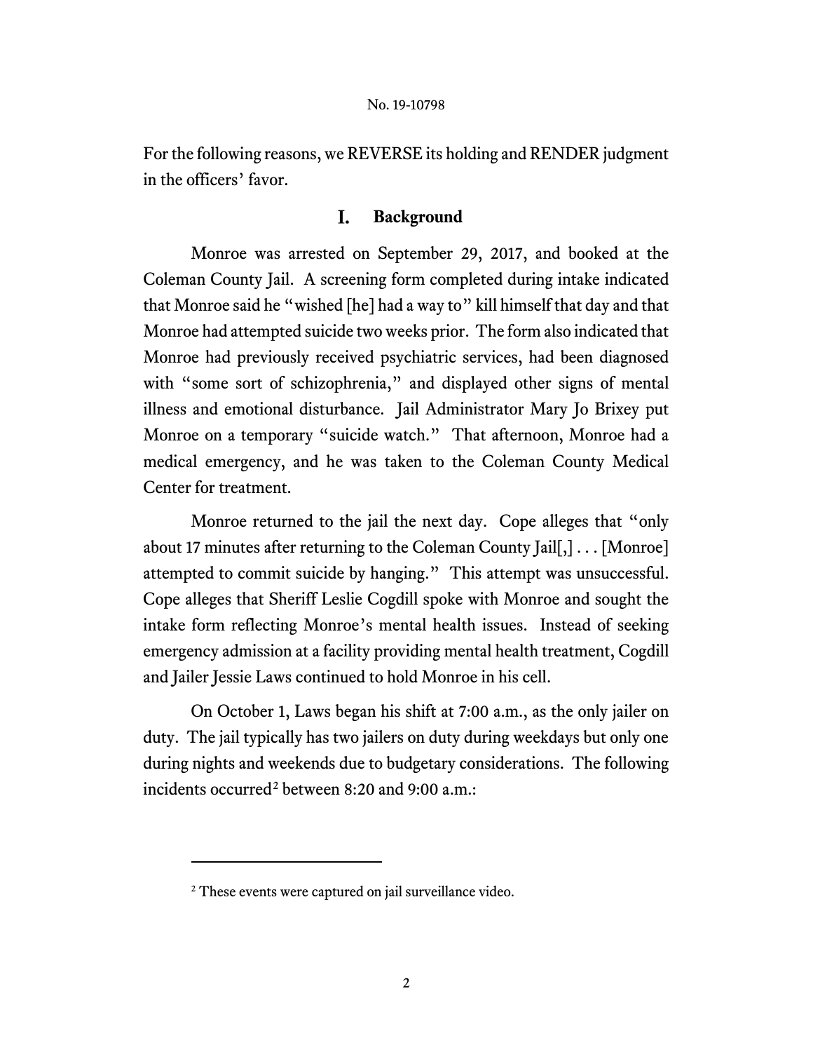For the following reasons, we REVERSE its holding and RENDER judgment in the officers' favor.

## I. Background

Monroe was arrested on September 29, 2017, and booked at the Coleman County Jail. A screening form completed during intake indicated that Monroe said he "wished [he] had a way to" kill himself that day and that Monroe had attempted suicide two weeks prior. The form also indicated that Monroe had previously received psychiatric services, had been diagnosed with "some sort of schizophrenia," and displayed other signs of mental illness and emotional disturbance. Jail Administrator Mary Jo Brixey put Monroe on a temporary "suicide watch." That afternoon, Monroe had a medical emergency, and he was taken to the Coleman County Medical Center for treatment.

Monroe returned to the jail the next day. Cope alleges that "only about 17 minutes after returning to the Coleman County Jail[,] . . . [Monroe] attempted to commit suicide by hanging." This attempt was unsuccessful. Cope alleges that Sheriff Leslie Cogdill spoke with Monroe and sought the intake form reflecting Monroe's mental health issues. Instead of seeking emergency admission at a facility providing mental health treatment, Cogdill and Jailer Jessie Laws continued to hold Monroe in his cell.

On October 1, Laws began his shift at 7:00 a.m., as the only jailer on duty. The jail typically has two jailers on duty during weekdays but only one during nights and weekends due to budgetary considerations. The following incidents occurred[2] between 8:20 and 9:00 a.m.:

[2] These events were captured on jail surveillance video.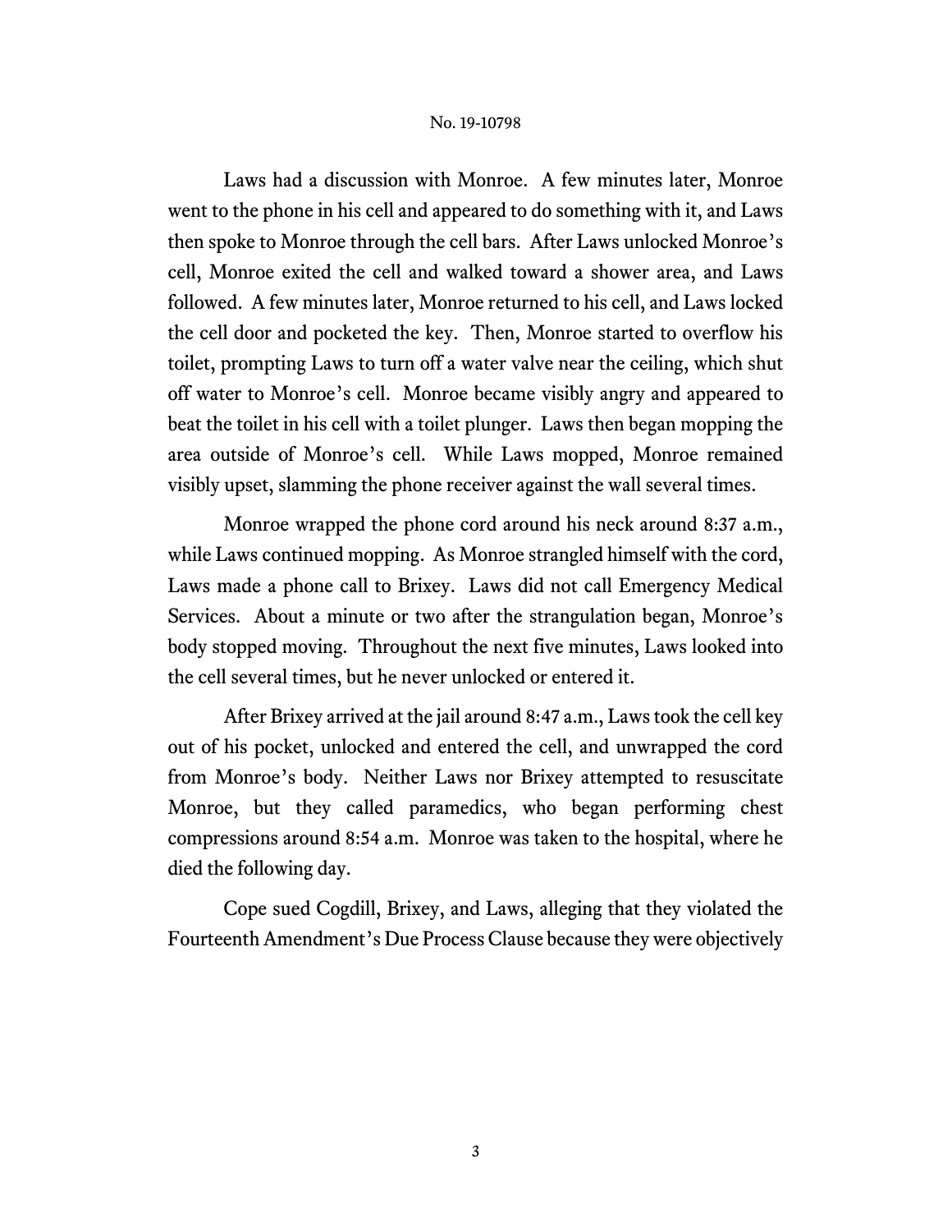Laws had a discussion with Monroe. A few minutes later, Monroe went to the phone in his cell and appeared to do something with it, and Laws then spoke to Monroe through the cell bars. After Laws unlocked Monroe's cell, Monroe exited the cell and walked toward a shower area, and Laws followed. A few minutes later, Monroe returned to his cell, and Laws locked the cell door and pocketed the key. Then, Monroe started to overflow his toilet, prompting Laws to turn off a water valve near the ceiling, which shut off water to Monroe's cell. Monroe became visibly angry and appeared to beat the toilet in his cell with a toilet plunger. Laws then began mopping the area outside of Monroe's cell. While Laws mopped, Monroe remained visibly upset, slamming the phone receiver against the wall several times.

Monroe wrapped the phone cord around his neck around 8:37 a.m., while Laws continued mopping. As Monroe strangled himself with the cord, Laws made a phone call to Brixey. Laws did not call Emergency Medical Services. About a minute or two after the strangulation began, Monroe's body stopped moving. Throughout the next five minutes, Laws looked into the cell several times, but he never unlocked or entered it.

After Brixey arrived at the jail around 8:47 a.m., Laws took the cell key out of his pocket, unlocked and entered the cell, and unwrapped the cord from Monroe's body. Neither Laws nor Brixey attempted to resuscitate Monroe, but they called paramedics, who began performing chest compressions around 8:54 a.m. Monroe was taken to the hospital, where he died the following day.

Cope sued Cogdill, Brixey, and Laws, alleging that they violated the Fourteenth Amendment's Due Process Clause because they were objectively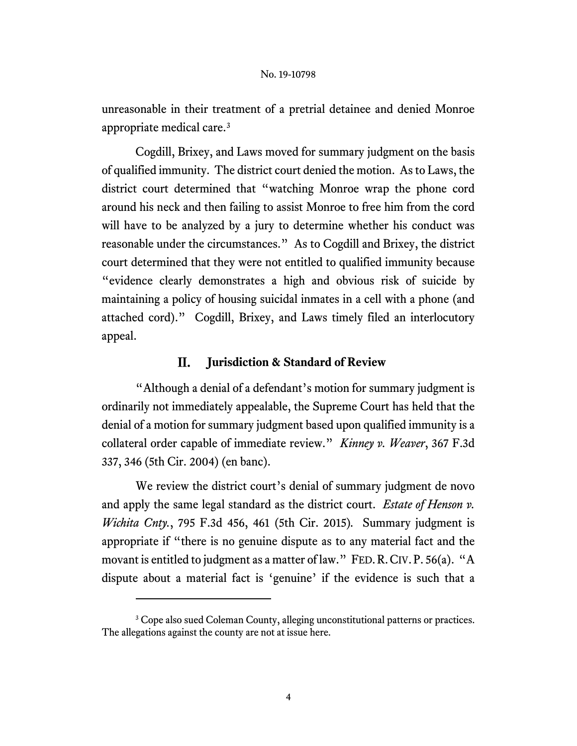unreasonable in their treatment of a pretrial detainee and denied Monroe appropriate medical care.[3]

Cogdill, Brixey, and Laws moved for summary judgment on the basis of qualified immunity. The district court denied the motion. As to Laws, the district court determined that "watching Monroe wrap the phone cord around his neck and then failing to assist Monroe to free him from the cord will have to be analyzed by a jury to determine whether his conduct was reasonable under the circumstances." As to Cogdill and Brixey, the district court determined that they were not entitled to qualified immunity because "evidence clearly demonstrates a high and obvious risk of suicide by maintaining a policy of housing suicidal inmates in a cell with a phone (and attached cord)." Cogdill, Brixey, and Laws timely filed an interlocutory appeal.

## II. Jurisdiction & Standard of Review

"Although a denial of a defendant's motion for summary judgment is ordinarily not immediately appealable, the Supreme Court has held that the denial of a motion for summary judgment based upon qualified immunity is a collateral order capable of immediate review." *Kinney v. Weaver*, 367 F.3d 337, 346 (5th Cir. 2004) (en banc).

We review the district court's denial of summary judgment de novo and apply the same legal standard as the district court. *Estate of Henson v. Wichita Cnty.*, 795 F.3d 456, 461 (5th Cir. 2015). Summary judgment is appropriate if "there is no genuine dispute as to any material fact and the movant is entitled to judgment as a matter of law." FED. R. CIV. P. 56(a). "A dispute about a material fact is 'genuine' if the evidence is such that a

---

[3] Cope also sued Coleman County, alleging unconstitutional patterns or practices. The allegations against the county are not at issue here.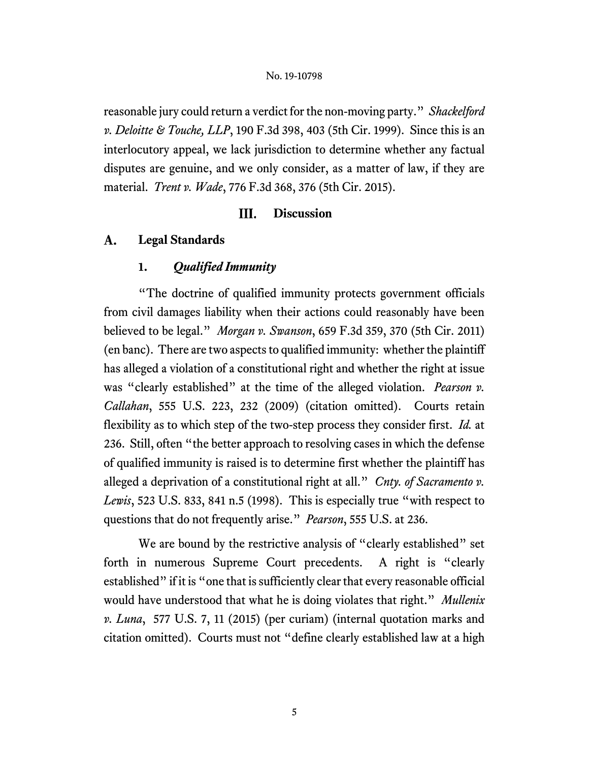reasonable jury could return a verdict for the non-moving party." *Shackelford v. Deloitte & Touche, LLP*, 190 F.3d 398, 403 (5th Cir. 1999). Since this is an interlocutory appeal, we lack jurisdiction to determine whether any factual disputes are genuine, and we only consider, as a matter of law, if they are material. *Trent v. Wade*, 776 F.3d 368, 376 (5th Cir. 2015).

## III. Discussion

### A. Legal Standards

#### 1. *Qualified Immunity*

"The doctrine of qualified immunity protects government officials from civil damages liability when their actions could reasonably have been believed to be legal." *Morgan v. Swanson*, 659 F.3d 359, 370 (5th Cir. 2011) (en banc). There are two aspects to qualified immunity: whether the plaintiff has alleged a violation of a constitutional right and whether the right at issue was "clearly established" at the time of the alleged violation. *Pearson v. Callahan*, 555 U.S. 223, 232 (2009) (citation omitted). Courts retain flexibility as to which step of the two-step process they consider first. *Id.* at 236. Still, often "the better approach to resolving cases in which the defense of qualified immunity is raised is to determine first whether the plaintiff has alleged a deprivation of a constitutional right at all." *Cnty. of Sacramento v. Lewis*, 523 U.S. 833, 841 n.5 (1998). This is especially true "with respect to questions that do not frequently arise." *Pearson*, 555 U.S. at 236.

We are bound by the restrictive analysis of "clearly established" set forth in numerous Supreme Court precedents. A right is "clearly established" if it is "one that is sufficiently clear that every reasonable official would have understood that what he is doing violates that right." *Mullenix v. Luna*, 577 U.S. 7, 11 (2015) (per curiam) (internal quotation marks and citation omitted). Courts must not "define clearly established law at a high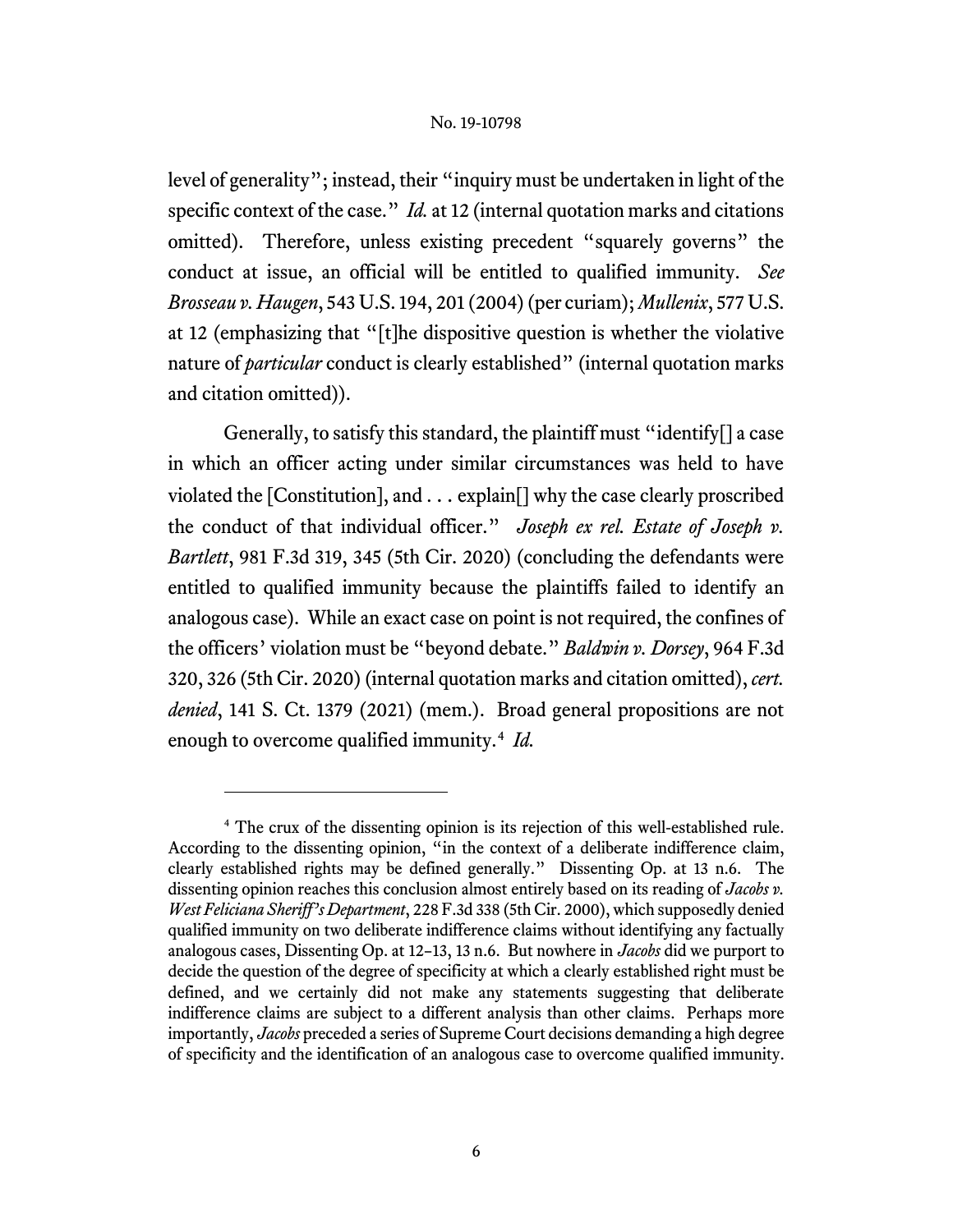level of generality"; instead, their "inquiry must be undertaken in light of the specific context of the case." *Id.* at 12 (internal quotation marks and citations omitted). Therefore, unless existing precedent "squarely governs" the conduct at issue, an official will be entitled to qualified immunity. *See Brosseau v. Haugen*, 543 U.S. 194, 201 (2004) (per curiam); *Mullenix*, 577 U.S. at 12 (emphasizing that "[t]he dispositive question is whether the violative nature of *particular* conduct is clearly established" (internal quotation marks and citation omitted)).

Generally, to satisfy this standard, the plaintiff must "identify[] a case in which an officer acting under similar circumstances was held to have violated the [Constitution], and . . . explain[] why the case clearly proscribed the conduct of that individual officer." *Joseph ex rel. Estate of Joseph v. Bartlett*, 981 F.3d 319, 345 (5th Cir. 2020) (concluding the defendants were entitled to qualified immunity because the plaintiffs failed to identify an analogous case). While an exact case on point is not required, the confines of the officers' violation must be "beyond debate." *Baldwin v. Dorsey*, 964 F.3d 320, 326 (5th Cir. 2020) (internal quotation marks and citation omitted), *cert. denied*, 141 S. Ct. 1379 (2021) (mem.). Broad general propositions are not enough to overcome qualified immunity.[4] *Id.*

---

[4] The crux of the dissenting opinion is its rejection of this well-established rule. According to the dissenting opinion, "in the context of a deliberate indifference claim, clearly established rights may be defined generally." Dissenting Op. at 13 n.6. The dissenting opinion reaches this conclusion almost entirely based on its reading of *Jacobs v. West Feliciana Sheriff's Department*, 228 F.3d 338 (5th Cir. 2000), which supposedly denied qualified immunity on two deliberate indifference claims without identifying any factually analogous cases, Dissenting Op. at 12–13, 13 n.6. But nowhere in *Jacobs* did we purport to decide the question of the degree of specificity at which a clearly established right must be defined, and we certainly did not make any statements suggesting that deliberate indifference claims are subject to a different analysis than other claims. Perhaps more importantly, *Jacobs* preceded a series of Supreme Court decisions demanding a high degree of specificity and the identification of an analogous case to overcome qualified immunity.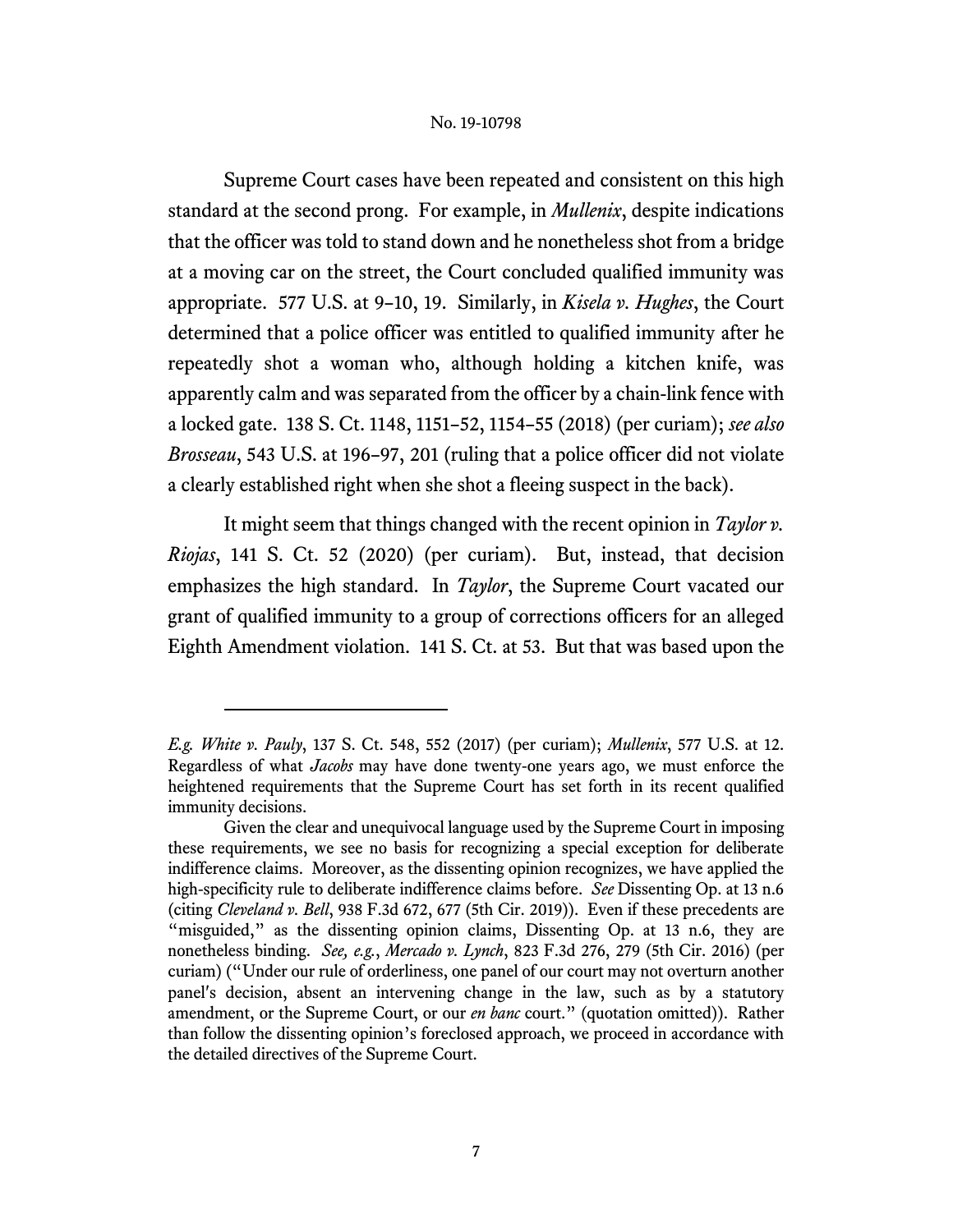Supreme Court cases have been repeated and consistent on this high standard at the second prong. For example, in *Mullenix*, despite indications that the officer was told to stand down and he nonetheless shot from a bridge at a moving car on the street, the Court concluded qualified immunity was appropriate. 577 U.S. at 9–10, 19. Similarly, in *Kisela v. Hughes*, the Court determined that a police officer was entitled to qualified immunity after he repeatedly shot a woman who, although holding a kitchen knife, was apparently calm and was separated from the officer by a chain-link fence with a locked gate. 138 S. Ct. 1148, 1151–52, 1154–55 (2018) (per curiam); *see also Brosseau*, 543 U.S. at 196–97, 201 (ruling that a police officer did not violate a clearly established right when she shot a fleeing suspect in the back).

It might seem that things changed with the recent opinion in *Taylor v. Riojas*, 141 S. Ct. 52 (2020) (per curiam). But, instead, that decision emphasizes the high standard. In *Taylor*, the Supreme Court vacated our grant of qualified immunity to a group of corrections officers for an alleged Eighth Amendment violation. 141 S. Ct. at 53. But that was based upon the

---

*E.g. White v. Pauly*, 137 S. Ct. 548, 552 (2017) (per curiam); *Mullenix*, 577 U.S. at 12. Regardless of what *Jacobs* may have done twenty-one years ago, we must enforce the heightened requirements that the Supreme Court has set forth in its recent qualified immunity decisions.

Given the clear and unequivocal language used by the Supreme Court in imposing these requirements, we see no basis for recognizing a special exception for deliberate indifference claims. Moreover, as the dissenting opinion recognizes, we have applied the high-specificity rule to deliberate indifference claims before. *See* Dissenting Op. at 13 n.6 (citing *Cleveland v. Bell*, 938 F.3d 672, 677 (5th Cir. 2019)). Even if these precedents are "misguided," as the dissenting opinion claims, Dissenting Op. at 13 n.6, they are nonetheless binding. *See, e.g.*, *Mercado v. Lynch*, 823 F.3d 276, 279 (5th Cir. 2016) (per curiam) ("Under our rule of orderliness, one panel of our court may not overturn another panel's decision, absent an intervening change in the law, such as by a statutory amendment, or the Supreme Court, or our *en banc* court." (quotation omitted)). Rather than follow the dissenting opinion's foreclosed approach, we proceed in accordance with the detailed directives of the Supreme Court.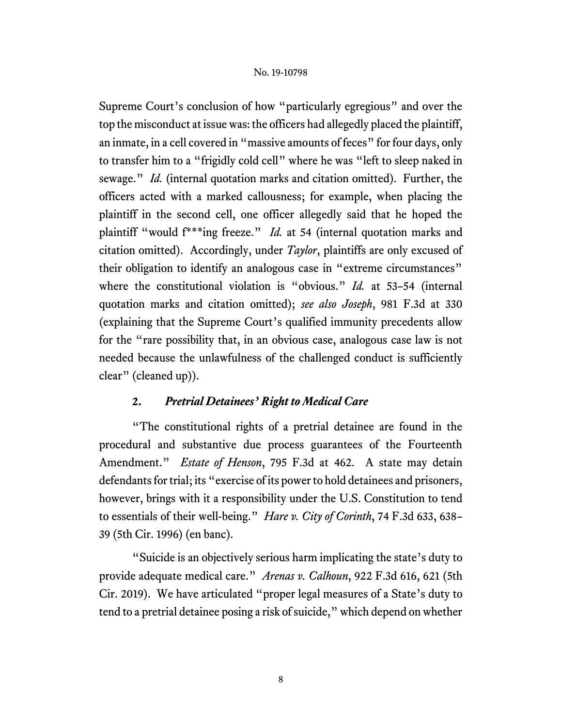Supreme Court's conclusion of how "particularly egregious" and over the top the misconduct at issue was: the officers had allegedly placed the plaintiff, an inmate, in a cell covered in "massive amounts of feces" for four days, only to transfer him to a "frigidly cold cell" where he was "left to sleep naked in sewage." *Id.* (internal quotation marks and citation omitted). Further, the officers acted with a marked callousness; for example, when placing the plaintiff in the second cell, one officer allegedly said that he hoped the plaintiff "would f***ing freeze." *Id.* at 54 (internal quotation marks and citation omitted). Accordingly, under *Taylor*, plaintiffs are only excused of their obligation to identify an analogous case in "extreme circumstances" where the constitutional violation is "obvious." *Id.* at 53–54 (internal quotation marks and citation omitted); *see also Joseph*, 981 F.3d at 330 (explaining that the Supreme Court's qualified immunity precedents allow for the "rare possibility that, in an obvious case, analogous case law is not needed because the unlawfulness of the challenged conduct is sufficiently clear" (cleaned up)).

### 2. *Pretrial Detainees' Right to Medical Care*

"The constitutional rights of a pretrial detainee are found in the procedural and substantive due process guarantees of the Fourteenth Amendment." *Estate of Henson*, 795 F.3d at 462. A state may detain defendants for trial; its "exercise of its power to hold detainees and prisoners, however, brings with it a responsibility under the U.S. Constitution to tend to essentials of their well-being." *Hare v. City of Corinth*, 74 F.3d 633, 638–39 (5th Cir. 1996) (en banc).

"Suicide is an objectively serious harm implicating the state's duty to provide adequate medical care." *Arenas v. Calhoun*, 922 F.3d 616, 621 (5th Cir. 2019). We have articulated "proper legal measures of a State's duty to tend to a pretrial detainee posing a risk of suicide," which depend on whether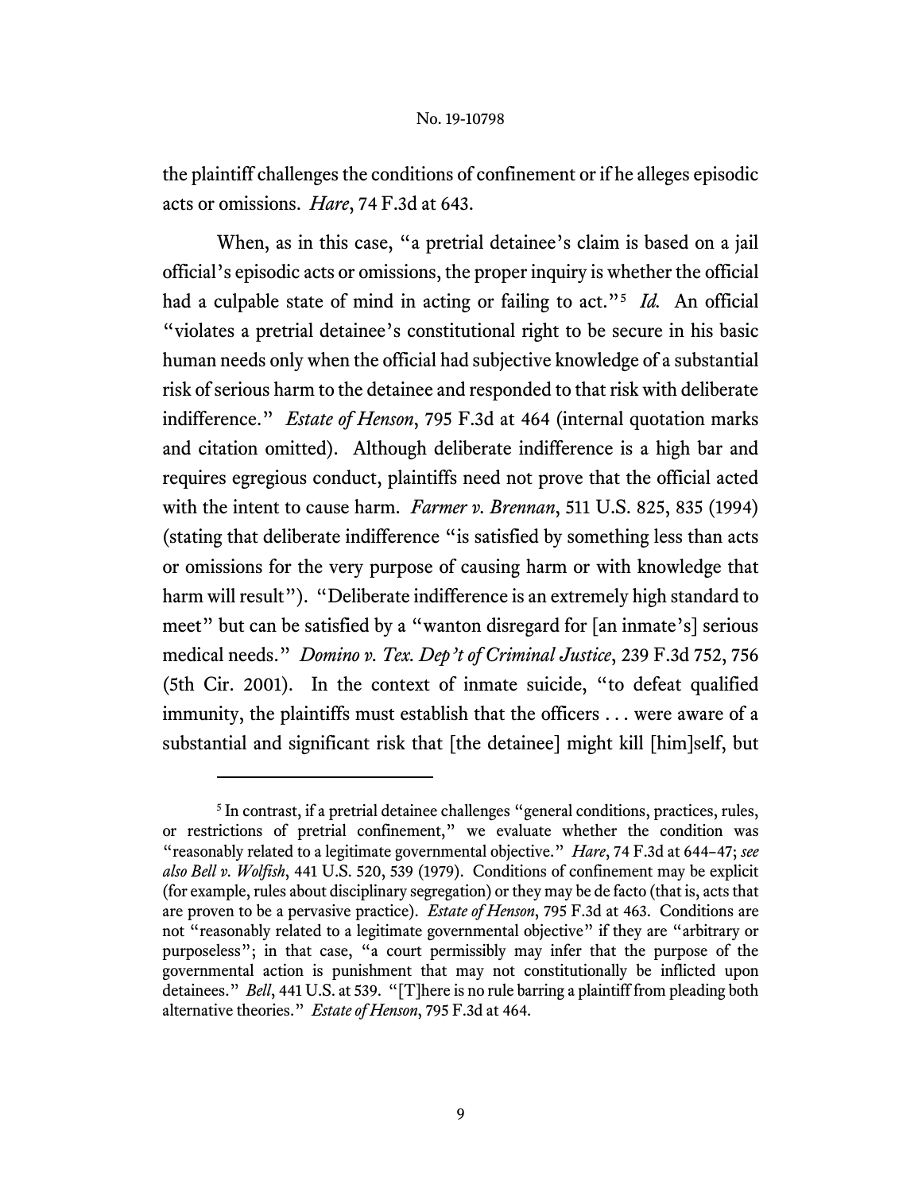the plaintiff challenges the conditions of confinement or if he alleges episodic acts or omissions. *Hare*, 74 F.3d at 643.

When, as in this case, "a pretrial detainee's claim is based on a jail official's episodic acts or omissions, the proper inquiry is whether the official had a culpable state of mind in acting or failing to act."[5] *Id.* An official "violates a pretrial detainee's constitutional right to be secure in his basic human needs only when the official had subjective knowledge of a substantial risk of serious harm to the detainee and responded to that risk with deliberate indifference." *Estate of Henson*, 795 F.3d at 464 (internal quotation marks and citation omitted). Although deliberate indifference is a high bar and requires egregious conduct, plaintiffs need not prove that the official acted with the intent to cause harm. *Farmer v. Brennan*, 511 U.S. 825, 835 (1994) (stating that deliberate indifference "is satisfied by something less than acts or omissions for the very purpose of causing harm or with knowledge that harm will result"). "Deliberate indifference is an extremely high standard to meet" but can be satisfied by a "wanton disregard for [an inmate's] serious medical needs." *Domino v. Tex. Dep't of Criminal Justice*, 239 F.3d 752, 756 (5th Cir. 2001). In the context of inmate suicide, "to defeat qualified immunity, the plaintiffs must establish that the officers . . . were aware of a substantial and significant risk that [the detainee] might kill [him]self, but

---

[5] In contrast, if a pretrial detainee challenges "general conditions, practices, rules, or restrictions of pretrial confinement," we evaluate whether the condition was "reasonably related to a legitimate governmental objective." *Hare*, 74 F.3d at 644–47; *see also Bell v. Wolfish*, 441 U.S. 520, 539 (1979). Conditions of confinement may be explicit (for example, rules about disciplinary segregation) or they may be de facto (that is, acts that are proven to be a pervasive practice). *Estate of Henson*, 795 F.3d at 463. Conditions are not "reasonably related to a legitimate governmental objective" if they are "arbitrary or purposeless"; in that case, "a court permissibly may infer that the purpose of the governmental action is punishment that may not constitutionally be inflicted upon detainees." *Bell*, 441 U.S. at 539. "[T]here is no rule barring a plaintiff from pleading both alternative theories." *Estate of Henson*, 795 F.3d at 464.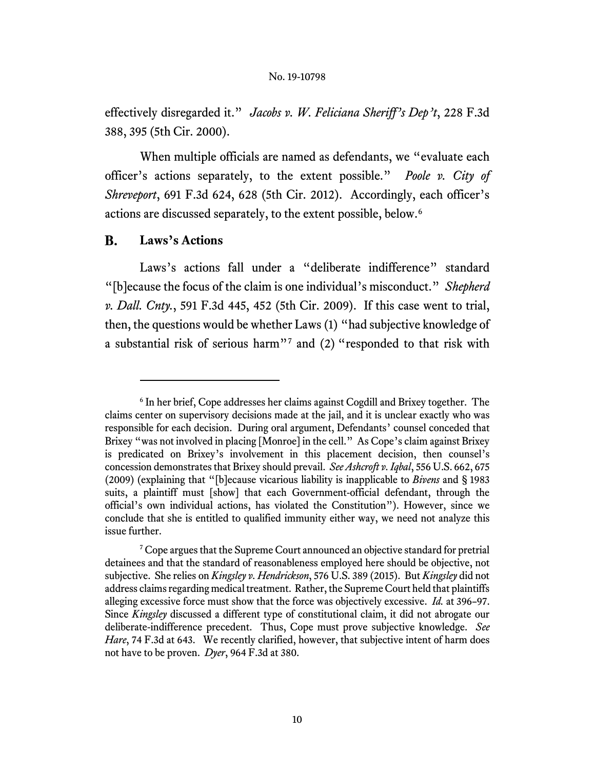effectively disregarded it." *Jacobs v. W. Feliciana Sheriff's Dep't*, 228 F.3d 388, 395 (5th Cir. 2000).

When multiple officials are named as defendants, we "evaluate each officer's actions separately, to the extent possible." *Poole v. City of Shreveport*, 691 F.3d 624, 628 (5th Cir. 2012). Accordingly, each officer's actions are discussed separately, to the extent possible, below.[6]

## B. Laws's Actions

Laws's actions fall under a "deliberate indifference" standard "[b]ecause the focus of the claim is one individual's misconduct." *Shepherd v. Dall. Cnty.*, 591 F.3d 445, 452 (5th Cir. 2009). If this case went to trial, then, the questions would be whether Laws (1) "had subjective knowledge of a substantial risk of serious harm"[7] and (2) "responded to that risk with

---

[6] In her brief, Cope addresses her claims against Cogdill and Brixey together. The claims center on supervisory decisions made at the jail, and it is unclear exactly who was responsible for each decision. During oral argument, Defendants' counsel conceded that Brixey "was not involved in placing [Monroe] in the cell." As Cope's claim against Brixey is predicated on Brixey's involvement in this placement decision, then counsel's concession demonstrates that Brixey should prevail. *See Ashcroft v. Iqbal*, 556 U.S. 662, 675 (2009) (explaining that "[b]ecause vicarious liability is inapplicable to *Bivens* and § 1983 suits, a plaintiff must [show] that each Government-official defendant, through the official's own individual actions, has violated the Constitution"). However, since we conclude that she is entitled to qualified immunity either way, we need not analyze this issue further.

[7] Cope argues that the Supreme Court announced an objective standard for pretrial detainees and that the standard of reasonableness employed here should be objective, not subjective. She relies on *Kingsley v. Hendrickson*, 576 U.S. 389 (2015). But *Kingsley* did not address claims regarding medical treatment. Rather, the Supreme Court held that plaintiffs alleging excessive force must show that the force was objectively excessive. *Id.* at 396–97. Since *Kingsley* discussed a different type of constitutional claim, it did not abrogate our deliberate-indifference precedent. Thus, Cope must prove subjective knowledge. *See Hare*, 74 F.3d at 643. We recently clarified, however, that subjective intent of harm does not have to be proven. *Dyer*, 964 F.3d at 380.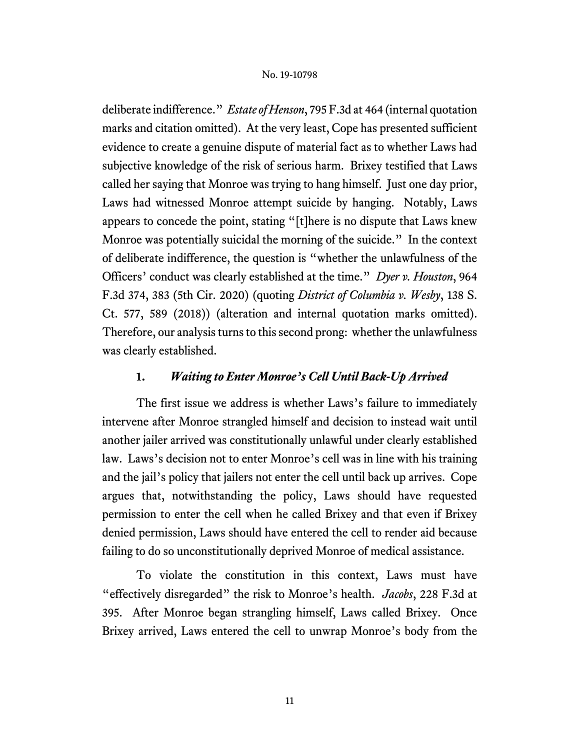deliberate indifference." *Estate of Henson*, 795 F.3d at 464 (internal quotation marks and citation omitted). At the very least, Cope has presented sufficient evidence to create a genuine dispute of material fact as to whether Laws had subjective knowledge of the risk of serious harm. Brixey testified that Laws called her saying that Monroe was trying to hang himself. Just one day prior, Laws had witnessed Monroe attempt suicide by hanging. Notably, Laws appears to concede the point, stating "[t]here is no dispute that Laws knew Monroe was potentially suicidal the morning of the suicide." In the context of deliberate indifference, the question is "whether the unlawfulness of the Officers' conduct was clearly established at the time." *Dyer v. Houston*, 964 F.3d 374, 383 (5th Cir. 2020) (quoting *District of Columbia v. Wesby*, 138 S. Ct. 577, 589 (2018)) (alteration and internal quotation marks omitted). Therefore, our analysis turns to this second prong: whether the unlawfulness was clearly established.

### 1. *Waiting to Enter Monroe's Cell Until Back-Up Arrived*

The first issue we address is whether Laws's failure to immediately intervene after Monroe strangled himself and decision to instead wait until another jailer arrived was constitutionally unlawful under clearly established law. Laws's decision not to enter Monroe's cell was in line with his training and the jail's policy that jailers not enter the cell until back up arrives. Cope argues that, notwithstanding the policy, Laws should have requested permission to enter the cell when he called Brixey and that even if Brixey denied permission, Laws should have entered the cell to render aid because failing to do so unconstitutionally deprived Monroe of medical assistance.

To violate the constitution in this context, Laws must have "effectively disregarded" the risk to Monroe's health. *Jacobs*, 228 F.3d at 395. After Monroe began strangling himself, Laws called Brixey. Once Brixey arrived, Laws entered the cell to unwrap Monroe's body from the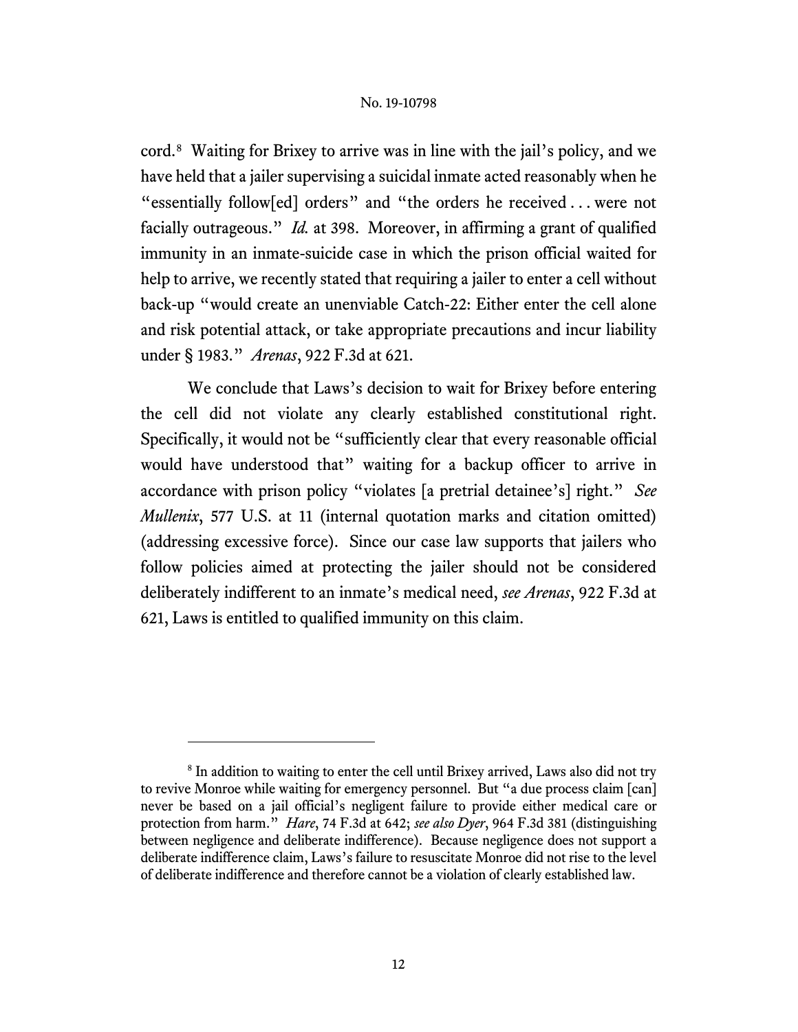cord.[8] Waiting for Brixey to arrive was in line with the jail's policy, and we have held that a jailer supervising a suicidal inmate acted reasonably when he "essentially follow[ed] orders" and "the orders he received . . . were not facially outrageous." *Id.* at 398. Moreover, in affirming a grant of qualified immunity in an inmate-suicide case in which the prison official waited for help to arrive, we recently stated that requiring a jailer to enter a cell without back-up "would create an unenviable Catch-22: Either enter the cell alone and risk potential attack, or take appropriate precautions and incur liability under § 1983." *Arenas*, 922 F.3d at 621.

We conclude that Laws's decision to wait for Brixey before entering the cell did not violate any clearly established constitutional right. Specifically, it would not be "sufficiently clear that every reasonable official would have understood that" waiting for a backup officer to arrive in accordance with prison policy "violates [a pretrial detainee's] right." *See Mullenix*, 577 U.S. at 11 (internal quotation marks and citation omitted) (addressing excessive force). Since our case law supports that jailers who follow policies aimed at protecting the jailer should not be considered deliberately indifferent to an inmate's medical need, *see Arenas*, 922 F.3d at 621, Laws is entitled to qualified immunity on this claim.

---

[8] In addition to waiting to enter the cell until Brixey arrived, Laws also did not try to revive Monroe while waiting for emergency personnel. But "a due process claim [can] never be based on a jail official's negligent failure to provide either medical care or protection from harm." *Hare*, 74 F.3d at 642; *see also Dyer*, 964 F.3d 381 (distinguishing between negligence and deliberate indifference). Because negligence does not support a deliberate indifference claim, Laws's failure to resuscitate Monroe did not rise to the level of deliberate indifference and therefore cannot be a violation of clearly established law.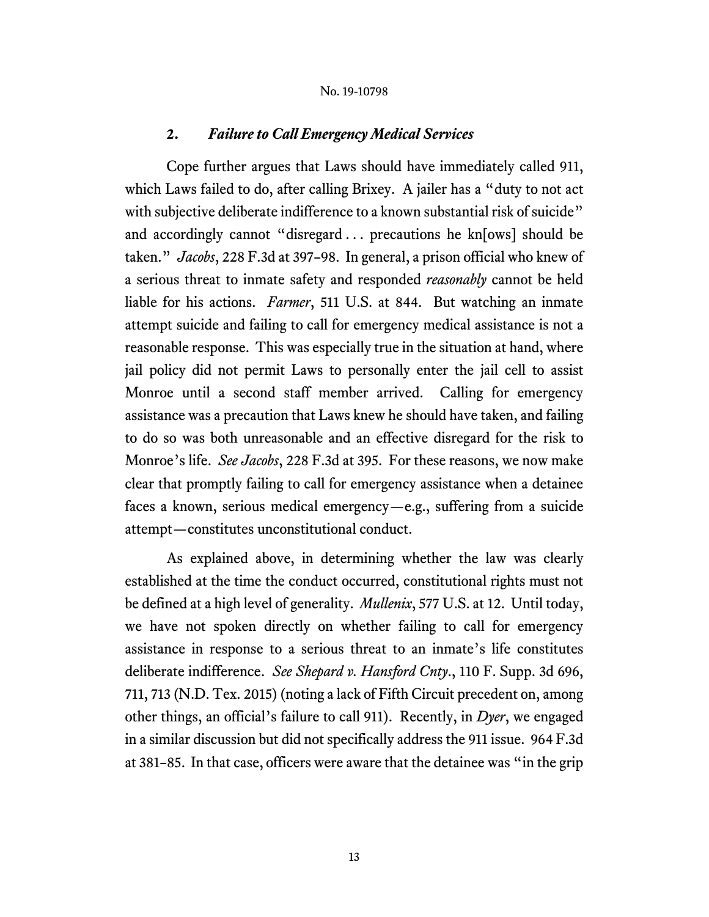### 2. *Failure to Call Emergency Medical Services*

Cope further argues that Laws should have immediately called 911, which Laws failed to do, after calling Brixey. A jailer has a "duty to not act with subjective deliberate indifference to a known substantial risk of suicide" and accordingly cannot "disregard . . . precautions he kn[ows] should be taken." *Jacobs*, 228 F.3d at 397–98. In general, a prison official who knew of a serious threat to inmate safety and responded *reasonably* cannot be held liable for his actions. *Farmer*, 511 U.S. at 844. But watching an inmate attempt suicide and failing to call for emergency medical assistance is not a reasonable response. This was especially true in the situation at hand, where jail policy did not permit Laws to personally enter the jail cell to assist Monroe until a second staff member arrived. Calling for emergency assistance was a precaution that Laws knew he should have taken, and failing to do so was both unreasonable and an effective disregard for the risk to Monroe's life. *See Jacobs*, 228 F.3d at 395. For these reasons, we now make clear that promptly failing to call for emergency assistance when a detainee faces a known, serious medical emergency—e.g., suffering from a suicide attempt—constitutes unconstitutional conduct.

As explained above, in determining whether the law was clearly established at the time the conduct occurred, constitutional rights must not be defined at a high level of generality. *Mullenix*, 577 U.S. at 12. Until today, we have not spoken directly on whether failing to call for emergency assistance in response to a serious threat to an inmate's life constitutes deliberate indifference. *See Shepard v. Hansford Cnty.*, 110 F. Supp. 3d 696, 711, 713 (N.D. Tex. 2015) (noting a lack of Fifth Circuit precedent on, among other things, an official's failure to call 911). Recently, in *Dyer*, we engaged in a similar discussion but did not specifically address the 911 issue. 964 F.3d at 381–85. In that case, officers were aware that the detainee was "in the grip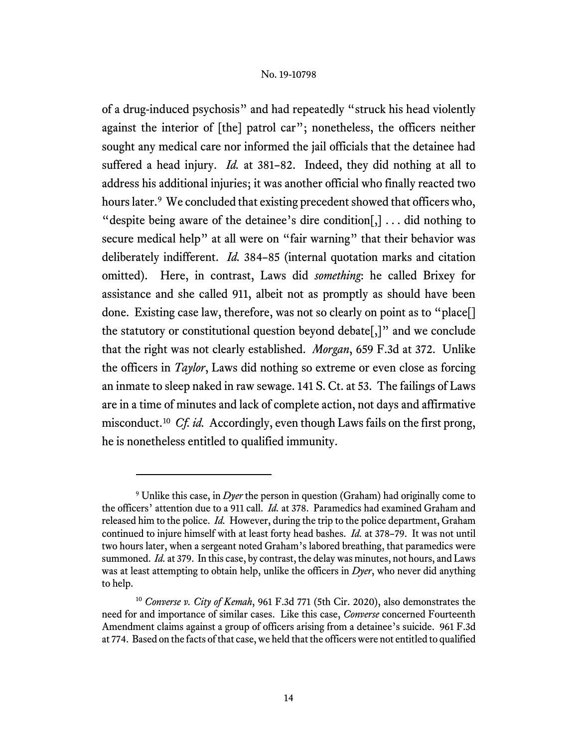of a drug-induced psychosis" and had repeatedly "struck his head violently against the interior of [the] patrol car"; nonetheless, the officers neither sought any medical care nor informed the jail officials that the detainee had suffered a head injury. *Id.* at 381–82. Indeed, they did nothing at all to address his additional injuries; it was another official who finally reacted two hours later.[9] We concluded that existing precedent showed that officers who, "despite being aware of the detainee's dire condition[,] . . . did nothing to secure medical help" at all were on "fair warning" that their behavior was deliberately indifferent. *Id.* 384–85 (internal quotation marks and citation omitted). Here, in contrast, Laws did *something*: he called Brixey for assistance and she called 911, albeit not as promptly as should have been done. Existing case law, therefore, was not so clearly on point as to "place[] the statutory or constitutional question beyond debate[,]" and we conclude that the right was not clearly established. *Morgan*, 659 F.3d at 372. Unlike the officers in *Taylor*, Laws did nothing so extreme or even close as forcing an inmate to sleep naked in raw sewage. 141 S. Ct. at 53. The failings of Laws are in a time of minutes and lack of complete action, not days and affirmative misconduct.[10] *Cf. id.* Accordingly, even though Laws fails on the first prong, he is nonetheless entitled to qualified immunity.

---

[9] Unlike this case, in *Dyer* the person in question (Graham) had originally come to the officers' attention due to a 911 call. *Id.* at 378. Paramedics had examined Graham and released him to the police. *Id.* However, during the trip to the police department, Graham continued to injure himself with at least forty head bashes. *Id.* at 378–79. It was not until two hours later, when a sergeant noted Graham's labored breathing, that paramedics were summoned. *Id.* at 379. In this case, by contrast, the delay was minutes, not hours, and Laws was at least attempting to obtain help, unlike the officers in *Dyer*, who never did anything to help.

[10] *Converse v. City of Kemah*, 961 F.3d 771 (5th Cir. 2020), also demonstrates the need for and importance of similar cases. Like this case, *Converse* concerned Fourteenth Amendment claims against a group of officers arising from a detainee's suicide. 961 F.3d at 774. Based on the facts of that case, we held that the officers were not entitled to qualified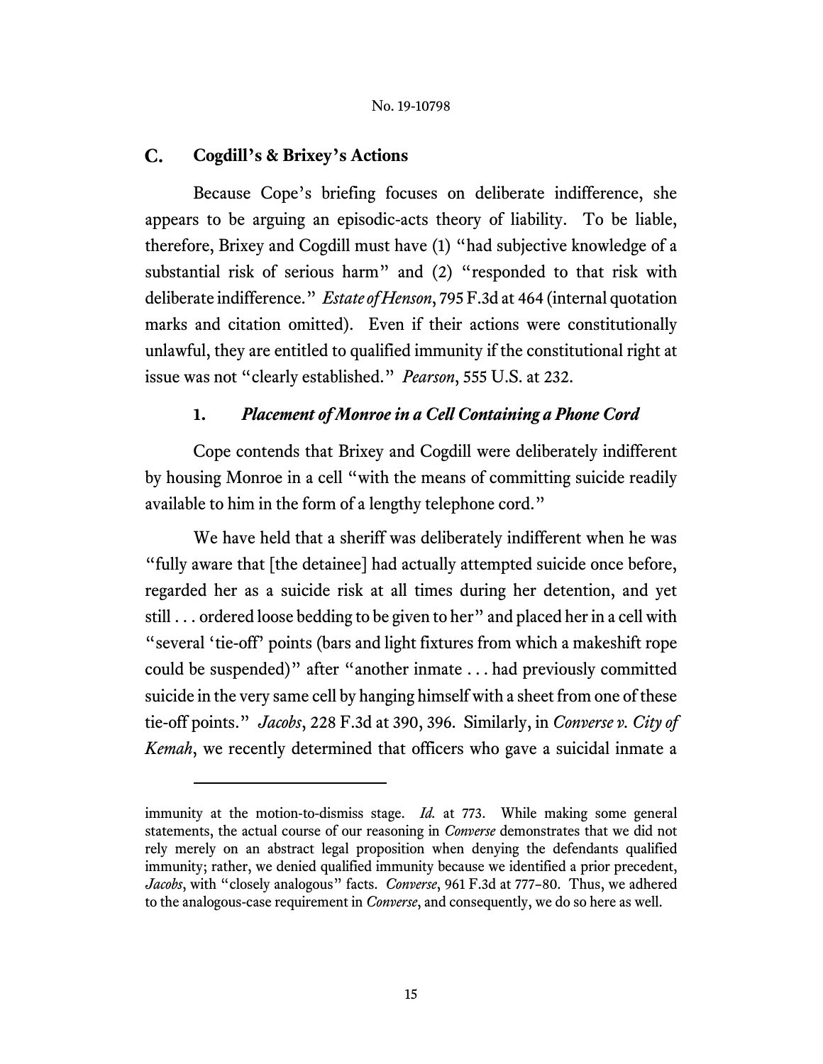### C. Cogdill's & Brixey's Actions

Because Cope's briefing focuses on deliberate indifference, she appears to be arguing an episodic-acts theory of liability. To be liable, therefore, Brixey and Cogdill must have (1) "had subjective knowledge of a substantial risk of serious harm" and (2) "responded to that risk with deliberate indifference." *Estate of Henson*, 795 F.3d at 464 (internal quotation marks and citation omitted). Even if their actions were constitutionally unlawful, they are entitled to qualified immunity if the constitutional right at issue was not "clearly established." *Pearson*, 555 U.S. at 232.

#### 1. *Placement of Monroe in a Cell Containing a Phone Cord*

Cope contends that Brixey and Cogdill were deliberately indifferent by housing Monroe in a cell "with the means of committing suicide readily available to him in the form of a lengthy telephone cord."

We have held that a sheriff was deliberately indifferent when he was "fully aware that [the detainee] had actually attempted suicide once before, regarded her as a suicide risk at all times during her detention, and yet still . . . ordered loose bedding to be given to her" and placed her in a cell with "several 'tie-off' points (bars and light fixtures from which a makeshift rope could be suspended)" after "another inmate . . . had previously committed suicide in the very same cell by hanging himself with a sheet from one of these tie-off points." *Jacobs*, 228 F.3d at 390, 396. Similarly, in *Converse v. City of Kemah*, we recently determined that officers who gave a suicidal inmate a

---

immunity at the motion-to-dismiss stage. *Id.* at 773. While making some general statements, the actual course of our reasoning in *Converse* demonstrates that we did not rely merely on an abstract legal proposition when denying the defendants qualified immunity; rather, we denied qualified immunity because we identified a prior precedent, *Jacobs*, with "closely analogous" facts. *Converse*, 961 F.3d at 777–80. Thus, we adhered to the analogous-case requirement in *Converse*, and consequently, we do so here as well.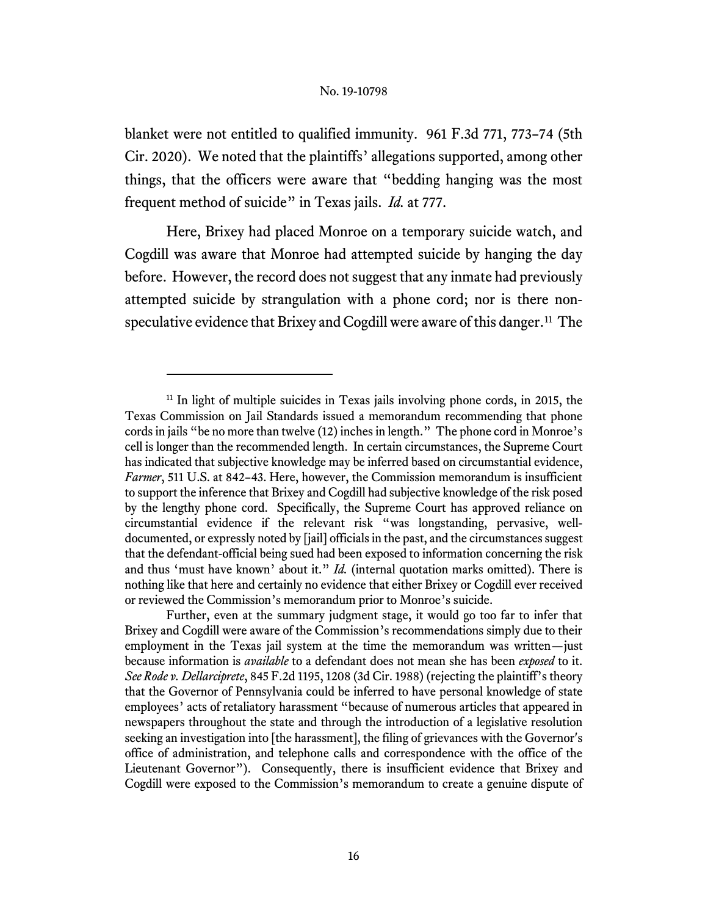blanket were not entitled to qualified immunity. 961 F.3d 771, 773–74 (5th Cir. 2020). We noted that the plaintiffs' allegations supported, among other things, that the officers were aware that "bedding hanging was the most frequent method of suicide" in Texas jails. *Id.* at 777.

Here, Brixey had placed Monroe on a temporary suicide watch, and Cogdill was aware that Monroe had attempted suicide by hanging the day before. However, the record does not suggest that any inmate had previously attempted suicide by strangulation with a phone cord; nor is there non-speculative evidence that Brixey and Cogdill were aware of this danger.[11] The

---

[11] In light of multiple suicides in Texas jails involving phone cords, in 2015, the Texas Commission on Jail Standards issued a memorandum recommending that phone cords in jails "be no more than twelve (12) inches in length." The phone cord in Monroe's cell is longer than the recommended length. In certain circumstances, the Supreme Court has indicated that subjective knowledge may be inferred based on circumstantial evidence, *Farmer*, 511 U.S. at 842–43. Here, however, the Commission memorandum is insufficient to support the inference that Brixey and Cogdill had subjective knowledge of the risk posed by the lengthy phone cord. Specifically, the Supreme Court has approved reliance on circumstantial evidence if the relevant risk "was longstanding, pervasive, well-documented, or expressly noted by [jail] officials in the past, and the circumstances suggest that the defendant-official being sued had been exposed to information concerning the risk and thus 'must have known' about it." *Id.* (internal quotation marks omitted). There is nothing like that here and certainly no evidence that either Brixey or Cogdill ever received or reviewed the Commission's memorandum prior to Monroe's suicide.

Further, even at the summary judgment stage, it would go too far to infer that Brixey and Cogdill were aware of the Commission's recommendations simply due to their employment in the Texas jail system at the time the memorandum was written—just because information is *available* to a defendant does not mean she has been *exposed* to it. *See Rode v. Dellarciprete*, 845 F.2d 1195, 1208 (3d Cir. 1988) (rejecting the plaintiff's theory that the Governor of Pennsylvania could be inferred to have personal knowledge of state employees' acts of retaliatory harassment "because of numerous articles that appeared in newspapers throughout the state and through the introduction of a legislative resolution seeking an investigation into [the harassment], the filing of grievances with the Governor's office of administration, and telephone calls and correspondence with the office of the Lieutenant Governor"). Consequently, there is insufficient evidence that Brixey and Cogdill were exposed to the Commission's memorandum to create a genuine dispute of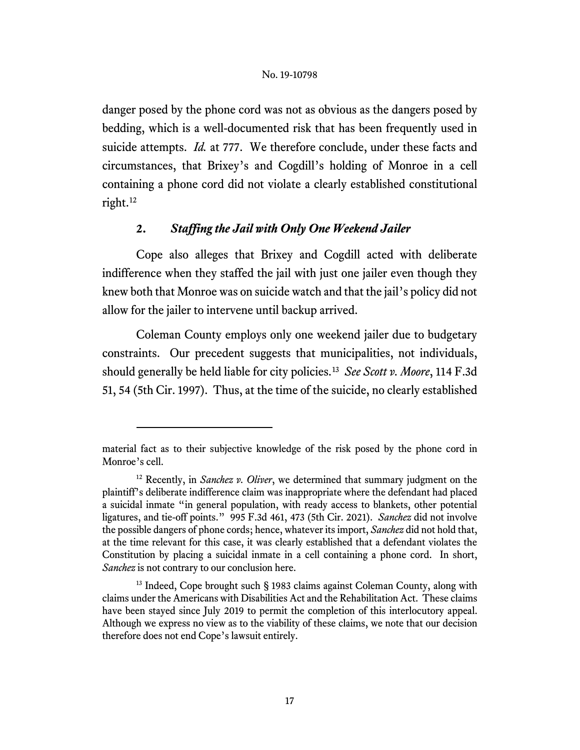danger posed by the phone cord was not as obvious as the dangers posed by bedding, which is a well-documented risk that has been frequently used in suicide attempts. *Id.* at 777. We therefore conclude, under these facts and circumstances, that Brixey's and Cogdill's holding of Monroe in a cell containing a phone cord did not violate a clearly established constitutional right.[12]

### 2. *Staffing the Jail with Only One Weekend Jailer*

Cope also alleges that Brixey and Cogdill acted with deliberate indifference when they staffed the jail with just one jailer even though they knew both that Monroe was on suicide watch and that the jail's policy did not allow for the jailer to intervene until backup arrived.

Coleman County employs only one weekend jailer due to budgetary constraints. Our precedent suggests that municipalities, not individuals, should generally be held liable for city policies.[13] *See Scott v. Moore*, 114 F.3d 51, 54 (5th Cir. 1997). Thus, at the time of the suicide, no clearly established

---

material fact as to their subjective knowledge of the risk posed by the phone cord in Monroe's cell.

[12] Recently, in *Sanchez v. Oliver*, we determined that summary judgment on the plaintiff's deliberate indifference claim was inappropriate where the defendant had placed a suicidal inmate "in general population, with ready access to blankets, other potential ligatures, and tie-off points." 995 F.3d 461, 473 (5th Cir. 2021). *Sanchez* did not involve the possible dangers of phone cords; hence, whatever its import, *Sanchez* did not hold that, at the time relevant for this case, it was clearly established that a defendant violates the Constitution by placing a suicidal inmate in a cell containing a phone cord. In short, *Sanchez* is not contrary to our conclusion here.

[13] Indeed, Cope brought such § 1983 claims against Coleman County, along with claims under the Americans with Disabilities Act and the Rehabilitation Act. These claims have been stayed since July 2019 to permit the completion of this interlocutory appeal. Although we express no view as to the viability of these claims, we note that our decision therefore does not end Cope's lawsuit entirely.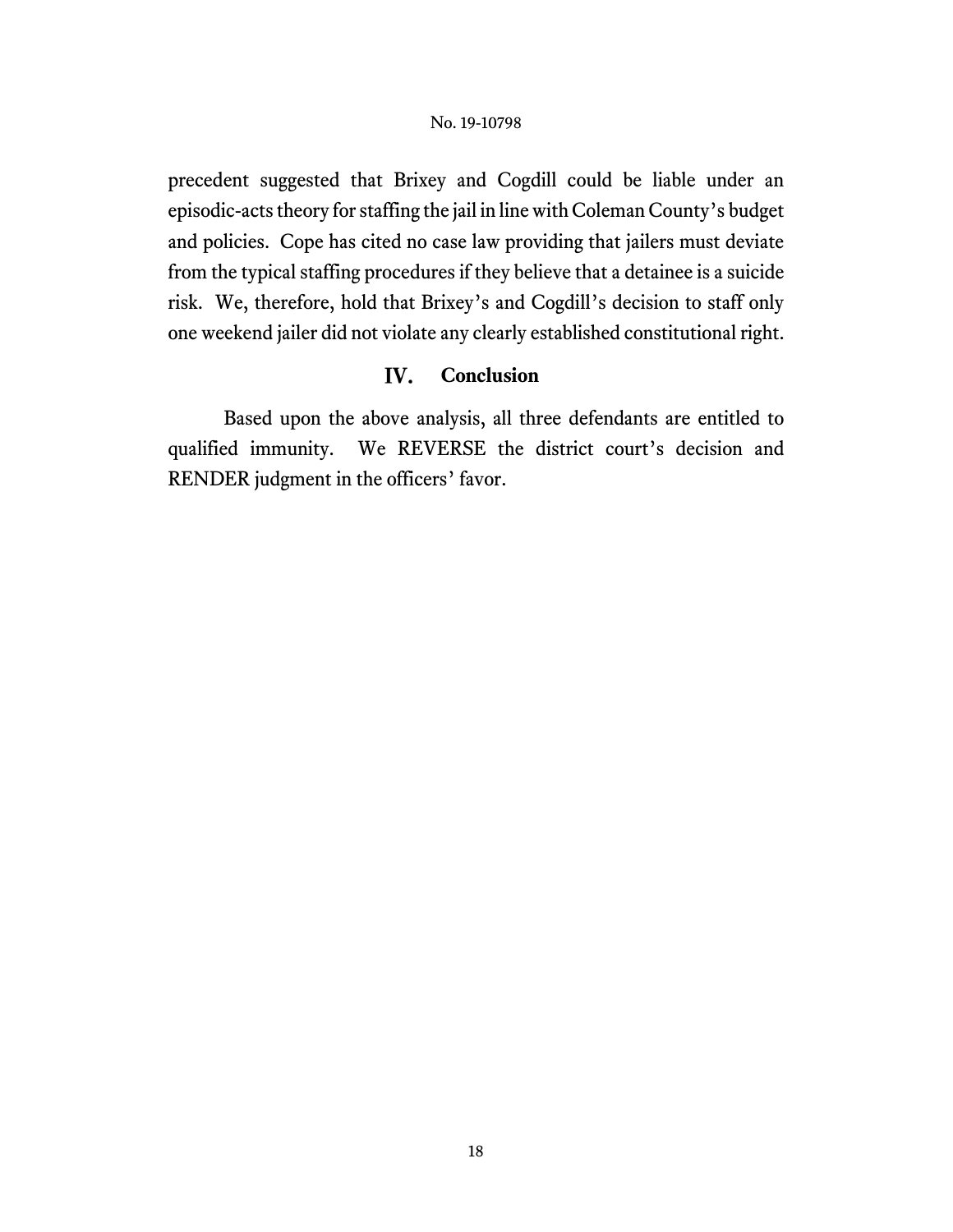precedent suggested that Brixey and Cogdill could be liable under an episodic-acts theory for staffing the jail in line with Coleman County's budget and policies. Cope has cited no case law providing that jailers must deviate from the typical staffing procedures if they believe that a detainee is a suicide risk. We, therefore, hold that Brixey's and Cogdill's decision to staff only one weekend jailer did not violate any clearly established constitutional right.

## IV. Conclusion

Based upon the above analysis, all three defendants are entitled to qualified immunity. We REVERSE the district court's decision and RENDER judgment in the officers' favor.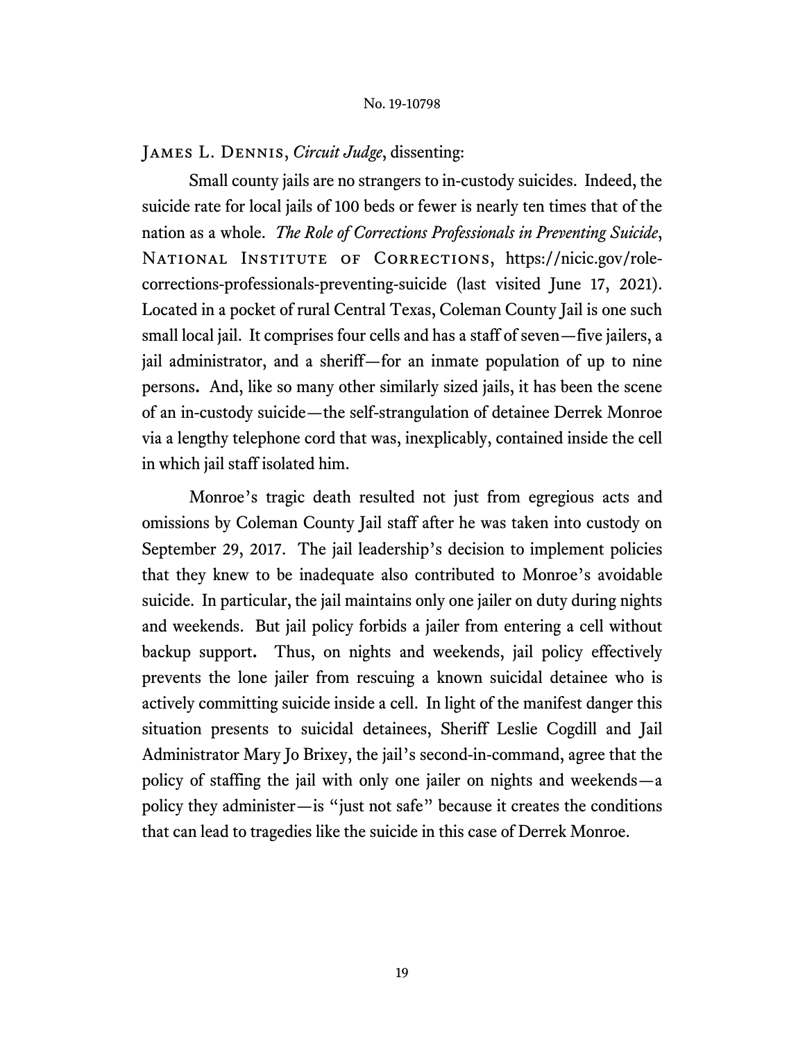James L. Dennis, *Circuit Judge*, dissenting:

Small county jails are no strangers to in-custody suicides. Indeed, the suicide rate for local jails of 100 beds or fewer is nearly ten times that of the nation as a whole. *The Role of Corrections Professionals in Preventing Suicide*, National Institute of Corrections, https://nicic.gov/role-corrections-professionals-preventing-suicide (last visited June 17, 2021). Located in a pocket of rural Central Texas, Coleman County Jail is one such small local jail. It comprises four cells and has a staff of seven—five jailers, a jail administrator, and a sheriff—for an inmate population of up to nine persons. And, like so many other similarly sized jails, it has been the scene of an in-custody suicide—the self-strangulation of detainee Derrek Monroe via a lengthy telephone cord that was, inexplicably, contained inside the cell in which jail staff isolated him.

Monroe's tragic death resulted not just from egregious acts and omissions by Coleman County Jail staff after he was taken into custody on September 29, 2017. The jail leadership's decision to implement policies that they knew to be inadequate also contributed to Monroe's avoidable suicide. In particular, the jail maintains only one jailer on duty during nights and weekends. But jail policy forbids a jailer from entering a cell without backup support. Thus, on nights and weekends, jail policy effectively prevents the lone jailer from rescuing a known suicidal detainee who is actively committing suicide inside a cell. In light of the manifest danger this situation presents to suicidal detainees, Sheriff Leslie Cogdill and Jail Administrator Mary Jo Brixey, the jail's second-in-command, agree that the policy of staffing the jail with only one jailer on nights and weekends—a policy they administer—is "just not safe" because it creates the conditions that can lead to tragedies like the suicide in this case of Derrek Monroe.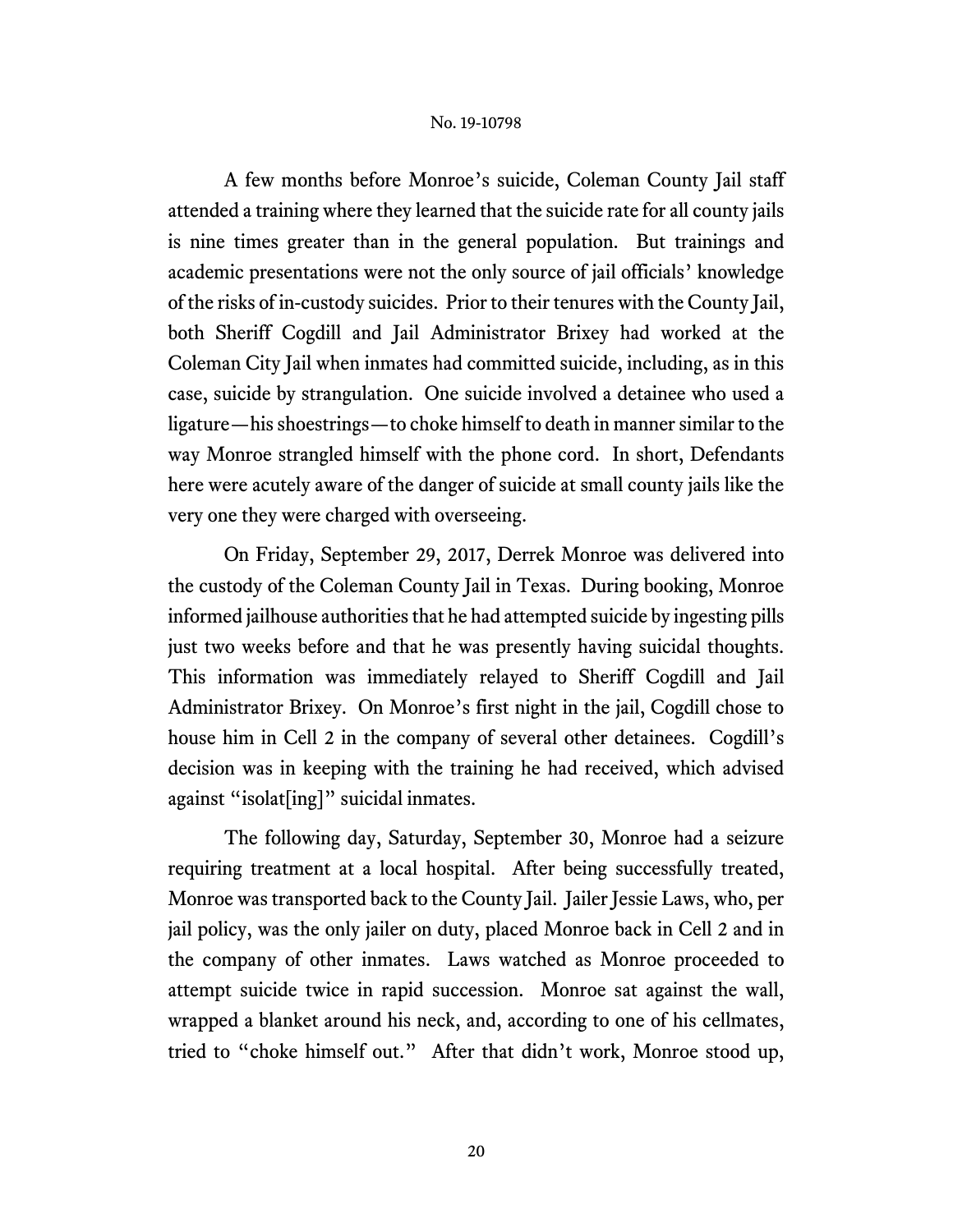A few months before Monroe's suicide, Coleman County Jail staff attended a training where they learned that the suicide rate for all county jails is nine times greater than in the general population. But trainings and academic presentations were not the only source of jail officials' knowledge of the risks of in-custody suicides. Prior to their tenures with the County Jail, both Sheriff Cogdill and Jail Administrator Brixey had worked at the Coleman City Jail when inmates had committed suicide, including, as in this case, suicide by strangulation. One suicide involved a detainee who used a ligature—his shoestrings—to choke himself to death in manner similar to the way Monroe strangled himself with the phone cord. In short, Defendants here were acutely aware of the danger of suicide at small county jails like the very one they were charged with overseeing.

On Friday, September 29, 2017, Derrek Monroe was delivered into the custody of the Coleman County Jail in Texas. During booking, Monroe informed jailhouse authorities that he had attempted suicide by ingesting pills just two weeks before and that he was presently having suicidal thoughts. This information was immediately relayed to Sheriff Cogdill and Jail Administrator Brixey. On Monroe's first night in the jail, Cogdill chose to house him in Cell 2 in the company of several other detainees. Cogdill's decision was in keeping with the training he had received, which advised against "isolat[ing]" suicidal inmates.

The following day, Saturday, September 30, Monroe had a seizure requiring treatment at a local hospital. After being successfully treated, Monroe was transported back to the County Jail. Jailer Jessie Laws, who, per jail policy, was the only jailer on duty, placed Monroe back in Cell 2 and in the company of other inmates. Laws watched as Monroe proceeded to attempt suicide twice in rapid succession. Monroe sat against the wall, wrapped a blanket around his neck, and, according to one of his cellmates, tried to "choke himself out." After that didn't work, Monroe stood up,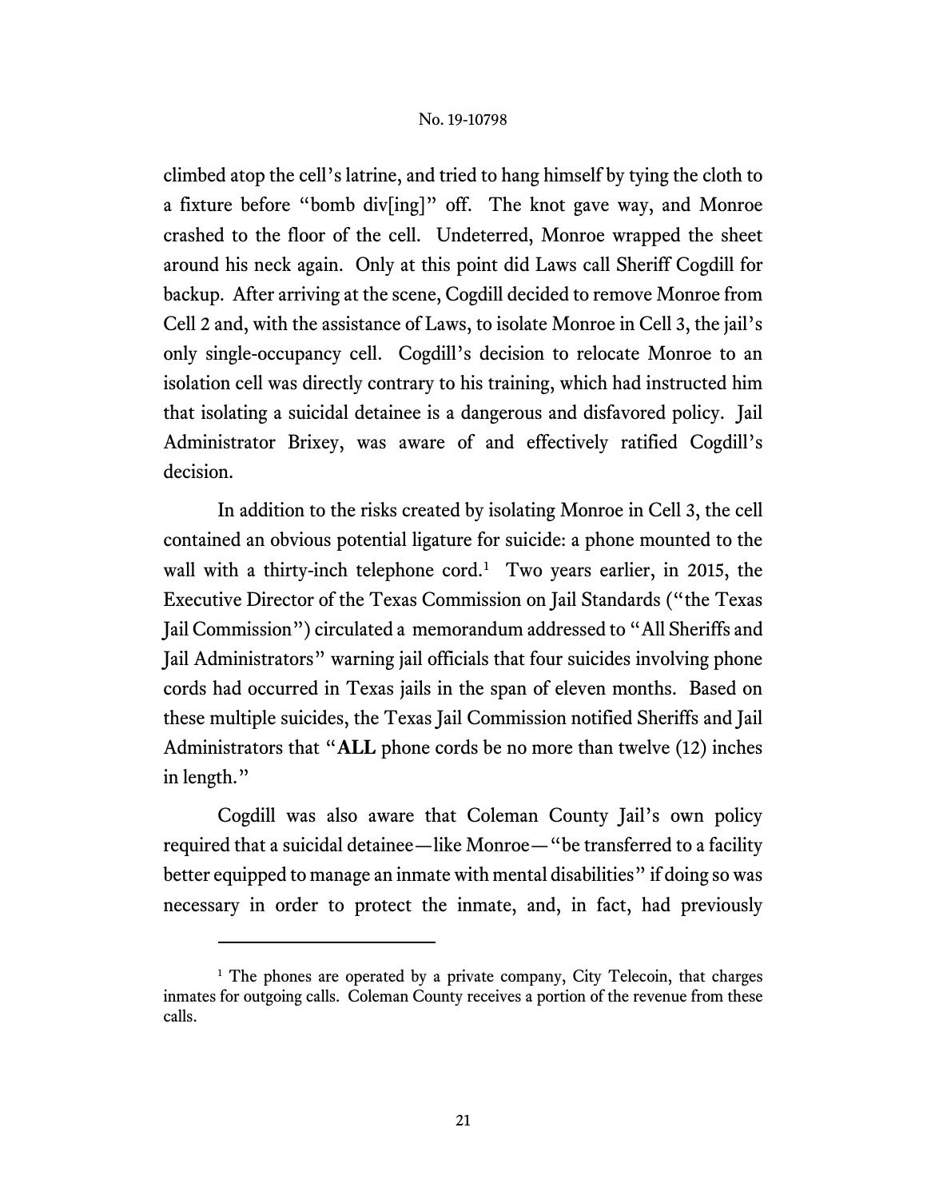climbed atop the cell's latrine, and tried to hang himself by tying the cloth to a fixture before "bomb div[ing]" off. The knot gave way, and Monroe crashed to the floor of the cell. Undeterred, Monroe wrapped the sheet around his neck again. Only at this point did Laws call Sheriff Cogdill for backup. After arriving at the scene, Cogdill decided to remove Monroe from Cell 2 and, with the assistance of Laws, to isolate Monroe in Cell 3, the jail's only single-occupancy cell. Cogdill's decision to relocate Monroe to an isolation cell was directly contrary to his training, which had instructed him that isolating a suicidal detainee is a dangerous and disfavored policy. Jail Administrator Brixey, was aware of and effectively ratified Cogdill's decision.

In addition to the risks created by isolating Monroe in Cell 3, the cell contained an obvious potential ligature for suicide: a phone mounted to the wall with a thirty-inch telephone cord.[1] Two years earlier, in 2015, the Executive Director of the Texas Commission on Jail Standards ("the Texas Jail Commission") circulated a memorandum addressed to "All Sheriffs and Jail Administrators" warning jail officials that four suicides involving phone cords had occurred in Texas jails in the span of eleven months. Based on these multiple suicides, the Texas Jail Commission notified Sheriffs and Jail Administrators that "**ALL** phone cords be no more than twelve (12) inches in length."

Cogdill was also aware that Coleman County Jail's own policy required that a suicidal detainee—like Monroe—"be transferred to a facility better equipped to manage an inmate with mental disabilities" if doing so was necessary in order to protect the inmate, and, in fact, had previously

[1] The phones are operated by a private company, City Telecoin, that charges inmates for outgoing calls. Coleman County receives a portion of the revenue from these calls.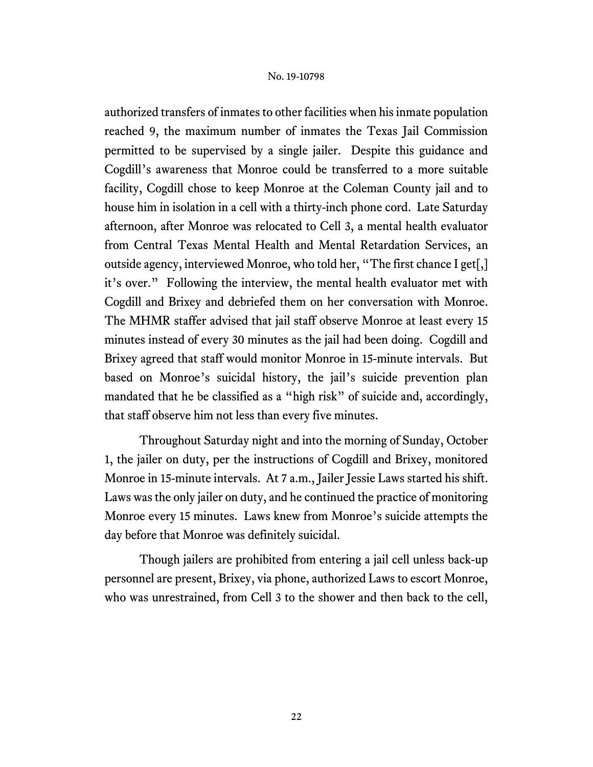authorized transfers of inmates to other facilities when his inmate population reached 9, the maximum number of inmates the Texas Jail Commission permitted to be supervised by a single jailer. Despite this guidance and Cogdill's awareness that Monroe could be transferred to a more suitable facility, Cogdill chose to keep Monroe at the Coleman County jail and to house him in isolation in a cell with a thirty-inch phone cord. Late Saturday afternoon, after Monroe was relocated to Cell 3, a mental health evaluator from Central Texas Mental Health and Mental Retardation Services, an outside agency, interviewed Monroe, who told her, "The first chance I get[,] it's over." Following the interview, the mental health evaluator met with Cogdill and Brixey and debriefed them on her conversation with Monroe. The MHMR staffer advised that jail staff observe Monroe at least every 15 minutes instead of every 30 minutes as the jail had been doing. Cogdill and Brixey agreed that staff would monitor Monroe in 15-minute intervals. But based on Monroe's suicidal history, the jail's suicide prevention plan mandated that he be classified as a "high risk" of suicide and, accordingly, that staff observe him not less than every five minutes.

Throughout Saturday night and into the morning of Sunday, October 1, the jailer on duty, per the instructions of Cogdill and Brixey, monitored Monroe in 15-minute intervals. At 7 a.m., Jailer Jessie Laws started his shift. Laws was the only jailer on duty, and he continued the practice of monitoring Monroe every 15 minutes. Laws knew from Monroe's suicide attempts the day before that Monroe was definitely suicidal.

Though jailers are prohibited from entering a jail cell unless back-up personnel are present, Brixey, via phone, authorized Laws to escort Monroe, who was unrestrained, from Cell 3 to the shower and then back to the cell,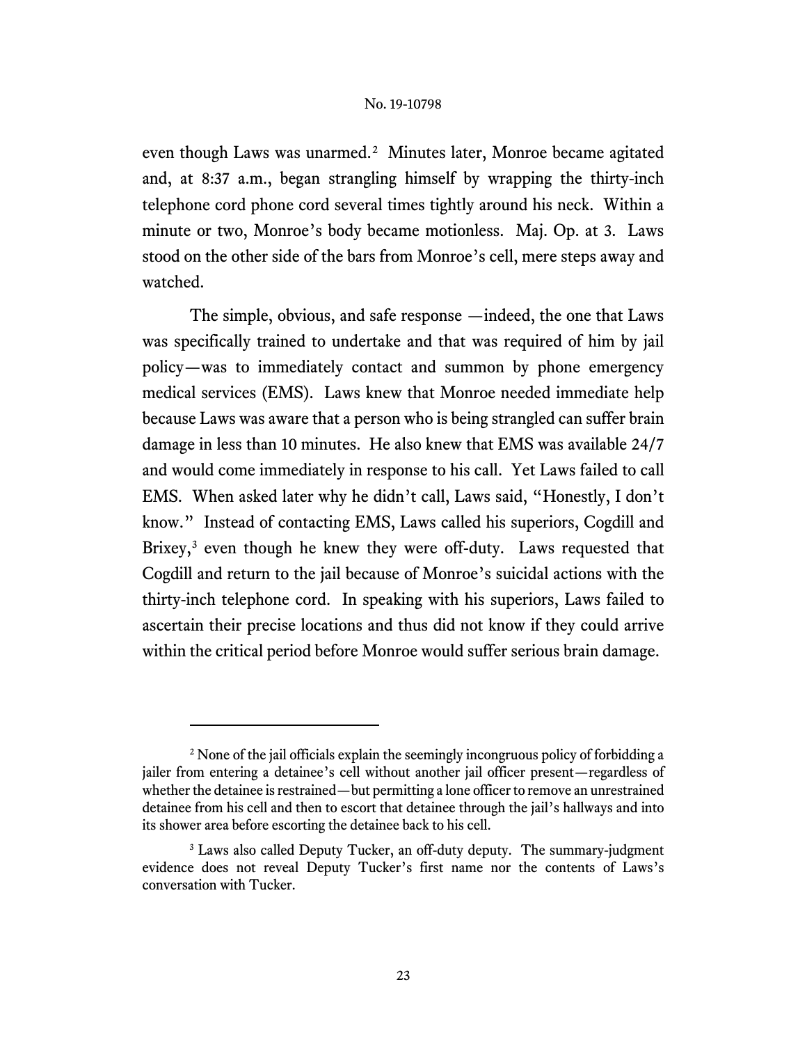even though Laws was unarmed.[2] Minutes later, Monroe became agitated and, at 8:37 a.m., began strangling himself by wrapping the thirty-inch telephone cord phone cord several times tightly around his neck. Within a minute or two, Monroe's body became motionless. Maj. Op. at 3. Laws stood on the other side of the bars from Monroe's cell, mere steps away and watched.

The simple, obvious, and safe response —indeed, the one that Laws was specifically trained to undertake and that was required of him by jail policy—was to immediately contact and summon by phone emergency medical services (EMS). Laws knew that Monroe needed immediate help because Laws was aware that a person who is being strangled can suffer brain damage in less than 10 minutes. He also knew that EMS was available 24/7 and would come immediately in response to his call. Yet Laws failed to call EMS. When asked later why he didn't call, Laws said, "Honestly, I don't know." Instead of contacting EMS, Laws called his superiors, Cogdill and Brixey,[3] even though he knew they were off-duty. Laws requested that Cogdill and return to the jail because of Monroe's suicidal actions with the thirty-inch telephone cord. In speaking with his superiors, Laws failed to ascertain their precise locations and thus did not know if they could arrive within the critical period before Monroe would suffer serious brain damage.

---

[2] None of the jail officials explain the seemingly incongruous policy of forbidding a jailer from entering a detainee's cell without another jail officer present—regardless of whether the detainee is restrained—but permitting a lone officer to remove an unrestrained detainee from his cell and then to escort that detainee through the jail's hallways and into its shower area before escorting the detainee back to his cell.

[3] Laws also called Deputy Tucker, an off-duty deputy. The summary-judgment evidence does not reveal Deputy Tucker's first name nor the contents of Laws's conversation with Tucker.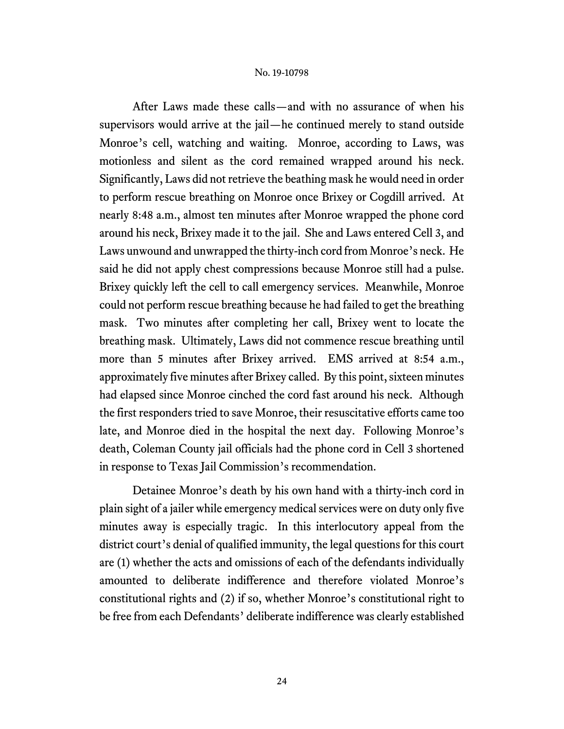After Laws made these calls—and with no assurance of when his supervisors would arrive at the jail—he continued merely to stand outside Monroe's cell, watching and waiting. Monroe, according to Laws, was motionless and silent as the cord remained wrapped around his neck. Significantly, Laws did not retrieve the beathing mask he would need in order to perform rescue breathing on Monroe once Brixey or Cogdill arrived. At nearly 8:48 a.m., almost ten minutes after Monroe wrapped the phone cord around his neck, Brixey made it to the jail. She and Laws entered Cell 3, and Laws unwound and unwrapped the thirty-inch cord from Monroe's neck. He said he did not apply chest compressions because Monroe still had a pulse. Brixey quickly left the cell to call emergency services. Meanwhile, Monroe could not perform rescue breathing because he had failed to get the breathing mask. Two minutes after completing her call, Brixey went to locate the breathing mask. Ultimately, Laws did not commence rescue breathing until more than 5 minutes after Brixey arrived. EMS arrived at 8:54 a.m., approximately five minutes after Brixey called. By this point, sixteen minutes had elapsed since Monroe cinched the cord fast around his neck. Although the first responders tried to save Monroe, their resuscitative efforts came too late, and Monroe died in the hospital the next day. Following Monroe's death, Coleman County jail officials had the phone cord in Cell 3 shortened in response to Texas Jail Commission's recommendation.

Detainee Monroe's death by his own hand with a thirty-inch cord in plain sight of a jailer while emergency medical services were on duty only five minutes away is especially tragic. In this interlocutory appeal from the district court's denial of qualified immunity, the legal questions for this court are (1) whether the acts and omissions of each of the defendants individually amounted to deliberate indifference and therefore violated Monroe's constitutional rights and (2) if so, whether Monroe's constitutional right to be free from each Defendants' deliberate indifference was clearly established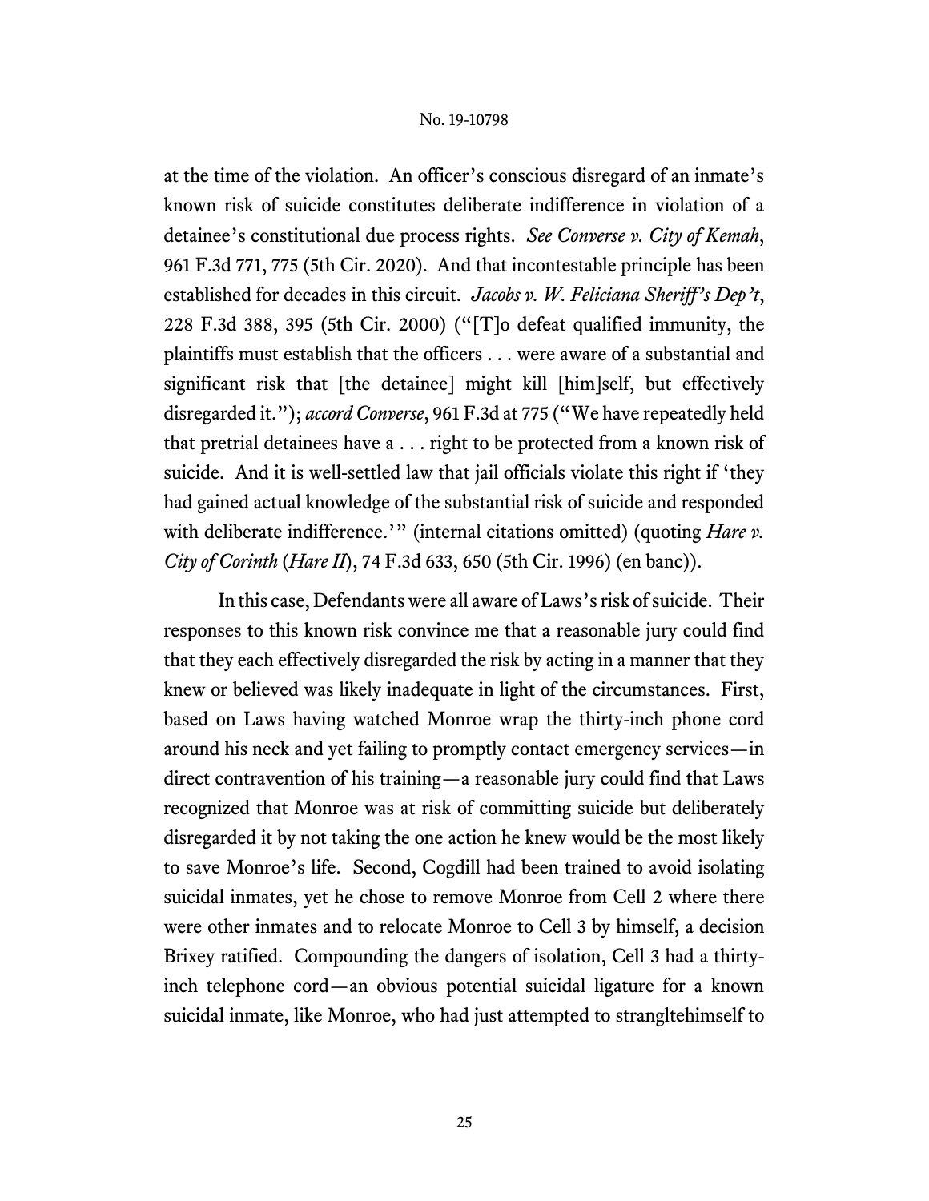at the time of the violation. An officer's conscious disregard of an inmate's known risk of suicide constitutes deliberate indifference in violation of a detainee's constitutional due process rights. *See Converse v. City of Kemah*, 961 F.3d 771, 775 (5th Cir. 2020). And that incontestable principle has been established for decades in this circuit. *Jacobs v. W. Feliciana Sheriff's Dep't*, 228 F.3d 388, 395 (5th Cir. 2000) ("[T]o defeat qualified immunity, the plaintiffs must establish that the officers . . . were aware of a substantial and significant risk that [the detainee] might kill [him]self, but effectively disregarded it."); *accord Converse*, 961 F.3d at 775 ("We have repeatedly held that pretrial detainees have a . . . right to be protected from a known risk of suicide. And it is well-settled law that jail officials violate this right if 'they had gained actual knowledge of the substantial risk of suicide and responded with deliberate indifference.'" (internal citations omitted) (quoting *Hare v. City of Corinth* (*Hare II*), 74 F.3d 633, 650 (5th Cir. 1996) (en banc)).

In this case, Defendants were all aware of Laws's risk of suicide. Their responses to this known risk convince me that a reasonable jury could find that they each effectively disregarded the risk by acting in a manner that they knew or believed was likely inadequate in light of the circumstances. First, based on Laws having watched Monroe wrap the thirty-inch phone cord around his neck and yet failing to promptly contact emergency services—in direct contravention of his training—a reasonable jury could find that Laws recognized that Monroe was at risk of committing suicide but deliberately disregarded it by not taking the one action he knew would be the most likely to save Monroe's life. Second, Cogdill had been trained to avoid isolating suicidal inmates, yet he chose to remove Monroe from Cell 2 where there were other inmates and to relocate Monroe to Cell 3 by himself, a decision Brixey ratified. Compounding the dangers of isolation, Cell 3 had a thirty-inch telephone cord—an obvious potential suicidal ligature for a known suicidal inmate, like Monroe, who had just attempted to strangltehimself to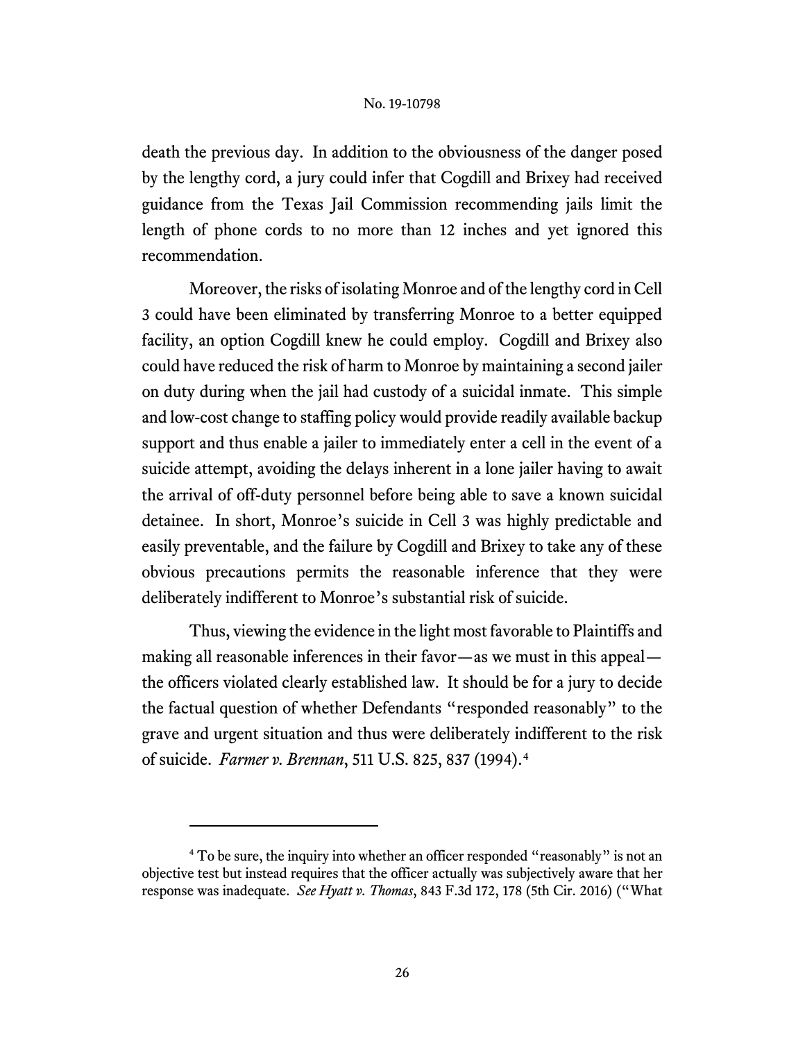death the previous day. In addition to the obviousness of the danger posed by the lengthy cord, a jury could infer that Cogdill and Brixey had received guidance from the Texas Jail Commission recommending jails limit the length of phone cords to no more than 12 inches and yet ignored this recommendation.

Moreover, the risks of isolating Monroe and of the lengthy cord in Cell 3 could have been eliminated by transferring Monroe to a better equipped facility, an option Cogdill knew he could employ. Cogdill and Brixey also could have reduced the risk of harm to Monroe by maintaining a second jailer on duty during when the jail had custody of a suicidal inmate. This simple and low-cost change to staffing policy would provide readily available backup support and thus enable a jailer to immediately enter a cell in the event of a suicide attempt, avoiding the delays inherent in a lone jailer having to await the arrival of off-duty personnel before being able to save a known suicidal detainee. In short, Monroe's suicide in Cell 3 was highly predictable and easily preventable, and the failure by Cogdill and Brixey to take any of these obvious precautions permits the reasonable inference that they were deliberately indifferent to Monroe's substantial risk of suicide.

Thus, viewing the evidence in the light most favorable to Plaintiffs and making all reasonable inferences in their favor—as we must in this appeal—the officers violated clearly established law. It should be for a jury to decide the factual question of whether Defendants "responded reasonably" to the grave and urgent situation and thus were deliberately indifferent to the risk of suicide. *Farmer v. Brennan*, 511 U.S. 825, 837 (1994).[4]

---

[4] To be sure, the inquiry into whether an officer responded "reasonably" is not an objective test but instead requires that the officer actually was subjectively aware that her response was inadequate. *See Hyatt v. Thomas*, 843 F.3d 172, 178 (5th Cir. 2016) ("What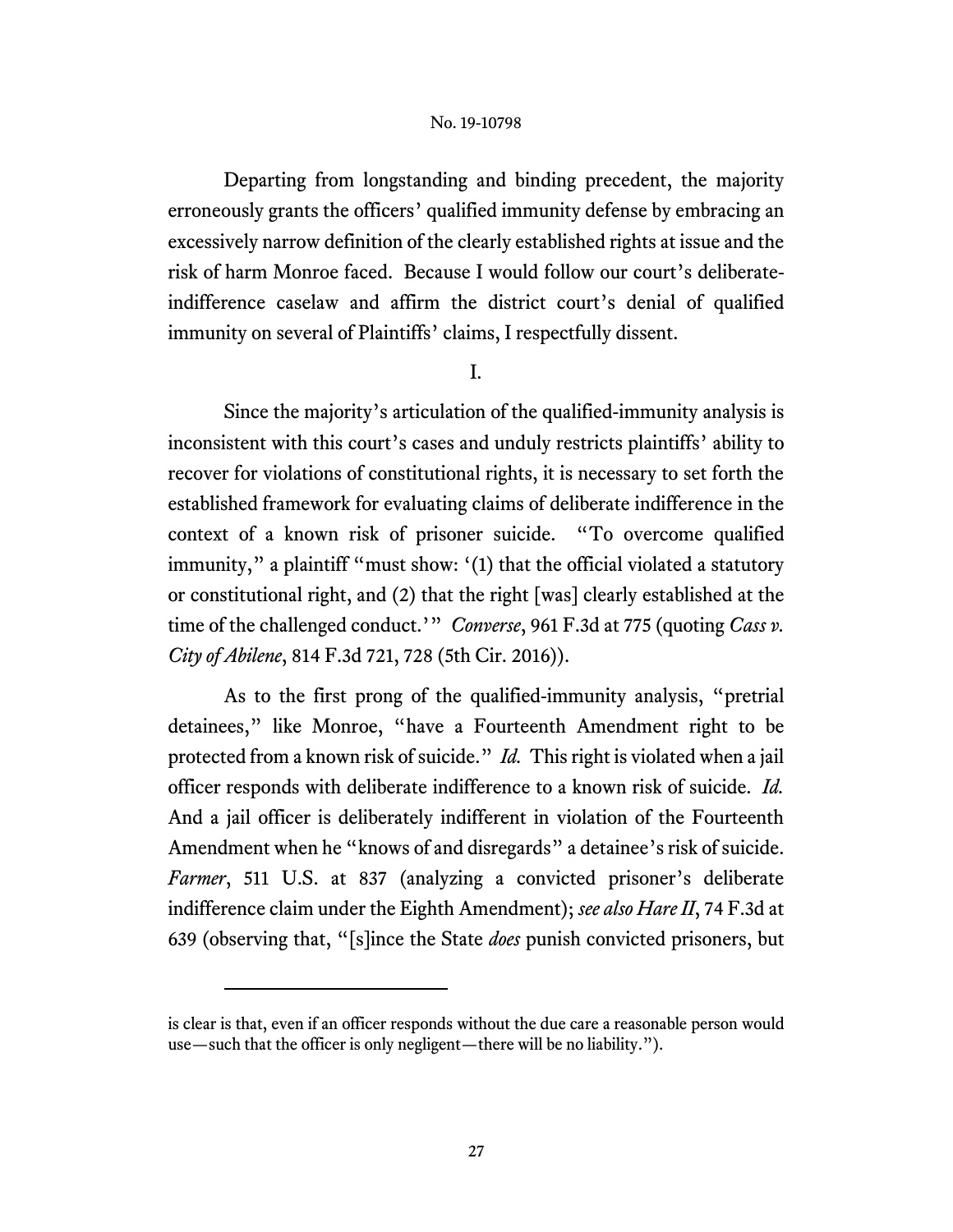Departing from longstanding and binding precedent, the majority erroneously grants the officers' qualified immunity defense by embracing an excessively narrow definition of the clearly established rights at issue and the risk of harm Monroe faced. Because I would follow our court's deliberate-indifference caselaw and affirm the district court's denial of qualified immunity on several of Plaintiffs' claims, I respectfully dissent.

I.

Since the majority's articulation of the qualified-immunity analysis is inconsistent with this court's cases and unduly restricts plaintiffs' ability to recover for violations of constitutional rights, it is necessary to set forth the established framework for evaluating claims of deliberate indifference in the context of a known risk of prisoner suicide. "To overcome qualified immunity," a plaintiff "must show: '(1) that the official violated a statutory or constitutional right, and (2) that the right [was] clearly established at the time of the challenged conduct.'" *Converse*, 961 F.3d at 775 (quoting *Cass v. City of Abilene*, 814 F.3d 721, 728 (5th Cir. 2016)).

As to the first prong of the qualified-immunity analysis, "pretrial detainees," like Monroe, "have a Fourteenth Amendment right to be protected from a known risk of suicide." *Id.* This right is violated when a jail officer responds with deliberate indifference to a known risk of suicide. *Id.* And a jail officer is deliberately indifferent in violation of the Fourteenth Amendment when he "knows of and disregards" a detainee's risk of suicide. *Farmer*, 511 U.S. at 837 (analyzing a convicted prisoner's deliberate indifference claim under the Eighth Amendment); *see also Hare II*, 74 F.3d at 639 (observing that, "[s]ince the State *does* punish convicted prisoners, but

---

is clear is that, even if an officer responds without the due care a reasonable person would use—such that the officer is only negligent—there will be no liability.").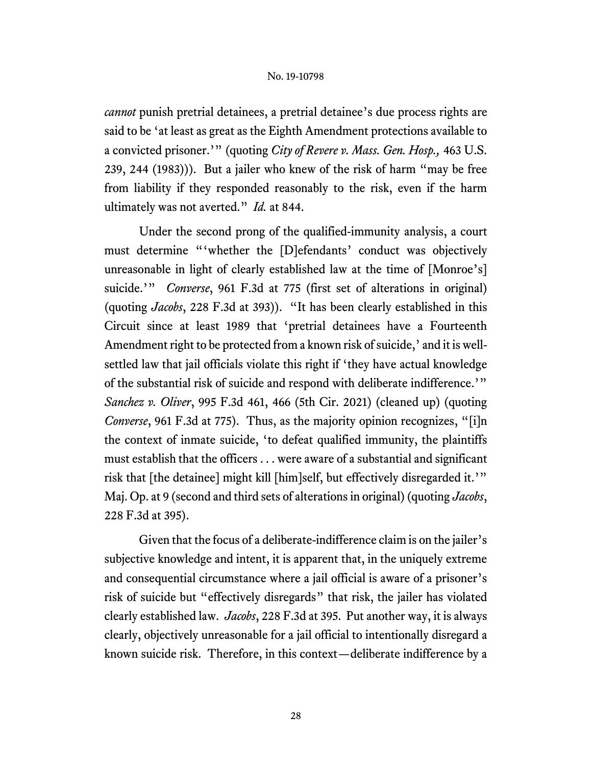*cannot* punish pretrial detainees, a pretrial detainee's due process rights are said to be 'at least as great as the Eighth Amendment protections available to a convicted prisoner.'" (quoting *City of Revere v. Mass. Gen. Hosp.,* 463 U.S. 239, 244 (1983))). But a jailer who knew of the risk of harm "may be free from liability if they responded reasonably to the risk, even if the harm ultimately was not averted." *Id.* at 844.

Under the second prong of the qualified-immunity analysis, a court must determine "'whether the [D]efendants' conduct was objectively unreasonable in light of clearly established law at the time of [Monroe's] suicide.'" *Converse*, 961 F.3d at 775 (first set of alterations in original) (quoting *Jacobs*, 228 F.3d at 393)). "It has been clearly established in this Circuit since at least 1989 that 'pretrial detainees have a Fourteenth Amendment right to be protected from a known risk of suicide,' and it is well-settled law that jail officials violate this right if 'they have actual knowledge of the substantial risk of suicide and respond with deliberate indifference.'" *Sanchez v. Oliver*, 995 F.3d 461, 466 (5th Cir. 2021) (cleaned up) (quoting *Converse*, 961 F.3d at 775). Thus, as the majority opinion recognizes, "[i]n the context of inmate suicide, 'to defeat qualified immunity, the plaintiffs must establish that the officers . . . were aware of a substantial and significant risk that [the detainee] might kill [him]self, but effectively disregarded it.'" Maj. Op. at 9 (second and third sets of alterations in original) (quoting *Jacobs*, 228 F.3d at 395).

Given that the focus of a deliberate-indifference claim is on the jailer's subjective knowledge and intent, it is apparent that, in the uniquely extreme and consequential circumstance where a jail official is aware of a prisoner's risk of suicide but "effectively disregards" that risk, the jailer has violated clearly established law. *Jacobs*, 228 F.3d at 395. Put another way, it is always clearly, objectively unreasonable for a jail official to intentionally disregard a known suicide risk. Therefore, in this context—deliberate indifference by a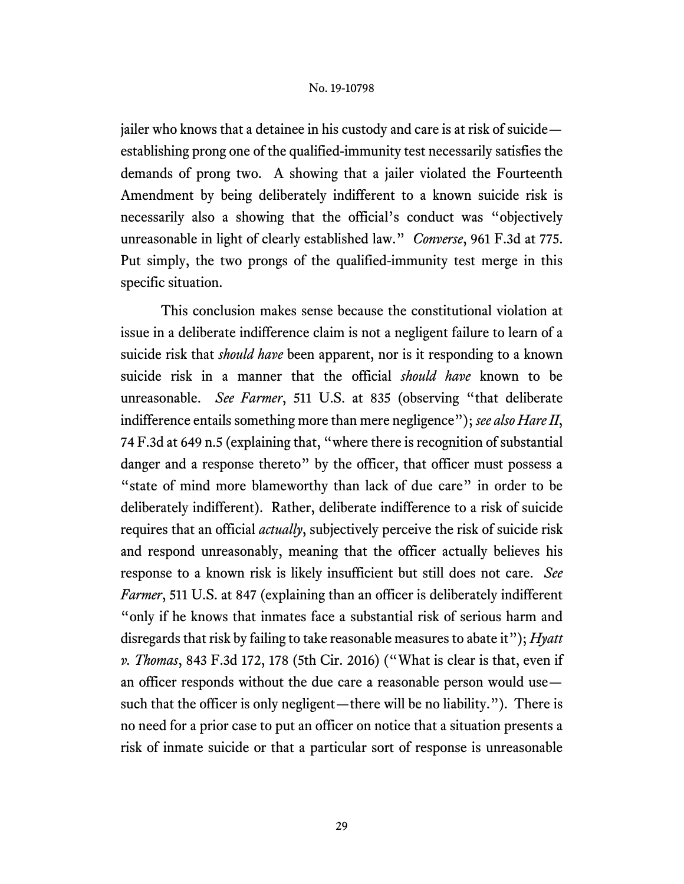jailer who knows that a detainee in his custody and care is at risk of suicide—establishing prong one of the qualified-immunity test necessarily satisfies the demands of prong two. A showing that a jailer violated the Fourteenth Amendment by being deliberately indifferent to a known suicide risk is necessarily also a showing that the official's conduct was "objectively unreasonable in light of clearly established law." *Converse*, 961 F.3d at 775. Put simply, the two prongs of the qualified-immunity test merge in this specific situation.

This conclusion makes sense because the constitutional violation at issue in a deliberate indifference claim is not a negligent failure to learn of a suicide risk that *should have* been apparent, nor is it responding to a known suicide risk in a manner that the official *should have* known to be unreasonable. *See Farmer*, 511 U.S. at 835 (observing "that deliberate indifference entails something more than mere negligence"); *see also Hare II*, 74 F.3d at 649 n.5 (explaining that, "where there is recognition of substantial danger and a response thereto" by the officer, that officer must possess a "state of mind more blameworthy than lack of due care" in order to be deliberately indifferent). Rather, deliberate indifference to a risk of suicide requires that an official *actually*, subjectively perceive the risk of suicide risk and respond unreasonably, meaning that the officer actually believes his response to a known risk is likely insufficient but still does not care. *See Farmer*, 511 U.S. at 847 (explaining than an officer is deliberately indifferent "only if he knows that inmates face a substantial risk of serious harm and disregards that risk by failing to take reasonable measures to abate it"); *Hyatt v. Thomas*, 843 F.3d 172, 178 (5th Cir. 2016) ("What is clear is that, even if an officer responds without the due care a reasonable person would use—such that the officer is only negligent—there will be no liability."). There is no need for a prior case to put an officer on notice that a situation presents a risk of inmate suicide or that a particular sort of response is unreasonable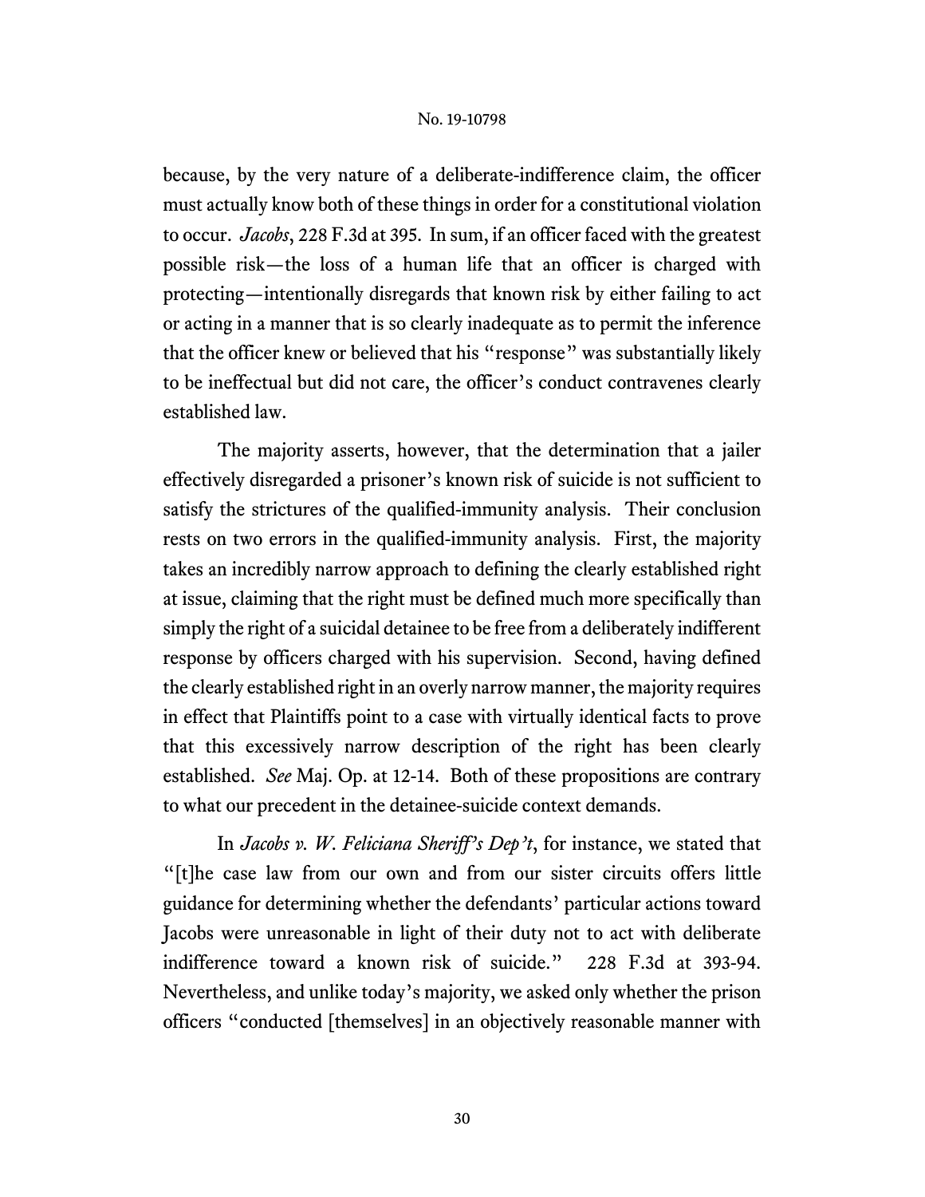because, by the very nature of a deliberate-indifference claim, the officer must actually know both of these things in order for a constitutional violation to occur. *Jacobs*, 228 F.3d at 395. In sum, if an officer faced with the greatest possible risk—the loss of a human life that an officer is charged with protecting—intentionally disregards that known risk by either failing to act or acting in a manner that is so clearly inadequate as to permit the inference that the officer knew or believed that his "response" was substantially likely to be ineffectual but did not care, the officer's conduct contravenes clearly established law.

The majority asserts, however, that the determination that a jailer effectively disregarded a prisoner's known risk of suicide is not sufficient to satisfy the strictures of the qualified-immunity analysis. Their conclusion rests on two errors in the qualified-immunity analysis. First, the majority takes an incredibly narrow approach to defining the clearly established right at issue, claiming that the right must be defined much more specifically than simply the right of a suicidal detainee to be free from a deliberately indifferent response by officers charged with his supervision. Second, having defined the clearly established right in an overly narrow manner, the majority requires in effect that Plaintiffs point to a case with virtually identical facts to prove that this excessively narrow description of the right has been clearly established. *See* Maj. Op. at 12-14. Both of these propositions are contrary to what our precedent in the detainee-suicide context demands.

In *Jacobs v. W. Feliciana Sheriff's Dep't*, for instance, we stated that "[t]he case law from our own and from our sister circuits offers little guidance for determining whether the defendants' particular actions toward Jacobs were unreasonable in light of their duty not to act with deliberate indifference toward a known risk of suicide." 228 F.3d at 393-94. Nevertheless, and unlike today's majority, we asked only whether the prison officers "conducted [themselves] in an objectively reasonable manner with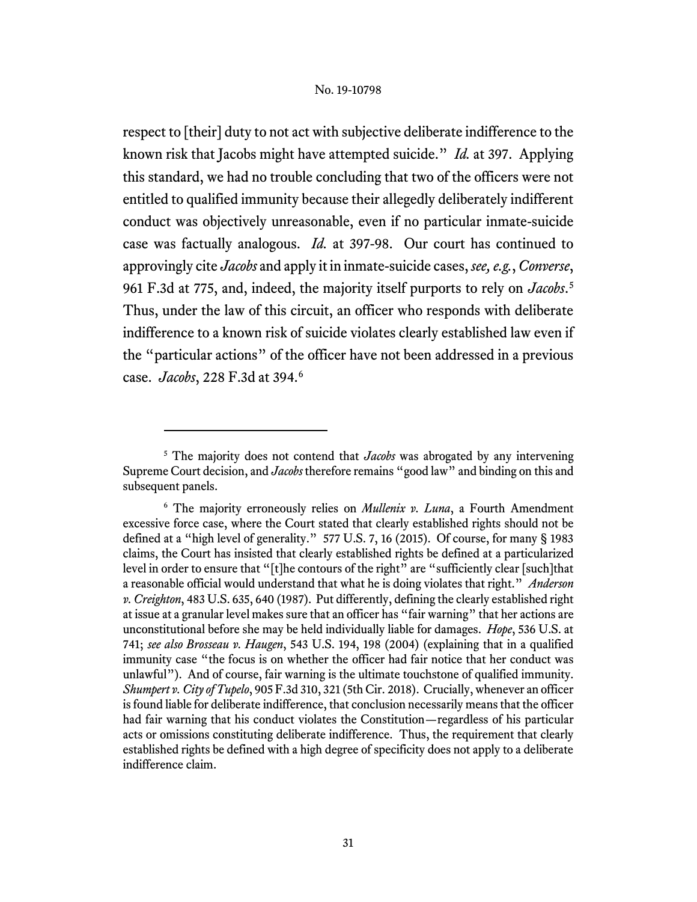respect to [their] duty to not act with subjective deliberate indifference to the known risk that Jacobs might have attempted suicide." *Id.* at 397. Applying this standard, we had no trouble concluding that two of the officers were not entitled to qualified immunity because their allegedly deliberately indifferent conduct was objectively unreasonable, even if no particular inmate-suicide case was factually analogous. *Id.* at 397-98. Our court has continued to approvingly cite *Jacobs* and apply it in inmate-suicide cases, *see, e.g.*, *Converse*, 961 F.3d at 775, and, indeed, the majority itself purports to rely on *Jacobs*.[5] Thus, under the law of this circuit, an officer who responds with deliberate indifference to a known risk of suicide violates clearly established law even if the "particular actions" of the officer have not been addressed in a previous case. *Jacobs*, 228 F.3d at 394.[6]

---

[5] The majority does not contend that *Jacobs* was abrogated by any intervening Supreme Court decision, and *Jacobs* therefore remains "good law" and binding on this and subsequent panels.

[6] The majority erroneously relies on *Mullenix v. Luna*, a Fourth Amendment excessive force case, where the Court stated that clearly established rights should not be defined at a "high level of generality." 577 U.S. 7, 16 (2015). Of course, for many § 1983 claims, the Court has insisted that clearly established rights be defined at a particularized level in order to ensure that "[t]he contours of the right" are "sufficiently clear [such]that a reasonable official would understand that what he is doing violates that right." *Anderson v. Creighton*, 483 U.S. 635, 640 (1987). Put differently, defining the clearly established right at issue at a granular level makes sure that an officer has "fair warning" that her actions are unconstitutional before she may be held individually liable for damages. *Hope*, 536 U.S. at 741; *see also Brosseau v. Haugen*, 543 U.S. 194, 198 (2004) (explaining that in a qualified immunity case "the focus is on whether the officer had fair notice that her conduct was unlawful"). And of course, fair warning is the ultimate touchstone of qualified immunity. *Shumpert v. City of Tupelo*, 905 F.3d 310, 321 (5th Cir. 2018). Crucially, whenever an officer is found liable for deliberate indifference, that conclusion necessarily means that the officer had fair warning that his conduct violates the Constitution—regardless of his particular acts or omissions constituting deliberate indifference. Thus, the requirement that clearly established rights be defined with a high degree of specificity does not apply to a deliberate indifference claim.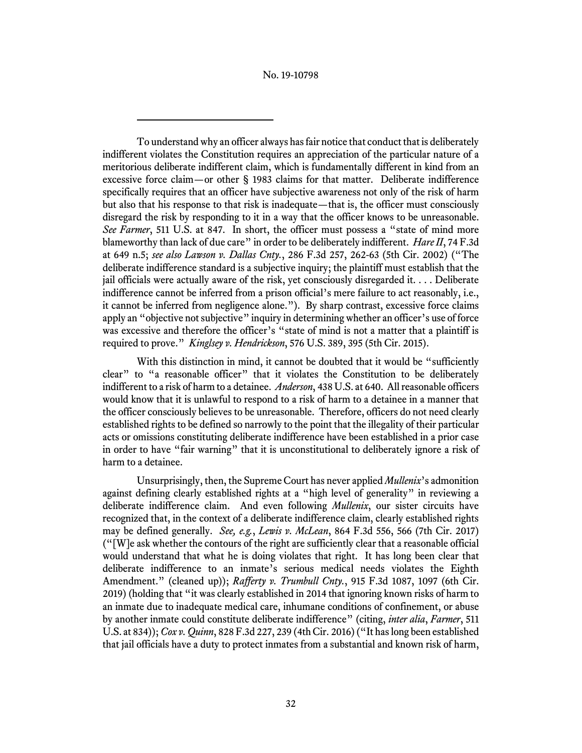To understand why an officer always has fair notice that conduct that is deliberately indifferent violates the Constitution requires an appreciation of the particular nature of a meritorious deliberate indifferent claim, which is fundamentally different in kind from an excessive force claim—or other § 1983 claims for that matter. Deliberate indifference specifically requires that an officer have subjective awareness not only of the risk of harm but also that his response to that risk is inadequate—that is, the officer must consciously disregard the risk by responding to it in a way that the officer knows to be unreasonable. *See Farmer*, 511 U.S. at 847. In short, the officer must possess a "state of mind more blameworthy than lack of due care" in order to be deliberately indifferent. *Hare II*, 74 F.3d at 649 n.5; *see also Lawson v. Dallas Cnty.*, 286 F.3d 257, 262-63 (5th Cir. 2002) ("The deliberate indifference standard is a subjective inquiry; the plaintiff must establish that the jail officials were actually aware of the risk, yet consciously disregarded it. . . . Deliberate indifference cannot be inferred from a prison official's mere failure to act reasonably, i.e., it cannot be inferred from negligence alone."). By sharp contrast, excessive force claims apply an "objective not subjective" inquiry in determining whether an officer's use of force was excessive and therefore the officer's "state of mind is not a matter that a plaintiff is required to prove." *Kinglsey v. Hendrickson*, 576 U.S. 389, 395 (5th Cir. 2015).

With this distinction in mind, it cannot be doubted that it would be "sufficiently clear" to "a reasonable officer" that it violates the Constitution to be deliberately indifferent to a risk of harm to a detainee. *Anderson*, 438 U.S. at 640. All reasonable officers would know that it is unlawful to respond to a risk of harm to a detainee in a manner that the officer consciously believes to be unreasonable. Therefore, officers do not need clearly established rights to be defined so narrowly to the point that the illegality of their particular acts or omissions constituting deliberate indifference have been established in a prior case in order to have "fair warning" that it is unconstitutional to deliberately ignore a risk of harm to a detainee.

Unsurprisingly, then, the Supreme Court has never applied *Mullenix*'s admonition against defining clearly established rights at a "high level of generality" in reviewing a deliberate indifference claim. And even following *Mullenix*, our sister circuits have recognized that, in the context of a deliberate indifference claim, clearly established rights may be defined generally. *See, e.g.*, *Lewis v. McLean*, 864 F.3d 556, 566 (7th Cir. 2017) ("[W]e ask whether the contours of the right are sufficiently clear that a reasonable official would understand that what he is doing violates that right. It has long been clear that deliberate indifference to an inmate's serious medical needs violates the Eighth Amendment." (cleaned up)); *Rafferty v. Trumbull Cnty.*, 915 F.3d 1087, 1097 (6th Cir. 2019) (holding that "it was clearly established in 2014 that ignoring known risks of harm to an inmate due to inadequate medical care, inhumane conditions of confinement, or abuse by another inmate could constitute deliberate indifference" (citing, *inter alia*, *Farmer*, 511 U.S. at 834)); *Cox v. Quinn*, 828 F.3d 227, 239 (4th Cir. 2016) ("It has long been established that jail officials have a duty to protect inmates from a substantial and known risk of harm,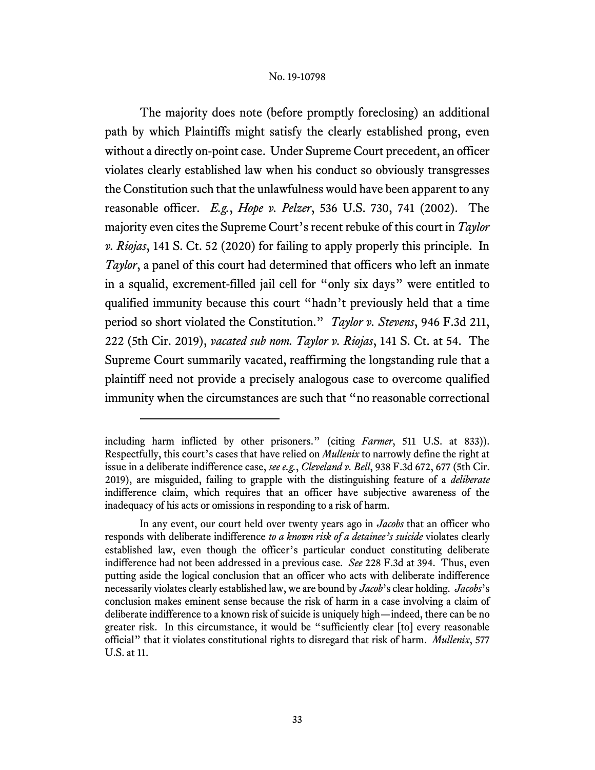The majority does note (before promptly foreclosing) an additional path by which Plaintiffs might satisfy the clearly established prong, even without a directly on-point case. Under Supreme Court precedent, an officer violates clearly established law when his conduct so obviously transgresses the Constitution such that the unlawfulness would have been apparent to any reasonable officer. *E.g.*, *Hope v. Pelzer*, 536 U.S. 730, 741 (2002). The majority even cites the Supreme Court's recent rebuke of this court in *Taylor v. Riojas*, 141 S. Ct. 52 (2020) for failing to apply properly this principle. In *Taylor*, a panel of this court had determined that officers who left an inmate in a squalid, excrement-filled jail cell for "only six days" were entitled to qualified immunity because this court "hadn't previously held that a time period so short violated the Constitution." *Taylor v. Stevens*, 946 F.3d 211, 222 (5th Cir. 2019), *vacated sub nom. Taylor v. Riojas*, 141 S. Ct. at 54. The Supreme Court summarily vacated, reaffirming the longstanding rule that a plaintiff need not provide a precisely analogous case to overcome qualified immunity when the circumstances are such that "no reasonable correctional

---

including harm inflicted by other prisoners." (citing *Farmer*, 511 U.S. at 833)). Respectfully, this court's cases that have relied on *Mullenix* to narrowly define the right at issue in a deliberate indifference case, *see e.g.*, *Cleveland v. Bell*, 938 F.3d 672, 677 (5th Cir. 2019), are misguided, failing to grapple with the distinguishing feature of a *deliberate* indifference claim, which requires that an officer have subjective awareness of the inadequacy of his acts or omissions in responding to a risk of harm.

In any event, our court held over twenty years ago in *Jacobs* that an officer who responds with deliberate indifference *to a known risk of a detainee's suicide* violates clearly established law, even though the officer's particular conduct constituting deliberate indifference had not been addressed in a previous case. *See* 228 F.3d at 394. Thus, even putting aside the logical conclusion that an officer who acts with deliberate indifference necessarily violates clearly established law, we are bound by *Jacob*'s clear holding. *Jacobs*'s conclusion makes eminent sense because the risk of harm in a case involving a claim of deliberate indifference to a known risk of suicide is uniquely high—indeed, there can be no greater risk. In this circumstance, it would be "sufficiently clear [to] every reasonable official" that it violates constitutional rights to disregard that risk of harm. *Mullenix*, 577 U.S. at 11.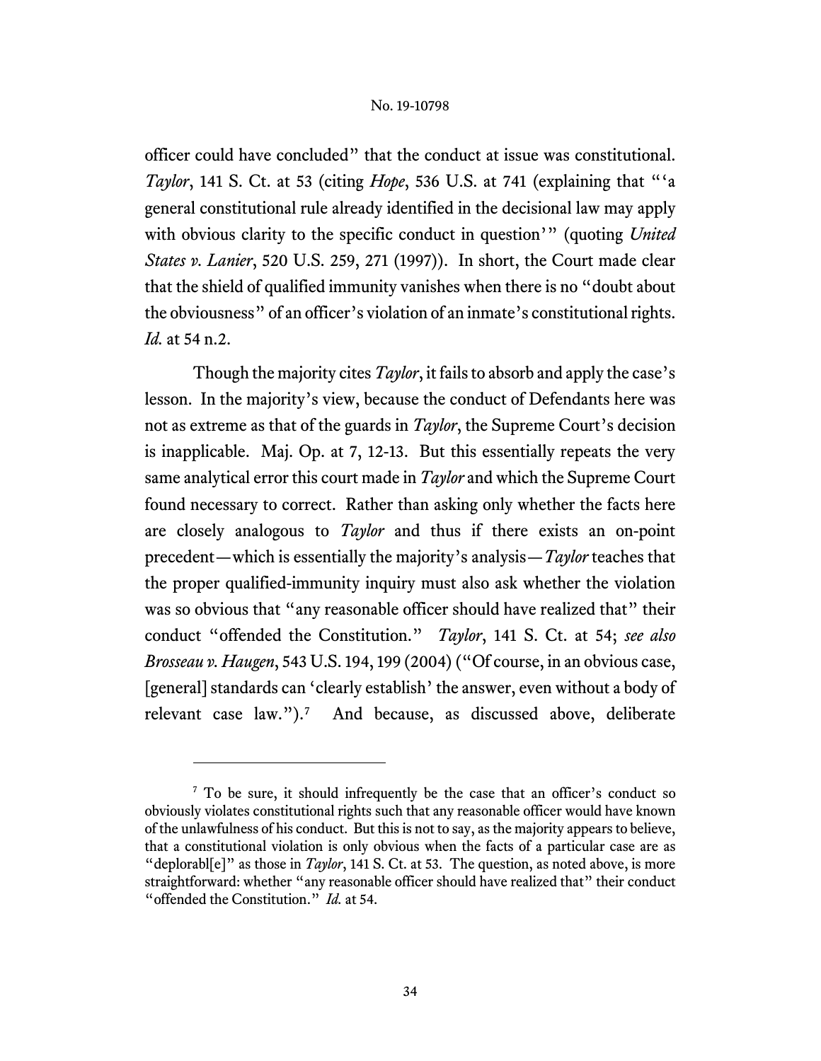officer could have concluded" that the conduct at issue was constitutional. *Taylor*, 141 S. Ct. at 53 (citing *Hope*, 536 U.S. at 741 (explaining that "'a general constitutional rule already identified in the decisional law may apply with obvious clarity to the specific conduct in question'" (quoting *United States v. Lanier*, 520 U.S. 259, 271 (1997)). In short, the Court made clear that the shield of qualified immunity vanishes when there is no "doubt about the obviousness" of an officer's violation of an inmate's constitutional rights. *Id.* at 54 n.2.

Though the majority cites *Taylor*, it fails to absorb and apply the case's lesson. In the majority's view, because the conduct of Defendants here was not as extreme as that of the guards in *Taylor*, the Supreme Court's decision is inapplicable. Maj. Op. at 7, 12-13. But this essentially repeats the very same analytical error this court made in *Taylor* and which the Supreme Court found necessary to correct. Rather than asking only whether the facts here are closely analogous to *Taylor* and thus if there exists an on-point precedent—which is essentially the majority's analysis—*Taylor* teaches that the proper qualified-immunity inquiry must also ask whether the violation was so obvious that "any reasonable officer should have realized that" their conduct "offended the Constitution." *Taylor*, 141 S. Ct. at 54; *see also Brosseau v. Haugen*, 543 U.S. 194, 199 (2004) ("Of course, in an obvious case, [general] standards can 'clearly establish' the answer, even without a body of relevant case law.").[7] And because, as discussed above, deliberate

[7] To be sure, it should infrequently be the case that an officer's conduct so obviously violates constitutional rights such that any reasonable officer would have known of the unlawfulness of his conduct. But this is not to say, as the majority appears to believe, that a constitutional violation is only obvious when the facts of a particular case are as "deplorabl[e]" as those in *Taylor*, 141 S. Ct. at 53. The question, as noted above, is more straightforward: whether "any reasonable officer should have realized that" their conduct "offended the Constitution." *Id.* at 54.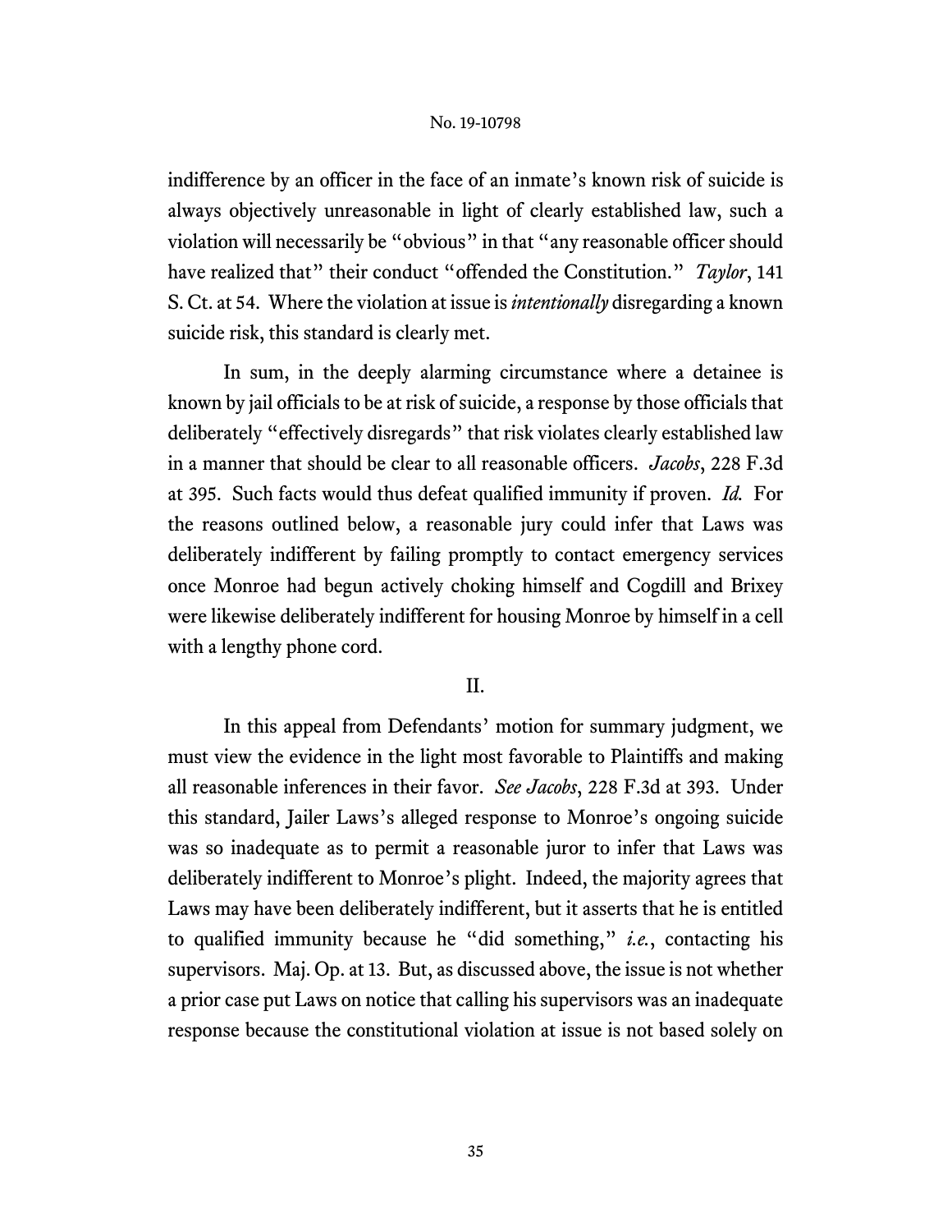indifference by an officer in the face of an inmate's known risk of suicide is always objectively unreasonable in light of clearly established law, such a violation will necessarily be "obvious" in that "any reasonable officer should have realized that" their conduct "offended the Constitution." *Taylor*, 141 S. Ct. at 54. Where the violation at issue is *intentionally* disregarding a known suicide risk, this standard is clearly met.

In sum, in the deeply alarming circumstance where a detainee is known by jail officials to be at risk of suicide, a response by those officials that deliberately "effectively disregards" that risk violates clearly established law in a manner that should be clear to all reasonable officers. *Jacobs*, 228 F.3d at 395. Such facts would thus defeat qualified immunity if proven. *Id.* For the reasons outlined below, a reasonable jury could infer that Laws was deliberately indifferent by failing promptly to contact emergency services once Monroe had begun actively choking himself and Cogdill and Brixey were likewise deliberately indifferent for housing Monroe by himself in a cell with a lengthy phone cord.

## II.

In this appeal from Defendants' motion for summary judgment, we must view the evidence in the light most favorable to Plaintiffs and making all reasonable inferences in their favor. *See Jacobs*, 228 F.3d at 393. Under this standard, Jailer Laws's alleged response to Monroe's ongoing suicide was so inadequate as to permit a reasonable juror to infer that Laws was deliberately indifferent to Monroe's plight. Indeed, the majority agrees that Laws may have been deliberately indifferent, but it asserts that he is entitled to qualified immunity because he "did something," *i.e.*, contacting his supervisors. Maj. Op. at 13. But, as discussed above, the issue is not whether a prior case put Laws on notice that calling his supervisors was an inadequate response because the constitutional violation at issue is not based solely on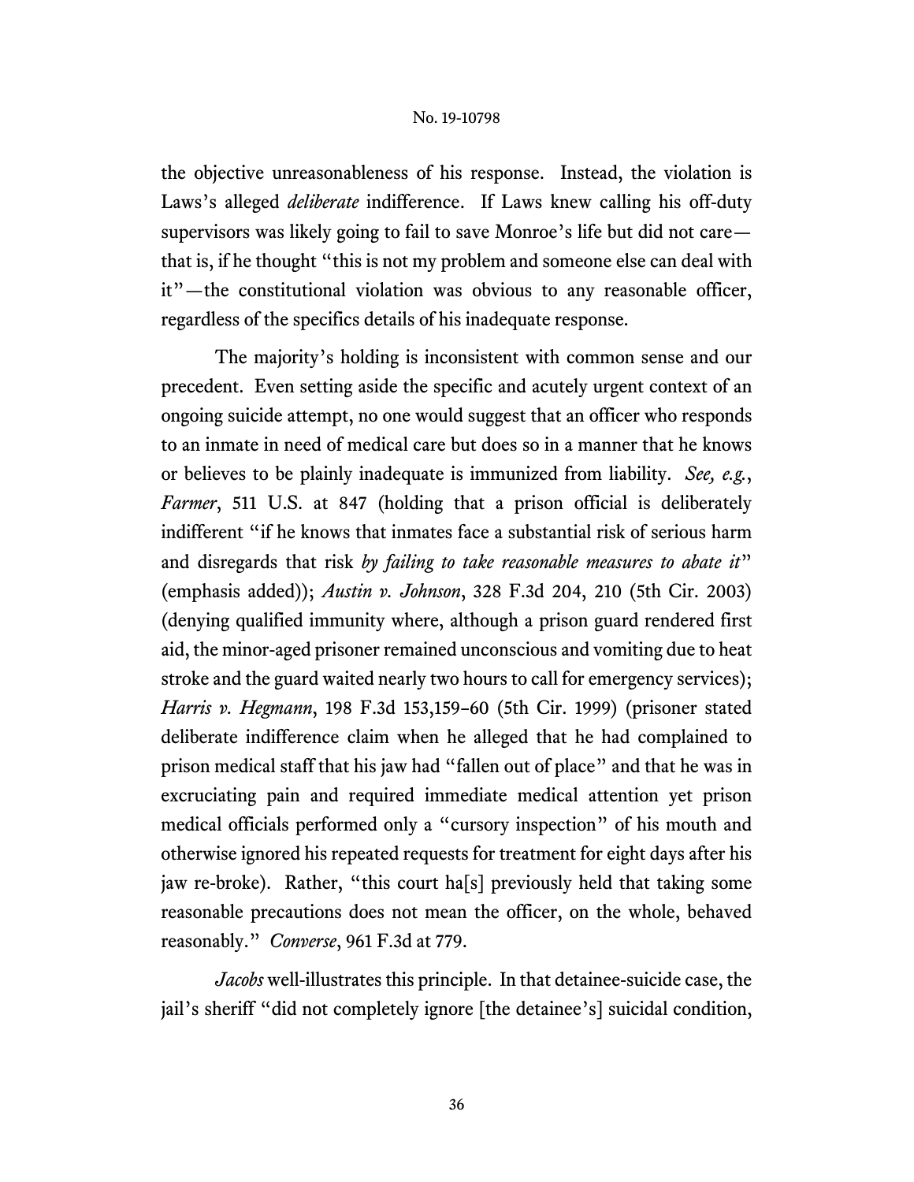the objective unreasonableness of his response. Instead, the violation is Laws's alleged *deliberate* indifference. If Laws knew calling his off-duty supervisors was likely going to fail to save Monroe's life but did not care—that is, if he thought "this is not my problem and someone else can deal with it"—the constitutional violation was obvious to any reasonable officer, regardless of the specifics details of his inadequate response.

The majority's holding is inconsistent with common sense and our precedent. Even setting aside the specific and acutely urgent context of an ongoing suicide attempt, no one would suggest that an officer who responds to an inmate in need of medical care but does so in a manner that he knows or believes to be plainly inadequate is immunized from liability. *See, e.g.*, *Farmer*, 511 U.S. at 847 (holding that a prison official is deliberately indifferent "if he knows that inmates face a substantial risk of serious harm and disregards that risk *by failing to take reasonable measures to abate it*" (emphasis added)); *Austin v. Johnson*, 328 F.3d 204, 210 (5th Cir. 2003) (denying qualified immunity where, although a prison guard rendered first aid, the minor-aged prisoner remained unconscious and vomiting due to heat stroke and the guard waited nearly two hours to call for emergency services); *Harris v. Hegmann*, 198 F.3d 153,159–60 (5th Cir. 1999) (prisoner stated deliberate indifference claim when he alleged that he had complained to prison medical staff that his jaw had "fallen out of place" and that he was in excruciating pain and required immediate medical attention yet prison medical officials performed only a "cursory inspection" of his mouth and otherwise ignored his repeated requests for treatment for eight days after his jaw re-broke). Rather, "this court ha[s] previously held that taking some reasonable precautions does not mean the officer, on the whole, behaved reasonably." *Converse*, 961 F.3d at 779.

*Jacobs* well-illustrates this principle. In that detainee-suicide case, the jail's sheriff "did not completely ignore [the detainee's] suicidal condition,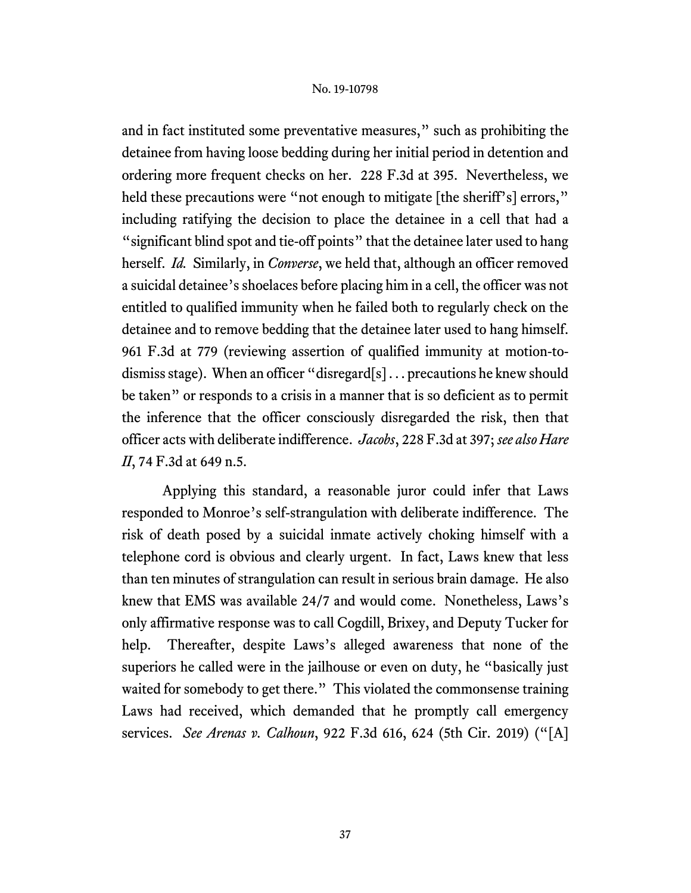and in fact instituted some preventative measures," such as prohibiting the detainee from having loose bedding during her initial period in detention and ordering more frequent checks on her. 228 F.3d at 395. Nevertheless, we held these precautions were "not enough to mitigate [the sheriff's] errors," including ratifying the decision to place the detainee in a cell that had a "significant blind spot and tie-off points" that the detainee later used to hang herself. *Id.* Similarly, in *Converse*, we held that, although an officer removed a suicidal detainee's shoelaces before placing him in a cell, the officer was not entitled to qualified immunity when he failed both to regularly check on the detainee and to remove bedding that the detainee later used to hang himself. 961 F.3d at 779 (reviewing assertion of qualified immunity at motion-to-dismiss stage). When an officer "disregard[s] . . . precautions he knew should be taken" or responds to a crisis in a manner that is so deficient as to permit the inference that the officer consciously disregarded the risk, then that officer acts with deliberate indifference. *Jacobs*, 228 F.3d at 397; *see also Hare II*, 74 F.3d at 649 n.5.

Applying this standard, a reasonable juror could infer that Laws responded to Monroe's self-strangulation with deliberate indifference. The risk of death posed by a suicidal inmate actively choking himself with a telephone cord is obvious and clearly urgent. In fact, Laws knew that less than ten minutes of strangulation can result in serious brain damage. He also knew that EMS was available 24/7 and would come. Nonetheless, Laws's only affirmative response was to call Cogdill, Brixey, and Deputy Tucker for help. Thereafter, despite Laws's alleged awareness that none of the superiors he called were in the jailhouse or even on duty, he "basically just waited for somebody to get there." This violated the commonsense training Laws had received, which demanded that he promptly call emergency services. *See Arenas v. Calhoun*, 922 F.3d 616, 624 (5th Cir. 2019) ("[A]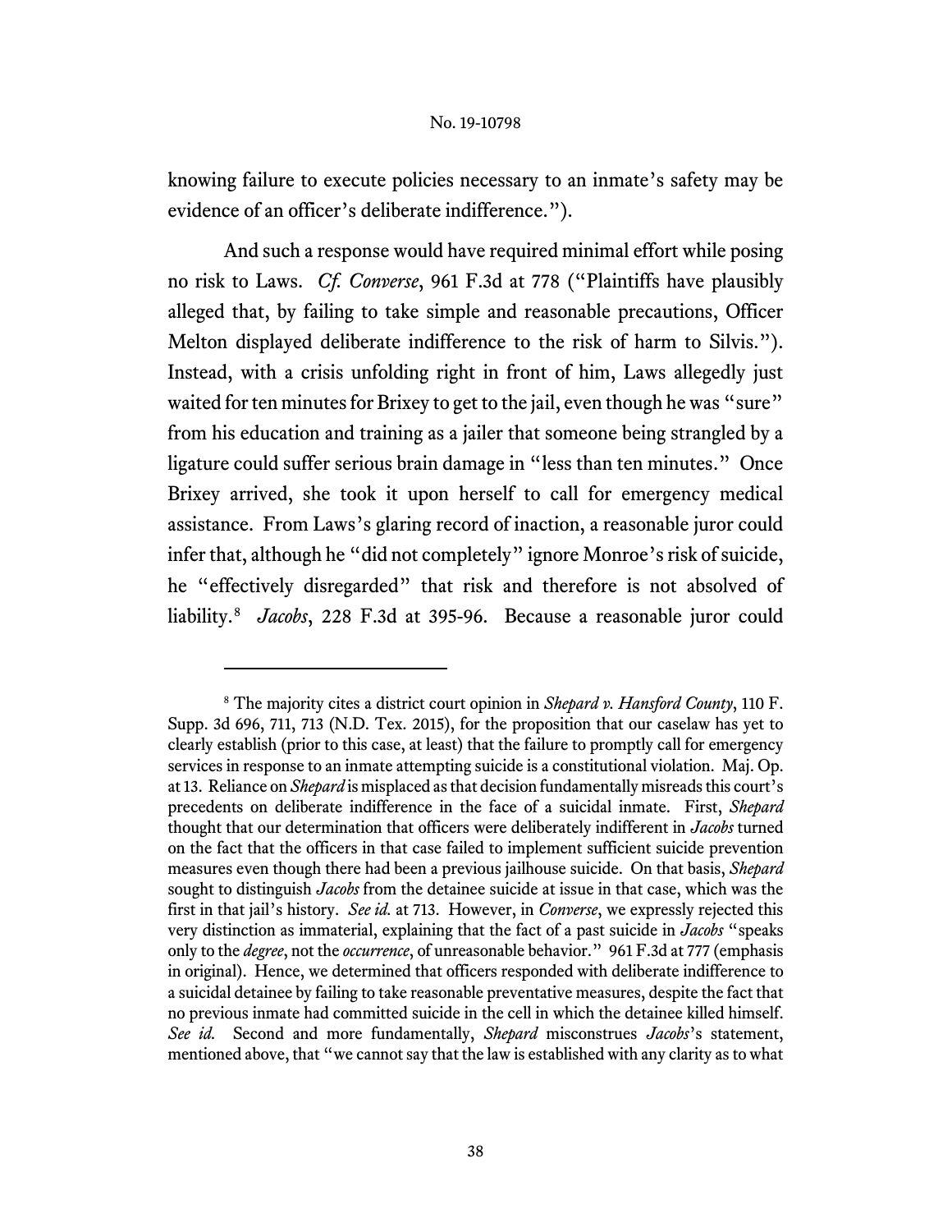knowing failure to execute policies necessary to an inmate's safety may be evidence of an officer's deliberate indifference.").

And such a response would have required minimal effort while posing no risk to Laws. *Cf. Converse*, 961 F.3d at 778 ("Plaintiffs have plausibly alleged that, by failing to take simple and reasonable precautions, Officer Melton displayed deliberate indifference to the risk of harm to Silvis."). Instead, with a crisis unfolding right in front of him, Laws allegedly just waited for ten minutes for Brixey to get to the jail, even though he was "sure" from his education and training as a jailer that someone being strangled by a ligature could suffer serious brain damage in "less than ten minutes." Once Brixey arrived, she took it upon herself to call for emergency medical assistance. From Laws's glaring record of inaction, a reasonable juror could infer that, although he "did not completely" ignore Monroe's risk of suicide, he "effectively disregarded" that risk and therefore is not absolved of liability.[8] *Jacobs*, 228 F.3d at 395-96. Because a reasonable juror could

---

[8] The majority cites a district court opinion in *Shepard v. Hansford County*, 110 F. Supp. 3d 696, 711, 713 (N.D. Tex. 2015), for the proposition that our caselaw has yet to clearly establish (prior to this case, at least) that the failure to promptly call for emergency services in response to an inmate attempting suicide is a constitutional violation. Maj. Op. at 13. Reliance on *Shepard* is misplaced as that decision fundamentally misreads this court's precedents on deliberate indifference in the face of a suicidal inmate. First, *Shepard* thought that our determination that officers were deliberately indifferent in *Jacobs* turned on the fact that the officers in that case failed to implement sufficient suicide prevention measures even though there had been a previous jailhouse suicide. On that basis, *Shepard* sought to distinguish *Jacobs* from the detainee suicide at issue in that case, which was the first in that jail's history. *See id.* at 713. However, in *Converse*, we expressly rejected this very distinction as immaterial, explaining that the fact of a past suicide in *Jacobs* "speaks only to the *degree*, not the *occurrence*, of unreasonable behavior." 961 F.3d at 777 (emphasis in original). Hence, we determined that officers responded with deliberate indifference to a suicidal detainee by failing to take reasonable preventative measures, despite the fact that no previous inmate had committed suicide in the cell in which the detainee killed himself. *See id.* Second and more fundamentally, *Shepard* misconstrues *Jacobs*'s statement, mentioned above, that "we cannot say that the law is established with any clarity as to what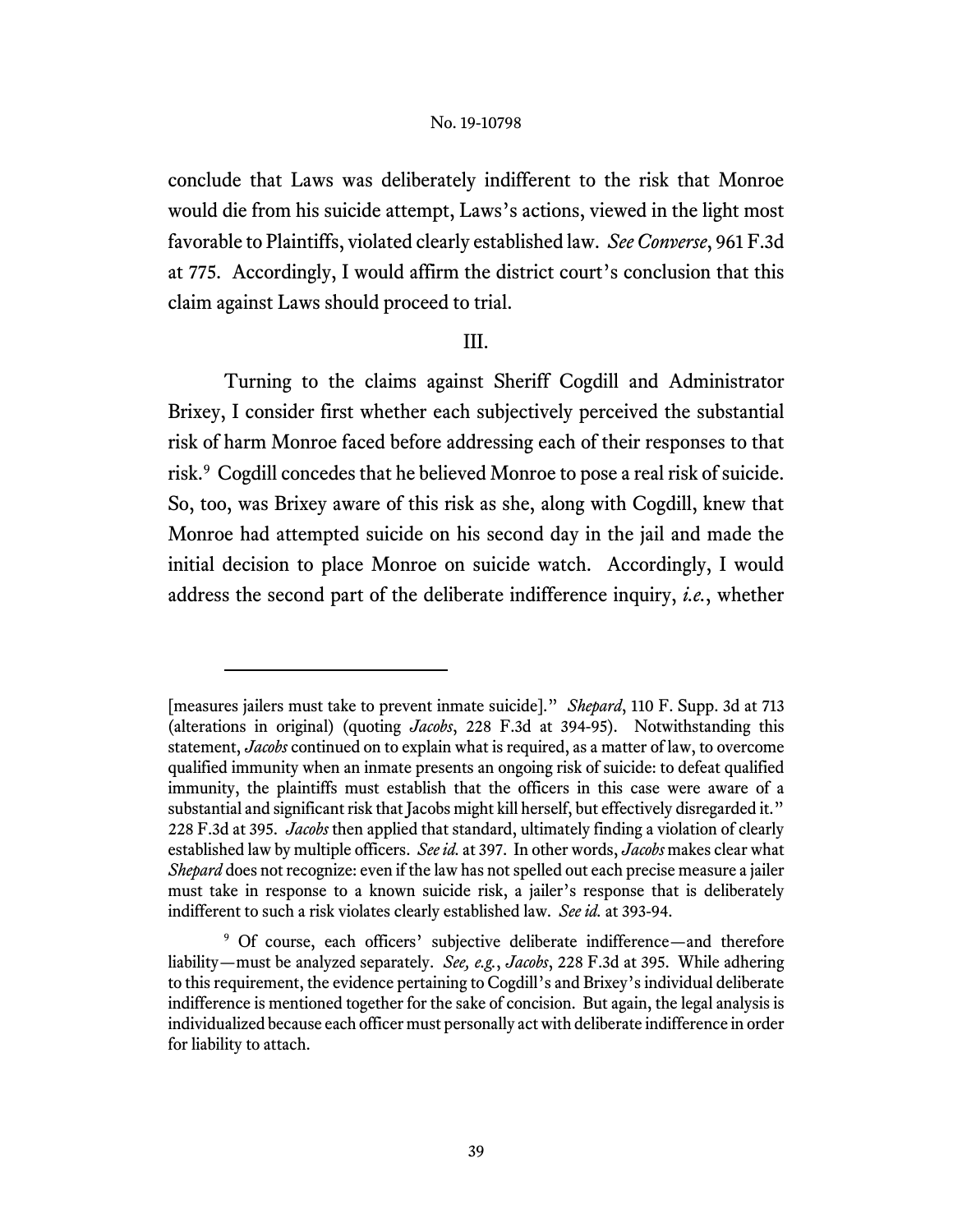conclude that Laws was deliberately indifferent to the risk that Monroe would die from his suicide attempt, Laws's actions, viewed in the light most favorable to Plaintiffs, violated clearly established law. *See Converse*, 961 F.3d at 775. Accordingly, I would affirm the district court's conclusion that this claim against Laws should proceed to trial.

## III.

Turning to the claims against Sheriff Cogdill and Administrator Brixey, I consider first whether each subjectively perceived the substantial risk of harm Monroe faced before addressing each of their responses to that risk.[9] Cogdill concedes that he believed Monroe to pose a real risk of suicide. So, too, was Brixey aware of this risk as she, along with Cogdill, knew that Monroe had attempted suicide on his second day in the jail and made the initial decision to place Monroe on suicide watch. Accordingly, I would address the second part of the deliberate indifference inquiry, *i.e.*, whether

---

[measures jailers must take to prevent inmate suicide]." *Shepard*, 110 F. Supp. 3d at 713 (alterations in original) (quoting *Jacobs*, 228 F.3d at 394-95). Notwithstanding this statement, *Jacobs* continued on to explain what is required, as a matter of law, to overcome qualified immunity when an inmate presents an ongoing risk of suicide: to defeat qualified immunity, the plaintiffs must establish that the officers in this case were aware of a substantial and significant risk that Jacobs might kill herself, but effectively disregarded it." 228 F.3d at 395. *Jacobs* then applied that standard, ultimately finding a violation of clearly established law by multiple officers. *See id.* at 397. In other words, *Jacobs* makes clear what *Shepard* does not recognize: even if the law has not spelled out each precise measure a jailer must take in response to a known suicide risk, a jailer's response that is deliberately indifferent to such a risk violates clearly established law. *See id.* at 393-94.

[9] Of course, each officers' subjective deliberate indifference—and therefore liability—must be analyzed separately. *See, e.g.*, *Jacobs*, 228 F.3d at 395. While adhering to this requirement, the evidence pertaining to Cogdill's and Brixey's individual deliberate indifference is mentioned together for the sake of concision. But again, the legal analysis is individualized because each officer must personally act with deliberate indifference in order for liability to attach.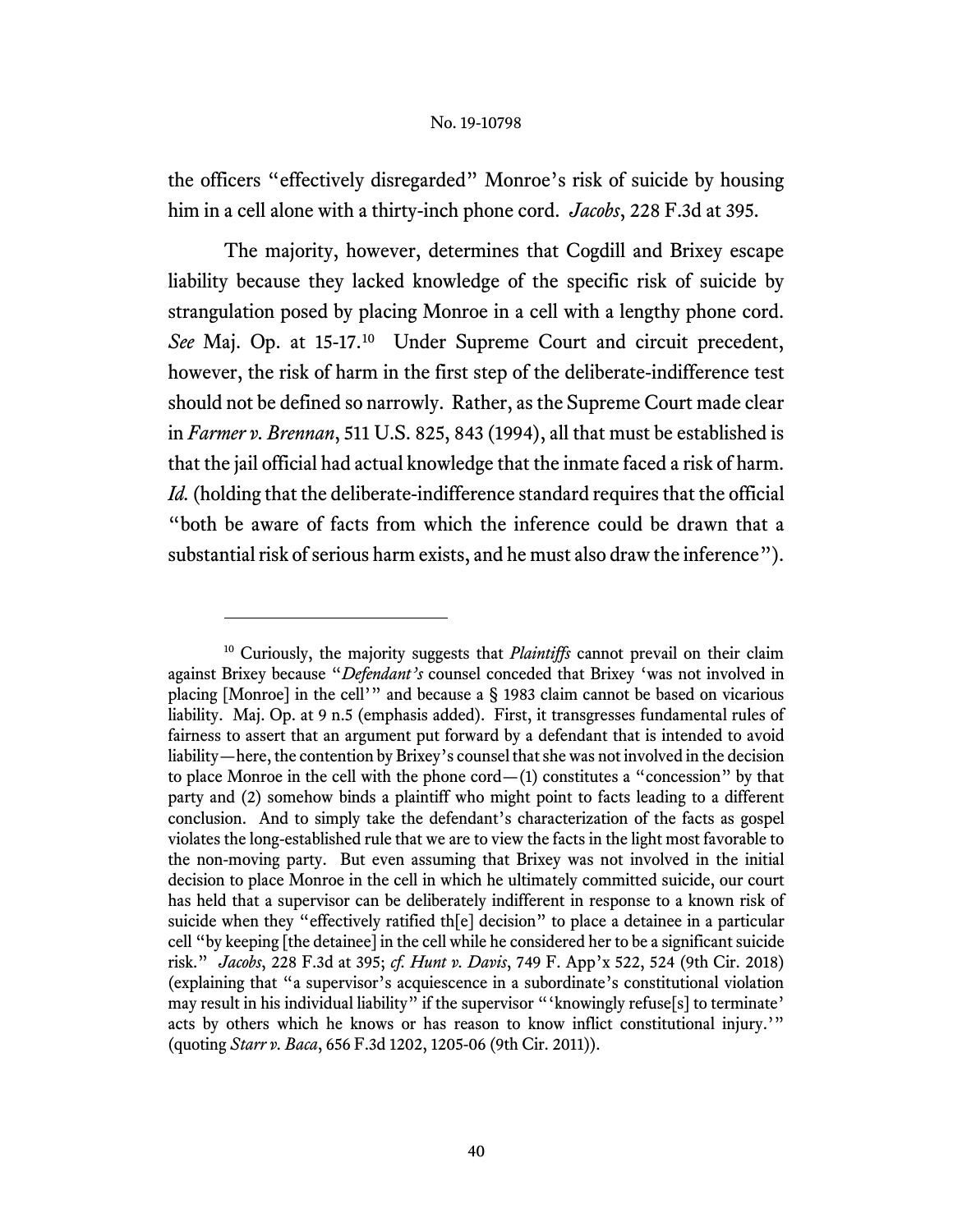the officers "effectively disregarded" Monroe's risk of suicide by housing him in a cell alone with a thirty-inch phone cord. *Jacobs*, 228 F.3d at 395.

The majority, however, determines that Cogdill and Brixey escape liability because they lacked knowledge of the specific risk of suicide by strangulation posed by placing Monroe in a cell with a lengthy phone cord. *See* Maj. Op. at 15-17.[10] Under Supreme Court and circuit precedent, however, the risk of harm in the first step of the deliberate-indifference test should not be defined so narrowly. Rather, as the Supreme Court made clear in *Farmer v. Brennan*, 511 U.S. 825, 843 (1994), all that must be established is that the jail official had actual knowledge that the inmate faced a risk of harm. *Id.* (holding that the deliberate-indifference standard requires that the official "both be aware of facts from which the inference could be drawn that a substantial risk of serious harm exists, and he must also draw the inference").

---

[10] Curiously, the majority suggests that *Plaintiffs* cannot prevail on their claim against Brixey because "*Defendant's* counsel conceded that Brixey 'was not involved in placing [Monroe] in the cell'" and because a § 1983 claim cannot be based on vicarious liability. Maj. Op. at 9 n.5 (emphasis added). First, it transgresses fundamental rules of fairness to assert that an argument put forward by a defendant that is intended to avoid liability—here, the contention by Brixey's counsel that she was not involved in the decision to place Monroe in the cell with the phone cord—(1) constitutes a "concession" by that party and (2) somehow binds a plaintiff who might point to facts leading to a different conclusion. And to simply take the defendant's characterization of the facts as gospel violates the long-established rule that we are to view the facts in the light most favorable to the non-moving party. But even assuming that Brixey was not involved in the initial decision to place Monroe in the cell in which he ultimately committed suicide, our court has held that a supervisor can be deliberately indifferent in response to a known risk of suicide when they "effectively ratified th[e] decision" to place a detainee in a particular cell "by keeping [the detainee] in the cell while he considered her to be a significant suicide risk." *Jacobs*, 228 F.3d at 395; *cf. Hunt v. Davis*, 749 F. App'x 522, 524 (9th Cir. 2018) (explaining that "a supervisor's acquiescence in a subordinate's constitutional violation may result in his individual liability" if the supervisor "'knowingly refuse[s] to terminate' acts by others which he knows or has reason to know inflict constitutional injury.'" (quoting *Starr v. Baca*, 656 F.3d 1202, 1205-06 (9th Cir. 2011)).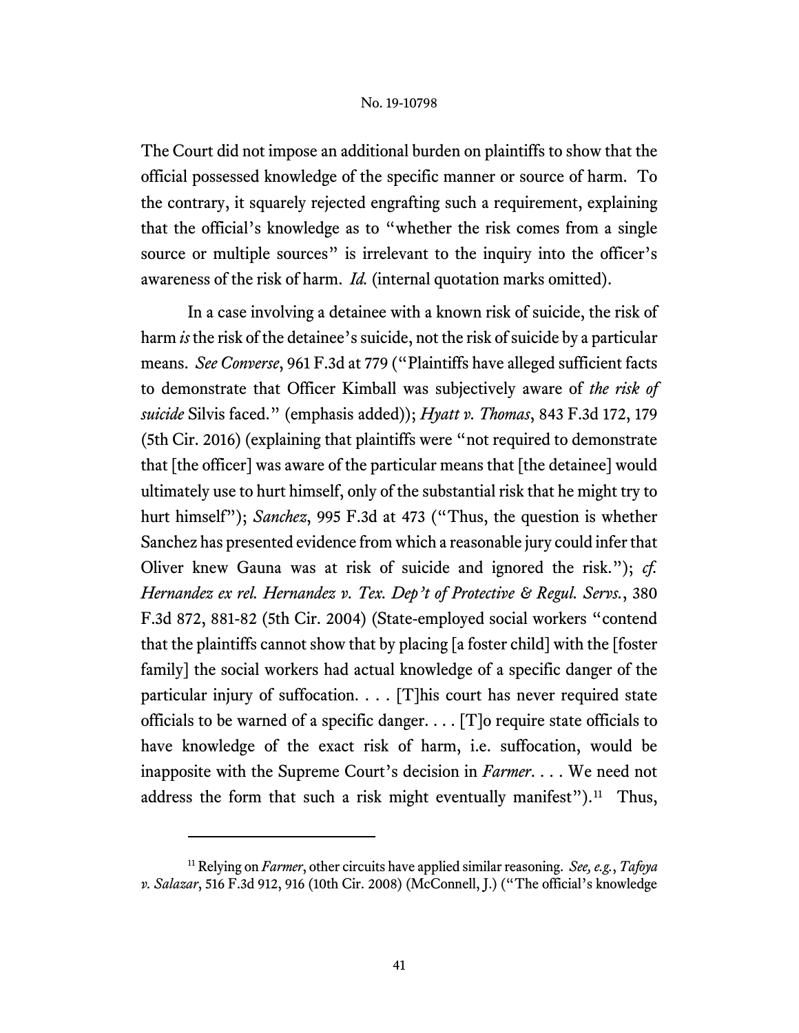The Court did not impose an additional burden on plaintiffs to show that the official possessed knowledge of the specific manner or source of harm. To the contrary, it squarely rejected engrafting such a requirement, explaining that the official's knowledge as to "whether the risk comes from a single source or multiple sources" is irrelevant to the inquiry into the officer's awareness of the risk of harm. *Id.* (internal quotation marks omitted).

In a case involving a detainee with a known risk of suicide, the risk of harm *is* the risk of the detainee's suicide, not the risk of suicide by a particular means. *See Converse*, 961 F.3d at 779 ("Plaintiffs have alleged sufficient facts to demonstrate that Officer Kimball was subjectively aware of *the risk of suicide* Silvis faced." (emphasis added)); *Hyatt v. Thomas*, 843 F.3d 172, 179 (5th Cir. 2016) (explaining that plaintiffs were "not required to demonstrate that [the officer] was aware of the particular means that [the detainee] would ultimately use to hurt himself, only of the substantial risk that he might try to hurt himself"); *Sanchez*, 995 F.3d at 473 ("Thus, the question is whether Sanchez has presented evidence from which a reasonable jury could infer that Oliver knew Gauna was at risk of suicide and ignored the risk."); *cf. Hernandez ex rel. Hernandez v. Tex. Dep't of Protective & Regul. Servs.*, 380 F.3d 872, 881-82 (5th Cir. 2004) (State-employed social workers "contend that the plaintiffs cannot show that by placing [a foster child] with the [foster family] the social workers had actual knowledge of a specific danger of the particular injury of suffocation. . . . [T]his court has never required state officials to be warned of a specific danger. . . . [T]o require state officials to have knowledge of the exact risk of harm, i.e. suffocation, would be inapposite with the Supreme Court's decision in *Farmer*. . . . We need not address the form that such a risk might eventually manifest").[11] Thus,

[11] Relying on *Farmer*, other circuits have applied similar reasoning. *See, e.g.*, *Tafoya v. Salazar*, 516 F.3d 912, 916 (10th Cir. 2008) (McConnell, J.) ("The official's knowledge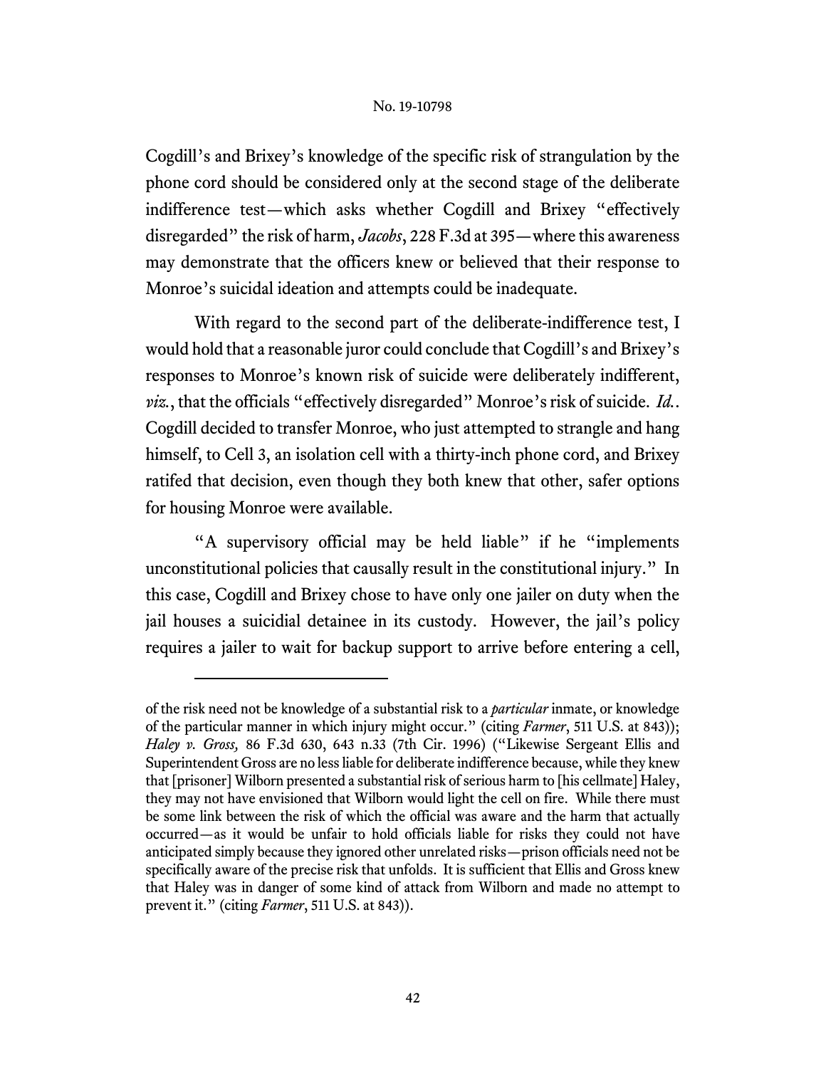Cogdill's and Brixey's knowledge of the specific risk of strangulation by the phone cord should be considered only at the second stage of the deliberate indifference test—which asks whether Cogdill and Brixey "effectively disregarded" the risk of harm, *Jacobs*, 228 F.3d at 395—where this awareness may demonstrate that the officers knew or believed that their response to Monroe's suicidal ideation and attempts could be inadequate.

With regard to the second part of the deliberate-indifference test, I would hold that a reasonable juror could conclude that Cogdill's and Brixey's responses to Monroe's known risk of suicide were deliberately indifferent, *viz.*, that the officials "effectively disregarded" Monroe's risk of suicide. *Id.*. Cogdill decided to transfer Monroe, who just attempted to strangle and hang himself, to Cell 3, an isolation cell with a thirty-inch phone cord, and Brixey ratifed that decision, even though they both knew that other, safer options for housing Monroe were available.

"A supervisory official may be held liable" if he "implements unconstitutional policies that causally result in the constitutional injury." In this case, Cogdill and Brixey chose to have only one jailer on duty when the jail houses a suicidial detainee in its custody. However, the jail's policy requires a jailer to wait for backup support to arrive before entering a cell,

---

of the risk need not be knowledge of a substantial risk to a *particular* inmate, or knowledge of the particular manner in which injury might occur." (citing *Farmer*, 511 U.S. at 843)); *Haley v. Gross,* 86 F.3d 630, 643 n.33 (7th Cir. 1996) ("Likewise Sergeant Ellis and Superintendent Gross are no less liable for deliberate indifference because, while they knew that [prisoner] Wilborn presented a substantial risk of serious harm to [his cellmate] Haley, they may not have envisioned that Wilborn would light the cell on fire. While there must be some link between the risk of which the official was aware and the harm that actually occurred—as it would be unfair to hold officials liable for risks they could not have anticipated simply because they ignored other unrelated risks—prison officials need not be specifically aware of the precise risk that unfolds. It is sufficient that Ellis and Gross knew that Haley was in danger of some kind of attack from Wilborn and made no attempt to prevent it." (citing *Farmer*, 511 U.S. at 843)).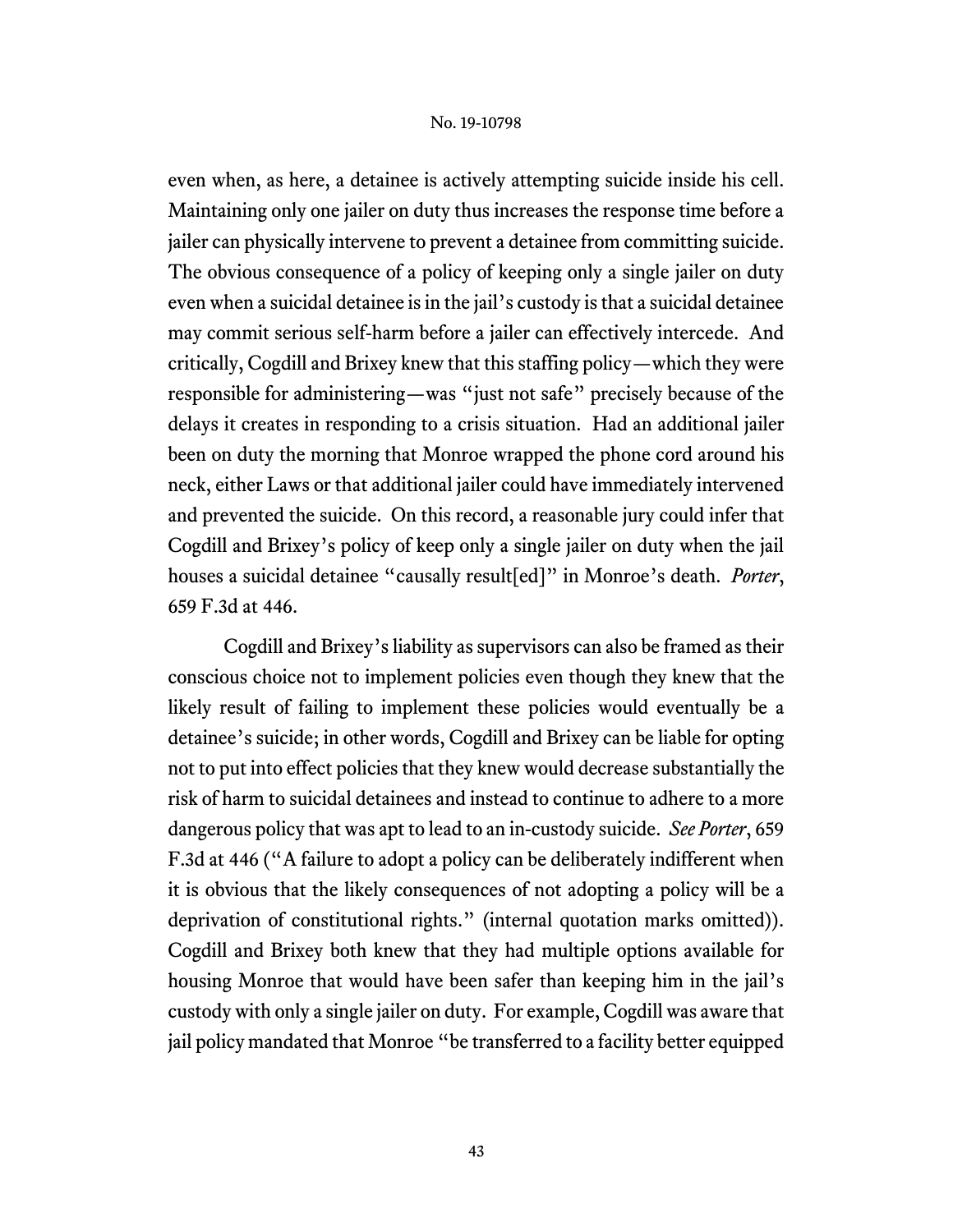even when, as here, a detainee is actively attempting suicide inside his cell. Maintaining only one jailer on duty thus increases the response time before a jailer can physically intervene to prevent a detainee from committing suicide. The obvious consequence of a policy of keeping only a single jailer on duty even when a suicidal detainee is in the jail's custody is that a suicidal detainee may commit serious self-harm before a jailer can effectively intercede. And critically, Cogdill and Brixey knew that this staffing policy—which they were responsible for administering—was "just not safe" precisely because of the delays it creates in responding to a crisis situation. Had an additional jailer been on duty the morning that Monroe wrapped the phone cord around his neck, either Laws or that additional jailer could have immediately intervened and prevented the suicide. On this record, a reasonable jury could infer that Cogdill and Brixey's policy of keep only a single jailer on duty when the jail houses a suicidal detainee "causally result[ed]" in Monroe's death. *Porter*, 659 F.3d at 446.

Cogdill and Brixey's liability as supervisors can also be framed as their conscious choice not to implement policies even though they knew that the likely result of failing to implement these policies would eventually be a detainee's suicide; in other words, Cogdill and Brixey can be liable for opting not to put into effect policies that they knew would decrease substantially the risk of harm to suicidal detainees and instead to continue to adhere to a more dangerous policy that was apt to lead to an in-custody suicide. *See Porter*, 659 F.3d at 446 ("A failure to adopt a policy can be deliberately indifferent when it is obvious that the likely consequences of not adopting a policy will be a deprivation of constitutional rights." (internal quotation marks omitted)). Cogdill and Brixey both knew that they had multiple options available for housing Monroe that would have been safer than keeping him in the jail's custody with only a single jailer on duty. For example, Cogdill was aware that jail policy mandated that Monroe "be transferred to a facility better equipped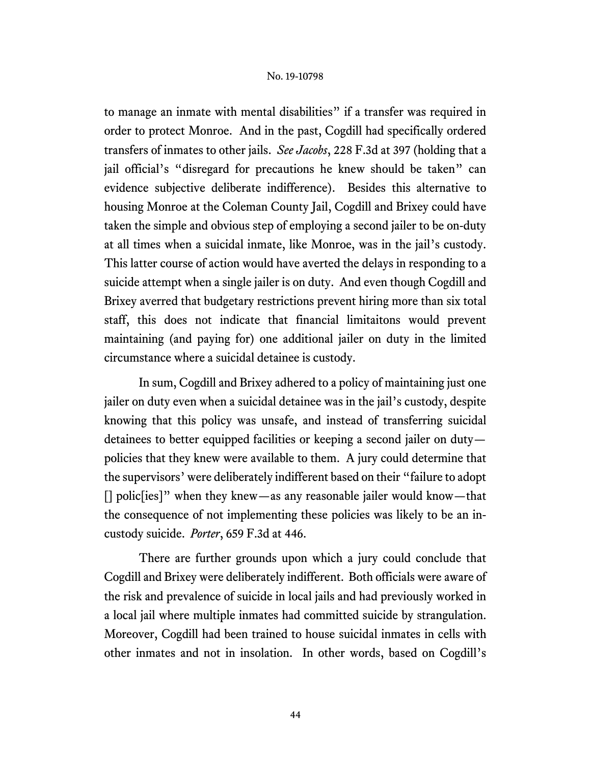to manage an inmate with mental disabilities" if a transfer was required in order to protect Monroe. And in the past, Cogdill had specifically ordered transfers of inmates to other jails. *See Jacobs*, 228 F.3d at 397 (holding that a jail official's "disregard for precautions he knew should be taken" can evidence subjective deliberate indifference). Besides this alternative to housing Monroe at the Coleman County Jail, Cogdill and Brixey could have taken the simple and obvious step of employing a second jailer to be on-duty at all times when a suicidal inmate, like Monroe, was in the jail's custody. This latter course of action would have averted the delays in responding to a suicide attempt when a single jailer is on duty. And even though Cogdill and Brixey averred that budgetary restrictions prevent hiring more than six total staff, this does not indicate that financial limitaitons would prevent maintaining (and paying for) one additional jailer on duty in the limited circumstance where a suicidal detainee is custody.

In sum, Cogdill and Brixey adhered to a policy of maintaining just one jailer on duty even when a suicidal detainee was in the jail's custody, despite knowing that this policy was unsafe, and instead of transferring suicidal detainees to better equipped facilities or keeping a second jailer on duty—policies that they knew were available to them. A jury could determine that the supervisors' were deliberately indifferent based on their "failure to adopt [] polic[ies]" when they knew—as any reasonable jailer would know—that the consequence of not implementing these policies was likely to be an in-custody suicide. *Porter*, 659 F.3d at 446.

There are further grounds upon which a jury could conclude that Cogdill and Brixey were deliberately indifferent. Both officials were aware of the risk and prevalence of suicide in local jails and had previously worked in a local jail where multiple inmates had committed suicide by strangulation. Moreover, Cogdill had been trained to house suicidal inmates in cells with other inmates and not in insolation. In other words, based on Cogdill's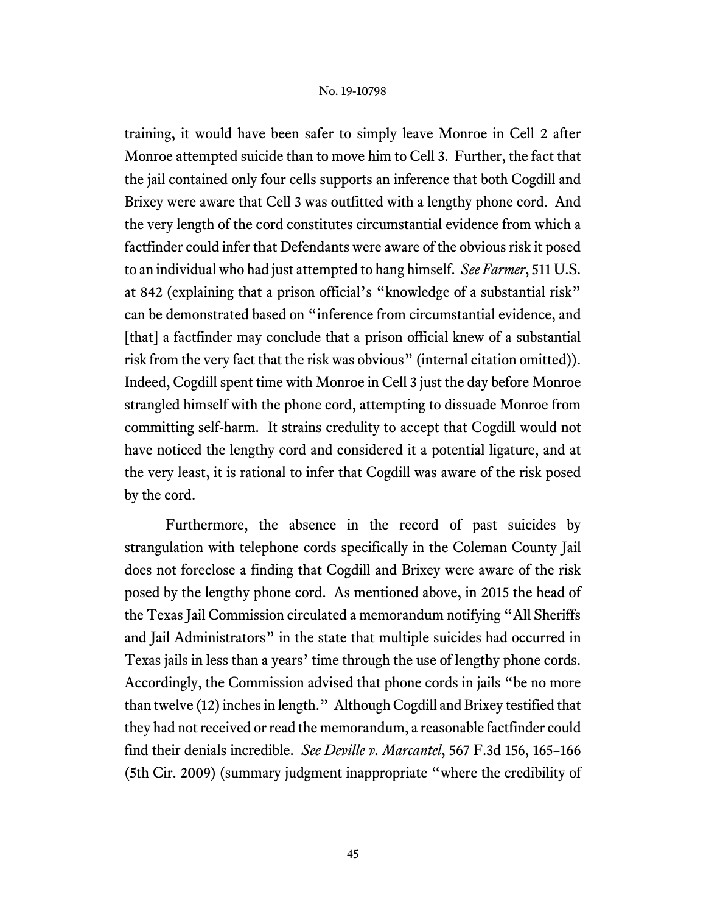training, it would have been safer to simply leave Monroe in Cell 2 after Monroe attempted suicide than to move him to Cell 3. Further, the fact that the jail contained only four cells supports an inference that both Cogdill and Brixey were aware that Cell 3 was outfitted with a lengthy phone cord. And the very length of the cord constitutes circumstantial evidence from which a factfinder could infer that Defendants were aware of the obvious risk it posed to an individual who had just attempted to hang himself. *See Farmer*, 511 U.S. at 842 (explaining that a prison official's "knowledge of a substantial risk" can be demonstrated based on "inference from circumstantial evidence, and [that] a factfinder may conclude that a prison official knew of a substantial risk from the very fact that the risk was obvious" (internal citation omitted)). Indeed, Cogdill spent time with Monroe in Cell 3 just the day before Monroe strangled himself with the phone cord, attempting to dissuade Monroe from committing self-harm. It strains credulity to accept that Cogdill would not have noticed the lengthy cord and considered it a potential ligature, and at the very least, it is rational to infer that Cogdill was aware of the risk posed by the cord.

Furthermore, the absence in the record of past suicides by strangulation with telephone cords specifically in the Coleman County Jail does not foreclose a finding that Cogdill and Brixey were aware of the risk posed by the lengthy phone cord. As mentioned above, in 2015 the head of the Texas Jail Commission circulated a memorandum notifying "All Sheriffs and Jail Administrators" in the state that multiple suicides had occurred in Texas jails in less than a years' time through the use of lengthy phone cords. Accordingly, the Commission advised that phone cords in jails "be no more than twelve (12) inches in length." Although Cogdill and Brixey testified that they had not received or read the memorandum, a reasonable factfinder could find their denials incredible. *See Deville v. Marcantel*, 567 F.3d 156, 165–166 (5th Cir. 2009) (summary judgment inappropriate "where the credibility of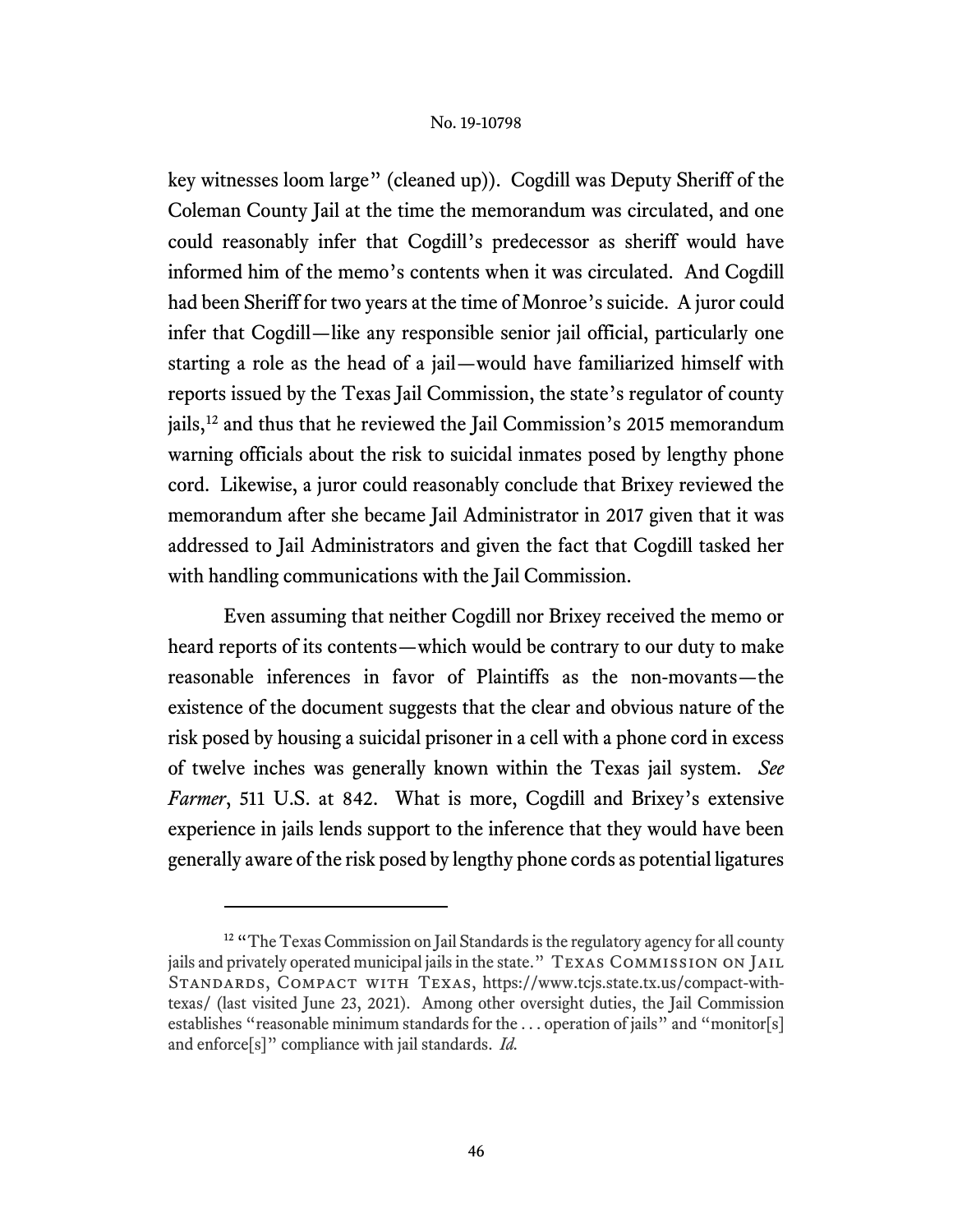key witnesses loom large" (cleaned up)). Cogdill was Deputy Sheriff of the Coleman County Jail at the time the memorandum was circulated, and one could reasonably infer that Cogdill's predecessor as sheriff would have informed him of the memo's contents when it was circulated. And Cogdill had been Sheriff for two years at the time of Monroe's suicide. A juror could infer that Cogdill—like any responsible senior jail official, particularly one starting a role as the head of a jail—would have familiarized himself with reports issued by the Texas Jail Commission, the state's regulator of county jails,[12] and thus that he reviewed the Jail Commission's 2015 memorandum warning officials about the risk to suicidal inmates posed by lengthy phone cord. Likewise, a juror could reasonably conclude that Brixey reviewed the memorandum after she became Jail Administrator in 2017 given that it was addressed to Jail Administrators and given the fact that Cogdill tasked her with handling communications with the Jail Commission.

Even assuming that neither Cogdill nor Brixey received the memo or heard reports of its contents—which would be contrary to our duty to make reasonable inferences in favor of Plaintiffs as the non-movants—the existence of the document suggests that the clear and obvious nature of the risk posed by housing a suicidal prisoner in a cell with a phone cord in excess of twelve inches was generally known within the Texas jail system. *See Farmer*, 511 U.S. at 842. What is more, Cogdill and Brixey's extensive experience in jails lends support to the inference that they would have been generally aware of the risk posed by lengthy phone cords as potential ligatures

---

[12] "The Texas Commission on Jail Standards is the regulatory agency for all county jails and privately operated municipal jails in the state." TEXAS COMMISSION ON JAIL STANDARDS, COMPACT WITH TEXAS, https://www.tcjs.state.tx.us/compact-with-texas/ (last visited June 23, 2021). Among other oversight duties, the Jail Commission establishes "reasonable minimum standards for the . . . operation of jails" and "monitor[s] and enforce[s]" compliance with jail standards. *Id.*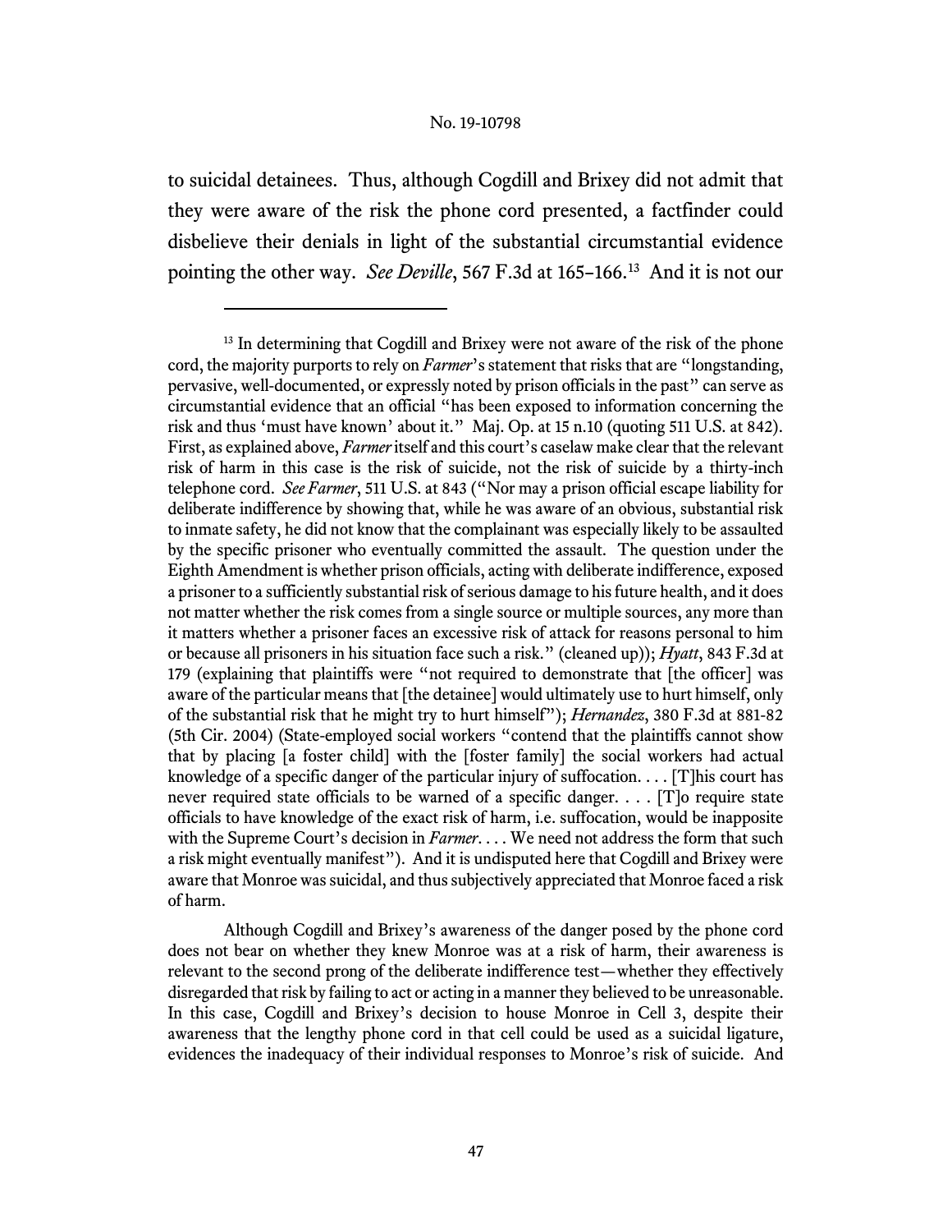to suicidal detainees. Thus, although Cogdill and Brixey did not admit that they were aware of the risk the phone cord presented, a factfinder could disbelieve their denials in light of the substantial circumstantial evidence pointing the other way. *See Deville*, 567 F.3d at 165–166.[13] And it is not our

---

[13] In determining that Cogdill and Brixey were not aware of the risk of the phone cord, the majority purports to rely on *Farmer*'s statement that risks that are "longstanding, pervasive, well-documented, or expressly noted by prison officials in the past" can serve as circumstantial evidence that an official "has been exposed to information concerning the risk and thus 'must have known' about it." Maj. Op. at 15 n.10 (quoting 511 U.S. at 842). First, as explained above, *Farmer* itself and this court's caselaw make clear that the relevant risk of harm in this case is the risk of suicide, not the risk of suicide by a thirty-inch telephone cord. *See Farmer*, 511 U.S. at 843 ("Nor may a prison official escape liability for deliberate indifference by showing that, while he was aware of an obvious, substantial risk to inmate safety, he did not know that the complainant was especially likely to be assaulted by the specific prisoner who eventually committed the assault. The question under the Eighth Amendment is whether prison officials, acting with deliberate indifference, exposed a prisoner to a sufficiently substantial risk of serious damage to his future health, and it does not matter whether the risk comes from a single source or multiple sources, any more than it matters whether a prisoner faces an excessive risk of attack for reasons personal to him or because all prisoners in his situation face such a risk." (cleaned up)); *Hyatt*, 843 F.3d at 179 (explaining that plaintiffs were "not required to demonstrate that [the officer] was aware of the particular means that [the detainee] would ultimately use to hurt himself, only of the substantial risk that he might try to hurt himself"); *Hernandez*, 380 F.3d at 881-82 (5th Cir. 2004) (State-employed social workers "contend that the plaintiffs cannot show that by placing [a foster child] with the [foster family] the social workers had actual knowledge of a specific danger of the particular injury of suffocation. . . . [T]his court has never required state officials to be warned of a specific danger. . . . [T]o require state officials to have knowledge of the exact risk of harm, i.e. suffocation, would be inapposite with the Supreme Court's decision in *Farmer*. . . . We need not address the form that such a risk might eventually manifest"). And it is undisputed here that Cogdill and Brixey were aware that Monroe was suicidal, and thus subjectively appreciated that Monroe faced a risk of harm.

Although Cogdill and Brixey's awareness of the danger posed by the phone cord does not bear on whether they knew Monroe was at a risk of harm, their awareness is relevant to the second prong of the deliberate indifference test—whether they effectively disregarded that risk by failing to act or acting in a manner they believed to be unreasonable. In this case, Cogdill and Brixey's decision to house Monroe in Cell 3, despite their awareness that the lengthy phone cord in that cell could be used as a suicidal ligature, evidences the inadequacy of their individual responses to Monroe's risk of suicide. And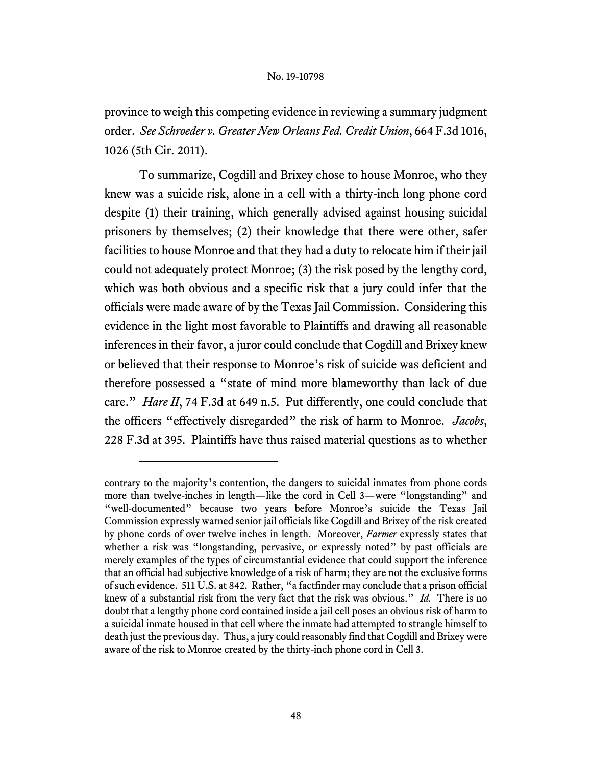province to weigh this competing evidence in reviewing a summary judgment order. *See Schroeder v. Greater New Orleans Fed. Credit Union*, 664 F.3d 1016, 1026 (5th Cir. 2011).

To summarize, Cogdill and Brixey chose to house Monroe, who they knew was a suicide risk, alone in a cell with a thirty-inch long phone cord despite (1) their training, which generally advised against housing suicidal prisoners by themselves; (2) their knowledge that there were other, safer facilities to house Monroe and that they had a duty to relocate him if their jail could not adequately protect Monroe; (3) the risk posed by the lengthy cord, which was both obvious and a specific risk that a jury could infer that the officials were made aware of by the Texas Jail Commission. Considering this evidence in the light most favorable to Plaintiffs and drawing all reasonable inferences in their favor, a juror could conclude that Cogdill and Brixey knew or believed that their response to Monroe's risk of suicide was deficient and therefore possessed a "state of mind more blameworthy than lack of due care." *Hare II*, 74 F.3d at 649 n.5. Put differently, one could conclude that the officers "effectively disregarded" the risk of harm to Monroe. *Jacobs*, 228 F.3d at 395. Plaintiffs have thus raised material questions as to whether

---

contrary to the majority's contention, the dangers to suicidal inmates from phone cords more than twelve-inches in length—like the cord in Cell 3—were "longstanding" and "well-documented" because two years before Monroe's suicide the Texas Jail Commission expressly warned senior jail officials like Cogdill and Brixey of the risk created by phone cords of over twelve inches in length. Moreover, *Farmer* expressly states that whether a risk was "longstanding, pervasive, or expressly noted" by past officials are merely examples of the types of circumstantial evidence that could support the inference that an official had subjective knowledge of a risk of harm; they are not the exclusive forms of such evidence. 511 U.S. at 842. Rather, "a factfinder may conclude that a prison official knew of a substantial risk from the very fact that the risk was obvious." *Id.* There is no doubt that a lengthy phone cord contained inside a jail cell poses an obvious risk of harm to a suicidal inmate housed in that cell where the inmate had attempted to strangle himself to death just the previous day. Thus, a jury could reasonably find that Cogdill and Brixey were aware of the risk to Monroe created by the thirty-inch phone cord in Cell 3.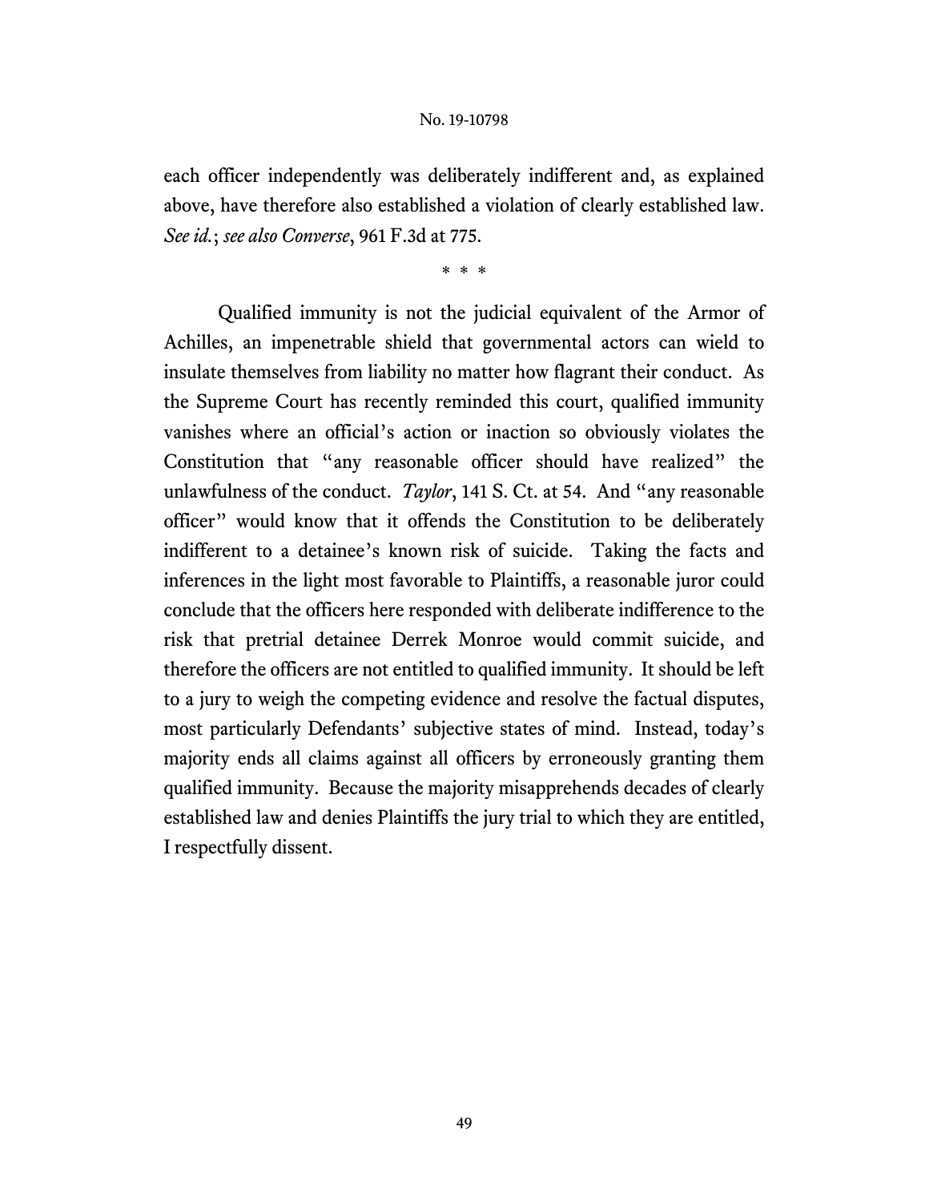each officer independently was deliberately indifferent and, as explained above, have therefore also established a violation of clearly established law. *See id.*; *see also Converse*, 961 F.3d at 775.

\* \* \*

Qualified immunity is not the judicial equivalent of the Armor of Achilles, an impenetrable shield that governmental actors can wield to insulate themselves from liability no matter how flagrant their conduct. As the Supreme Court has recently reminded this court, qualified immunity vanishes where an official's action or inaction so obviously violates the Constitution that "any reasonable officer should have realized" the unlawfulness of the conduct. *Taylor*, 141 S. Ct. at 54. And "any reasonable officer" would know that it offends the Constitution to be deliberately indifferent to a detainee's known risk of suicide. Taking the facts and inferences in the light most favorable to Plaintiffs, a reasonable juror could conclude that the officers here responded with deliberate indifference to the risk that pretrial detainee Derrek Monroe would commit suicide, and therefore the officers are not entitled to qualified immunity. It should be left to a jury to weigh the competing evidence and resolve the factual disputes, most particularly Defendants' subjective states of mind. Instead, today's majority ends all claims against all officers by erroneously granting them qualified immunity. Because the majority misapprehends decades of clearly established law and denies Plaintiffs the jury trial to which they are entitled, I respectfully dissent.